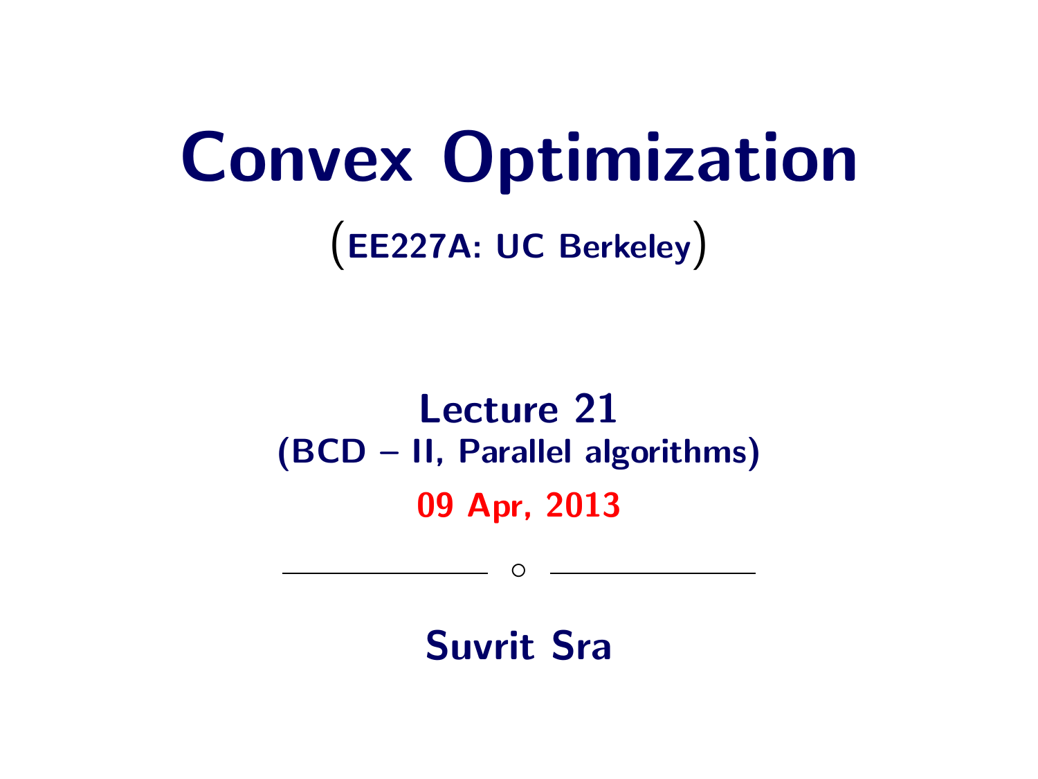# Convex Optimization

(EE227A: UC Berkeley)

## Lecture 21
## (BCD – II, Parallel algorithms)

**09 Apr, 2013**

---

**Suvrit Sra**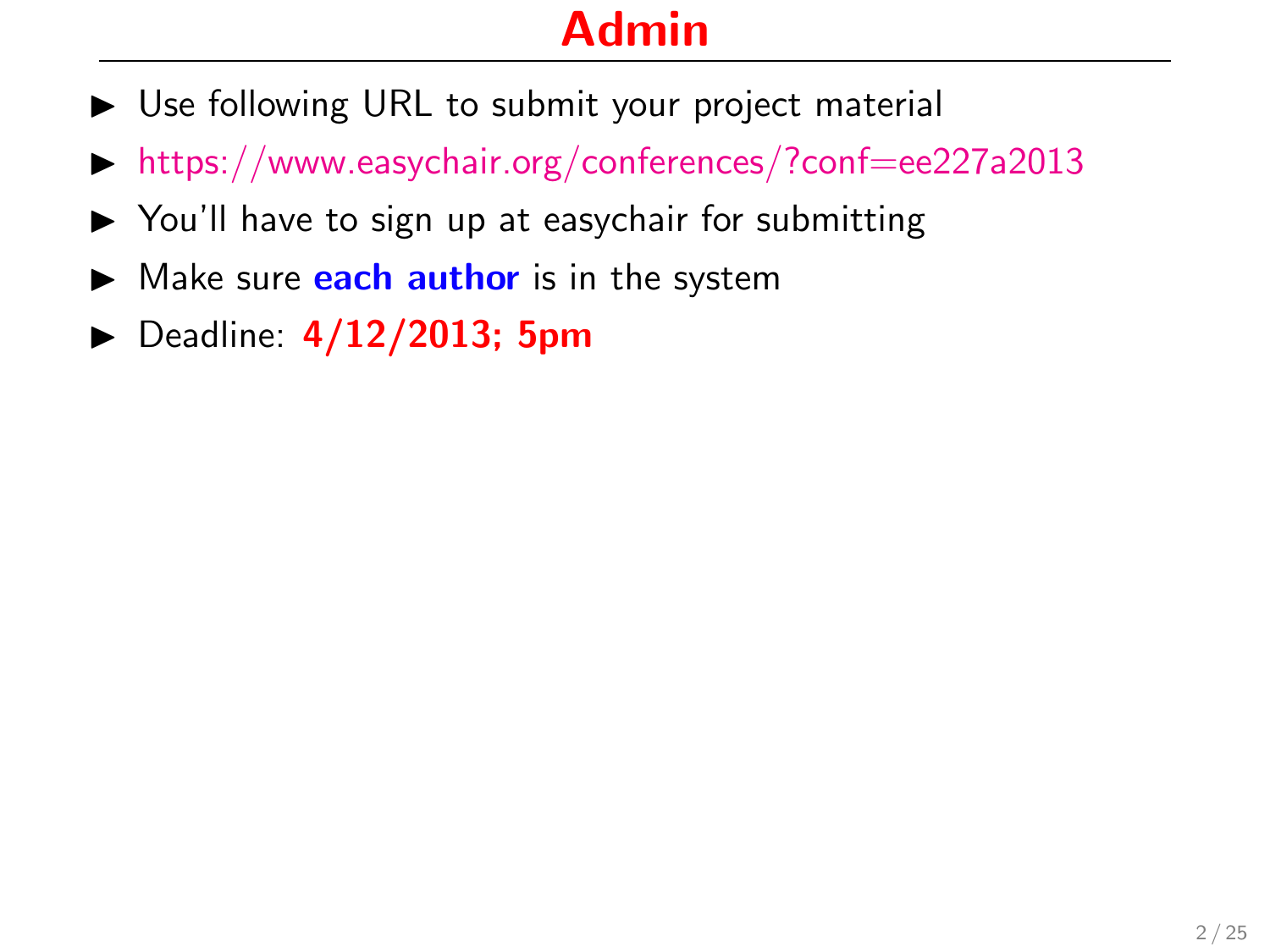# Admin

- Use following URL to submit your project material
- https://www.easychair.org/conferences/?conf=ee227a2013
- You'll have to sign up at easychair for submitting
- Make sure **each author** is in the system
- Deadline: **4/12/2013; 5pm**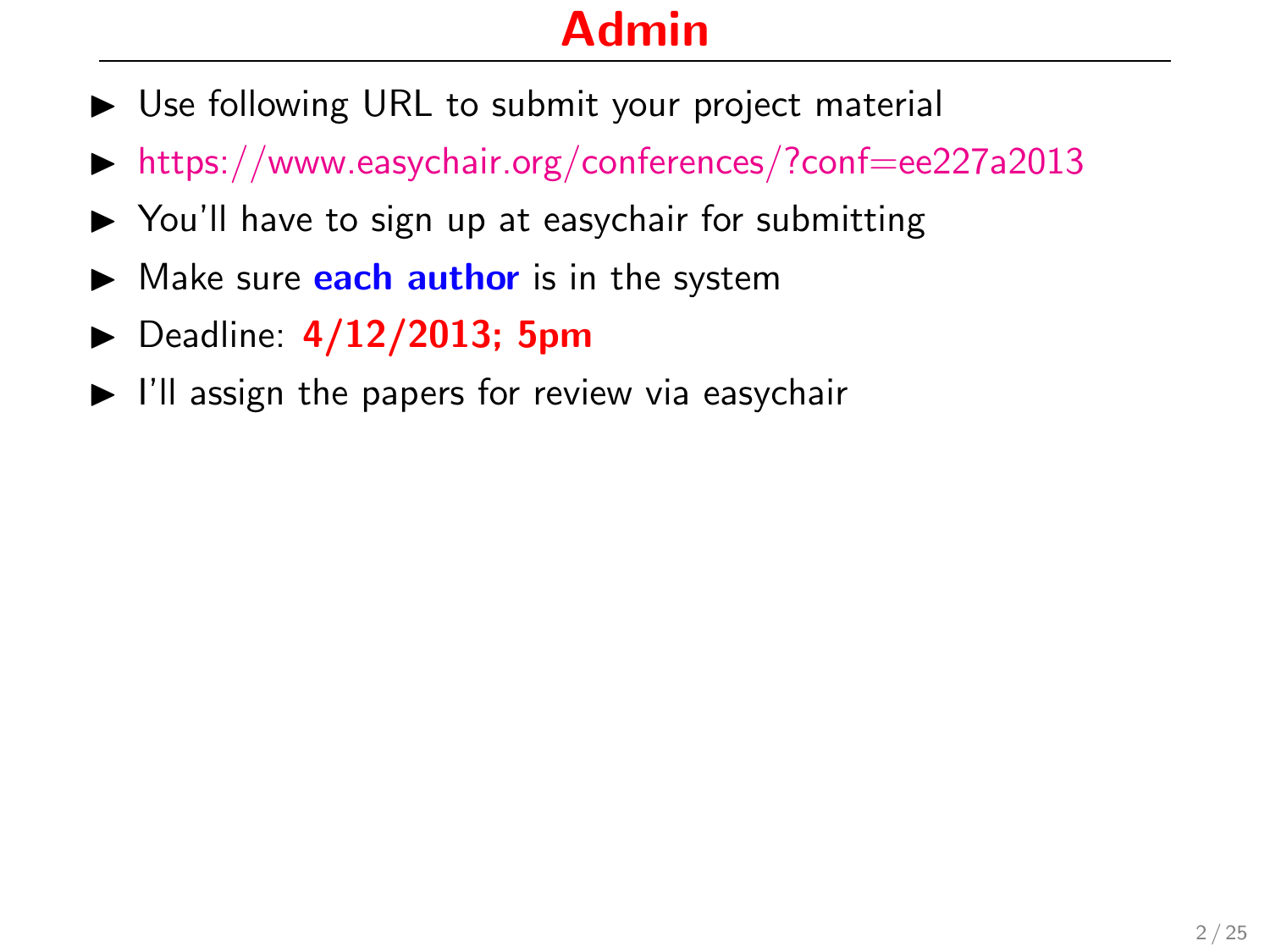# Admin

- Use following URL to submit your project material
- https://www.easychair.org/conferences/?conf=ee227a2013
- You'll have to sign up at easychair for submitting
- Make sure **each author** is in the system
- Deadline: **4/12/2013; 5pm**
- I'll assign the papers for review via easychair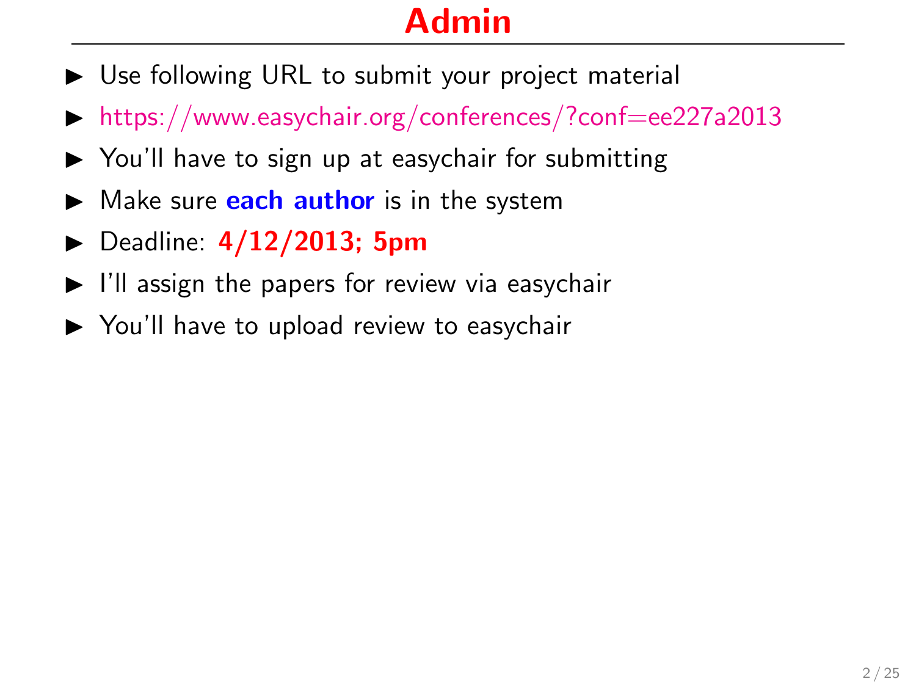# Admin

- Use following URL to submit your project material
- https://www.easychair.org/conferences/?conf=ee227a2013
- You'll have to sign up at easychair for submitting
- Make sure **each author** is in the system
- Deadline: **4/12/2013; 5pm**
- I'll assign the papers for review via easychair
- You'll have to upload review to easychair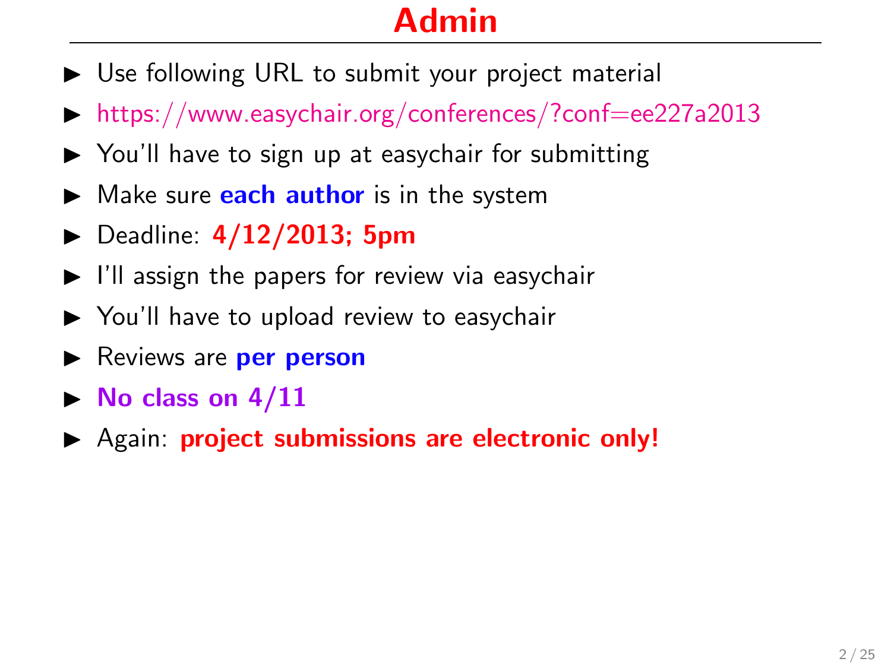# Admin

- Use following URL to submit your project material
- https://www.easychair.org/conferences/?conf=ee227a2013
- You'll have to sign up at easychair for submitting
- Make sure **each author** is in the system
- Deadline: **4/12/2013; 5pm**
- I'll assign the papers for review via easychair
- You'll have to upload review to easychair
- Reviews are **per person**
- **No class on 4/11**
- Again: **project submissions are electronic only!**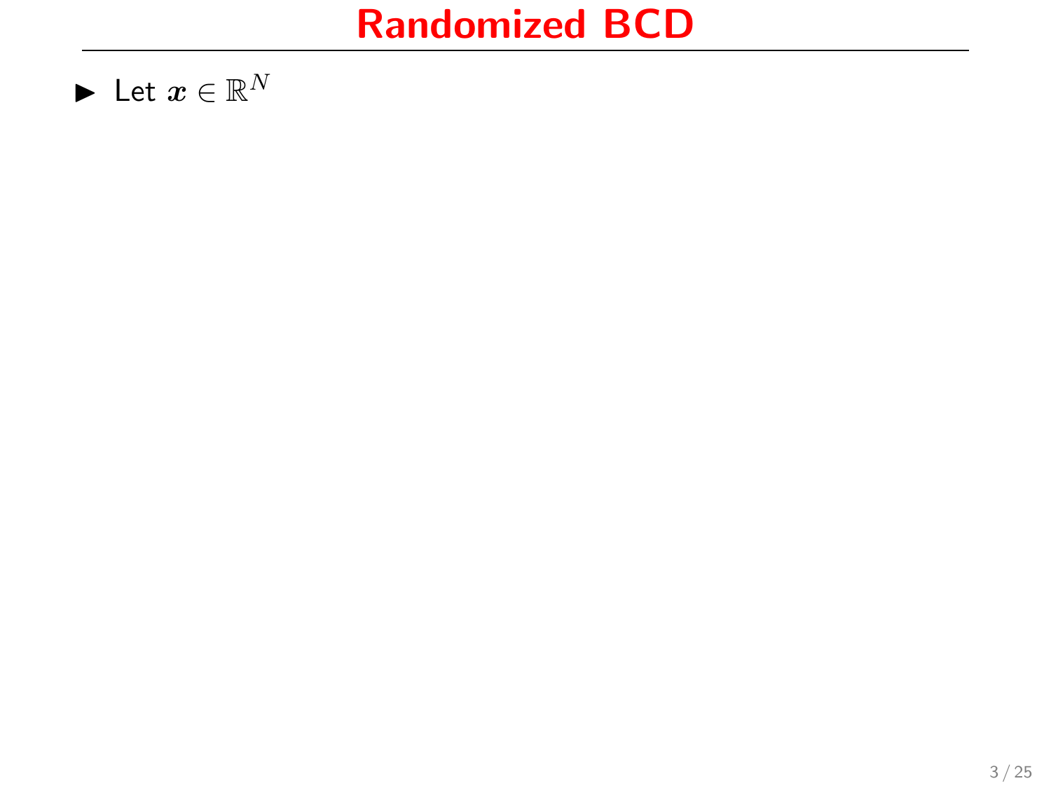# Randomized BCD

- Let $\boldsymbol{x} \in \mathbb{R}^N$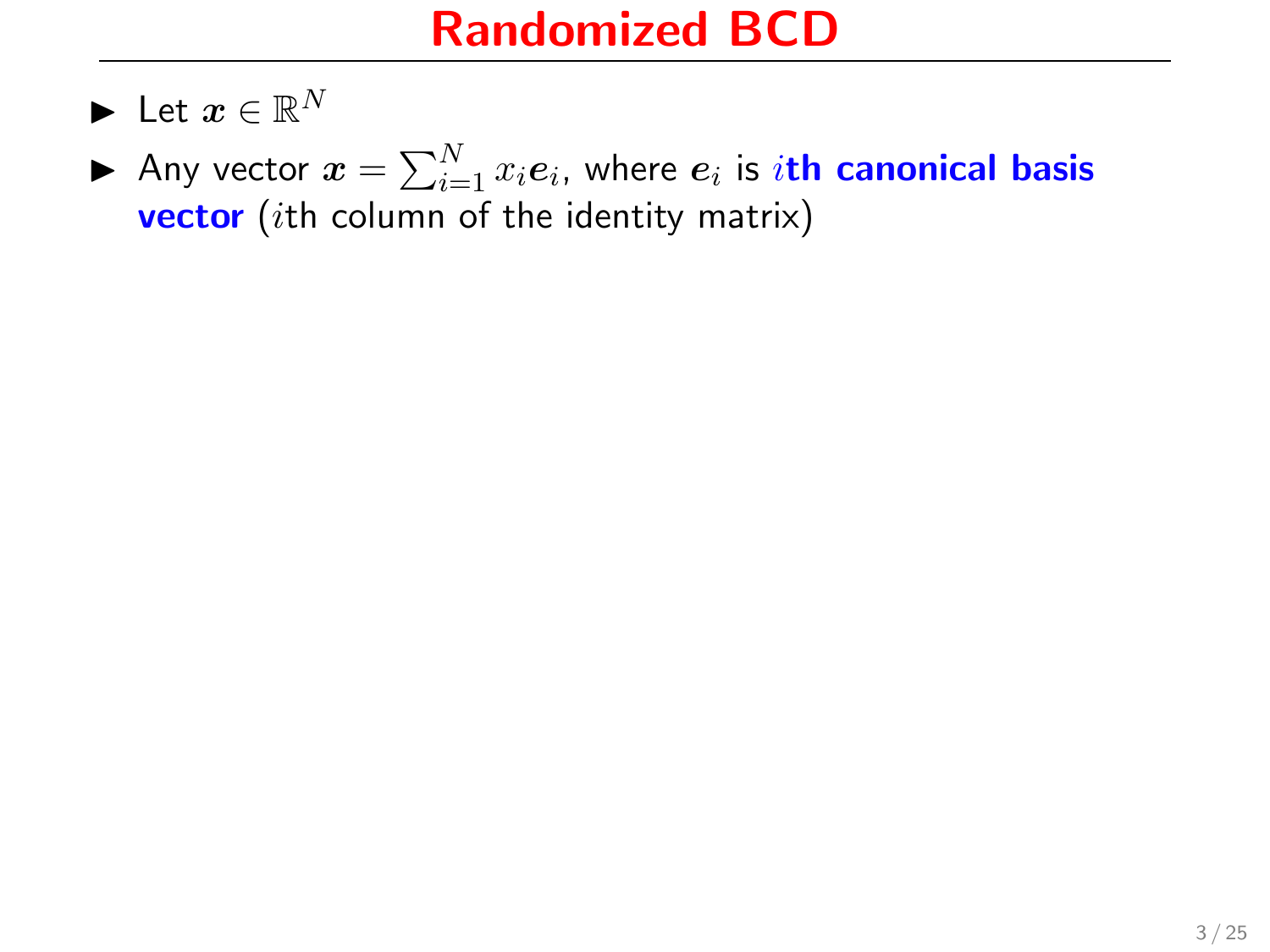# Randomized BCD

- Let $\boldsymbol{x} \in \mathbb{R}^N$
- Any vector $\boldsymbol{x} = \sum_{i=1}^{N} x_i \boldsymbol{e}_i$, where $\boldsymbol{e}_i$ is **$i$th canonical basis vector** ($i$th column of the identity matrix)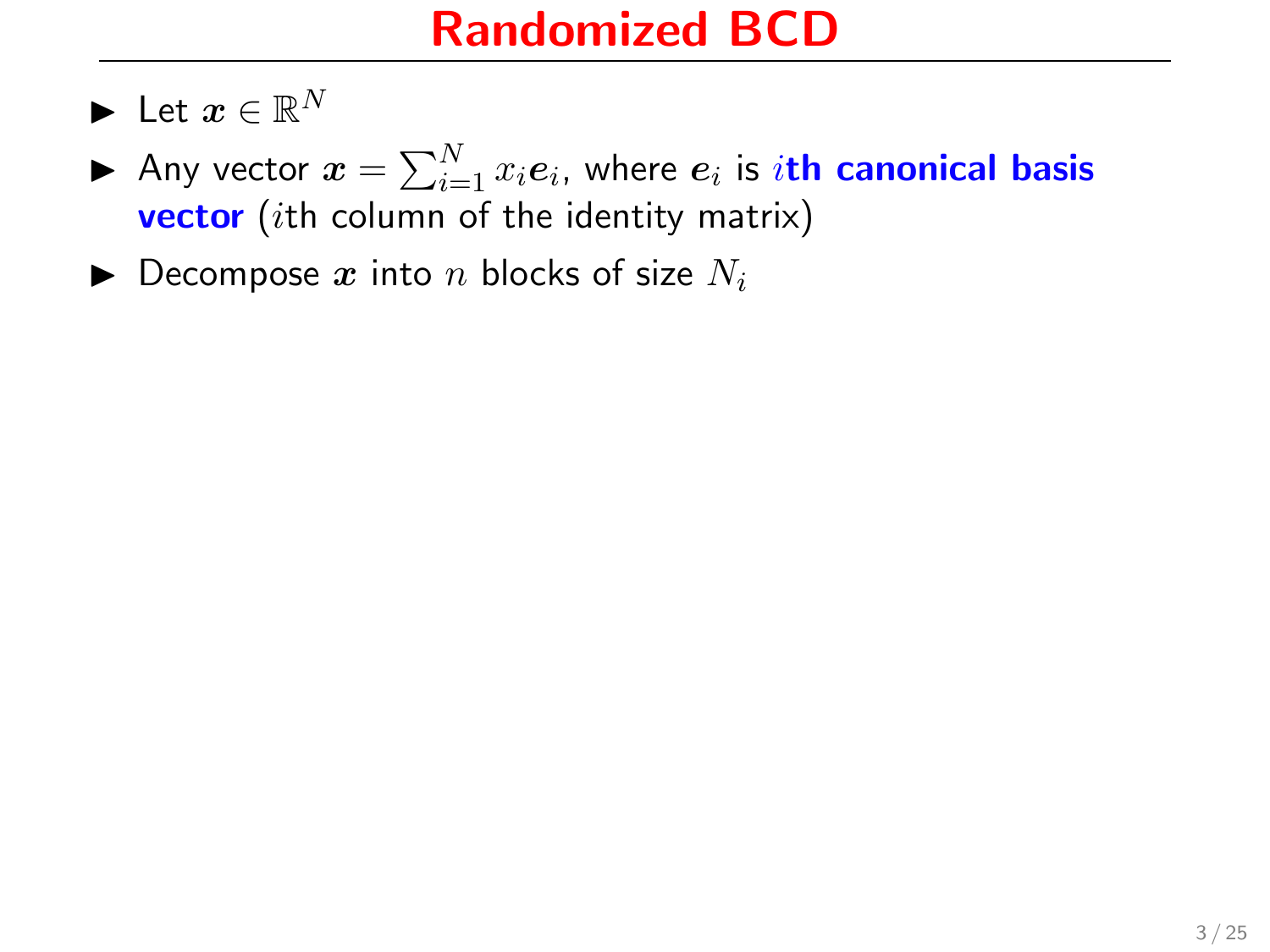# Randomized BCD

- Let $\boldsymbol{x} \in \mathbb{R}^N$
- Any vector $\boldsymbol{x} = \sum_{i=1}^{N} x_i \boldsymbol{e}_i$, where $\boldsymbol{e}_i$ is **$i$th canonical basis vector** ($i$th column of the identity matrix)
- Decompose $\boldsymbol{x}$ into $n$ blocks of size $N_i$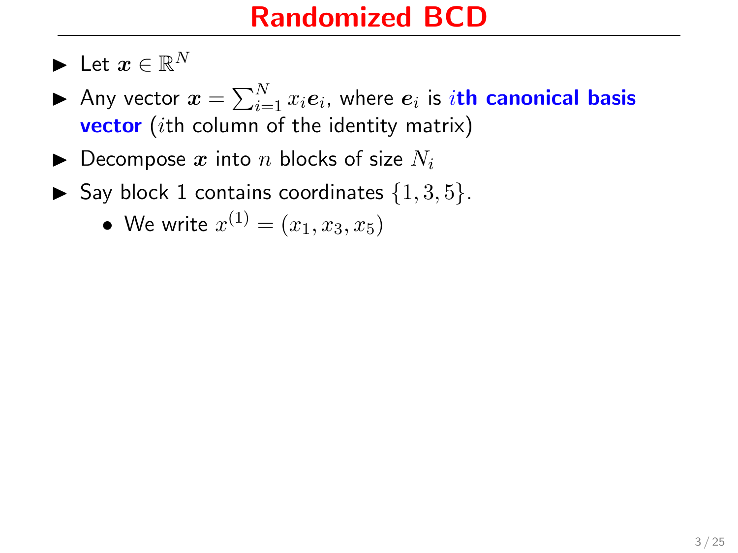# Randomized BCD

- Let $\boldsymbol{x} \in \mathbb{R}^N$
- Any vector $\boldsymbol{x} = \sum_{i=1}^{N} x_i \boldsymbol{e}_i$, where $\boldsymbol{e}_i$ is **$i$th canonical basis vector** ($i$th column of the identity matrix)
- Decompose $\boldsymbol{x}$ into $n$ blocks of size $N_i$
- Say block 1 contains coordinates $\{1, 3, 5\}$.
  - We write $x^{(1)} = (x_1, x_3, x_5)$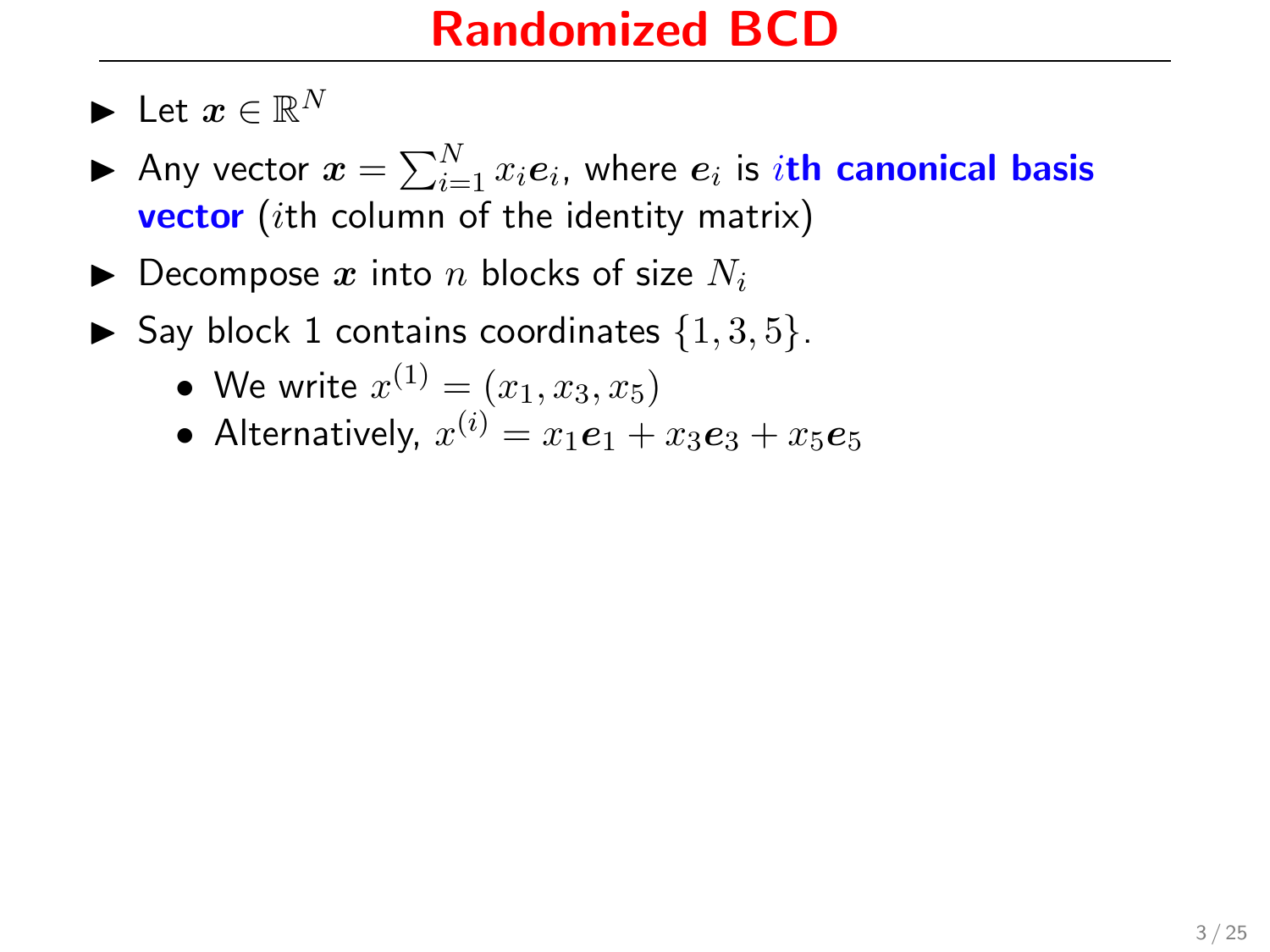# Randomized BCD

- Let $\boldsymbol{x} \in \mathbb{R}^N$
- Any vector $\boldsymbol{x} = \sum_{i=1}^{N} x_i \boldsymbol{e}_i$, where $\boldsymbol{e}_i$ is **$i$th canonical basis vector** ($i$th column of the identity matrix)
- Decompose $\boldsymbol{x}$ into $n$ blocks of size $N_i$
- Say block 1 contains coordinates $\{1, 3, 5\}$.
  - We write $x^{(1)} = (x_1, x_3, x_5)$
  - Alternatively, $x^{(i)} = x_1 \boldsymbol{e}_1 + x_3 \boldsymbol{e}_3 + x_5 \boldsymbol{e}_5$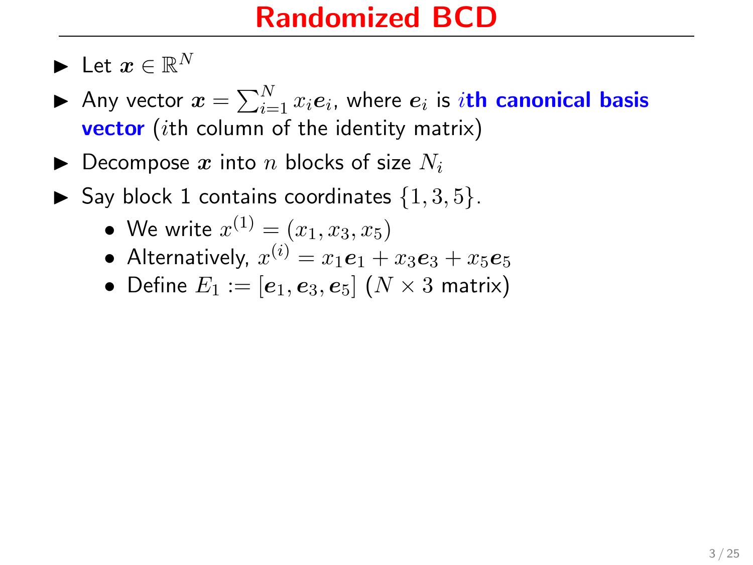# Randomized BCD

- Let $\boldsymbol{x} \in \mathbb{R}^N$
- Any vector $\boldsymbol{x} = \sum_{i=1}^N x_i \boldsymbol{e}_i$, where $\boldsymbol{e}_i$ is **$i$th canonical basis vector** ($i$th column of the identity matrix)
- Decompose $\boldsymbol{x}$ into $n$ blocks of size $N_i$
- Say block 1 contains coordinates $\{1, 3, 5\}$.
  - We write $x^{(1)} = (x_1, x_3, x_5)$
  - Alternatively, $x^{(i)} = x_1 \boldsymbol{e}_1 + x_3 \boldsymbol{e}_3 + x_5 \boldsymbol{e}_5$
  - Define $E_1 := [\boldsymbol{e}_1, \boldsymbol{e}_3, \boldsymbol{e}_5]$ ($N \times 3$ matrix)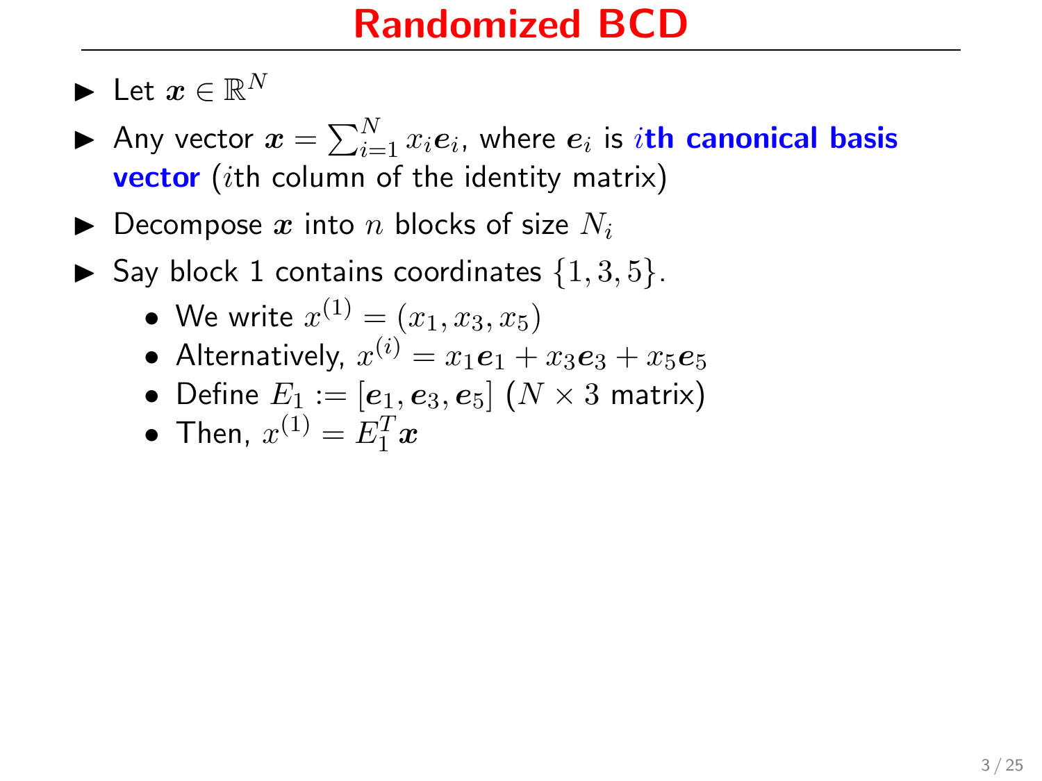# Randomized BCD

- Let $\boldsymbol{x} \in \mathbb{R}^N$
- Any vector $\boldsymbol{x} = \sum_{i=1}^{N} x_i \boldsymbol{e}_i$, where $\boldsymbol{e}_i$ is **$i$th canonical basis vector** ($i$th column of the identity matrix)
- Decompose $\boldsymbol{x}$ into $n$ blocks of size $N_i$
- Say block 1 contains coordinates $\{1, 3, 5\}$.
  - We write $x^{(1)} = (x_1, x_3, x_5)$
  - Alternatively, $x^{(i)} = x_1 \boldsymbol{e}_1 + x_3 \boldsymbol{e}_3 + x_5 \boldsymbol{e}_5$
  - Define $E_1 := [\boldsymbol{e}_1, \boldsymbol{e}_3, \boldsymbol{e}_5]$ ($N \times 3$ matrix)
  - Then, $x^{(1)} = E_1^T \boldsymbol{x}$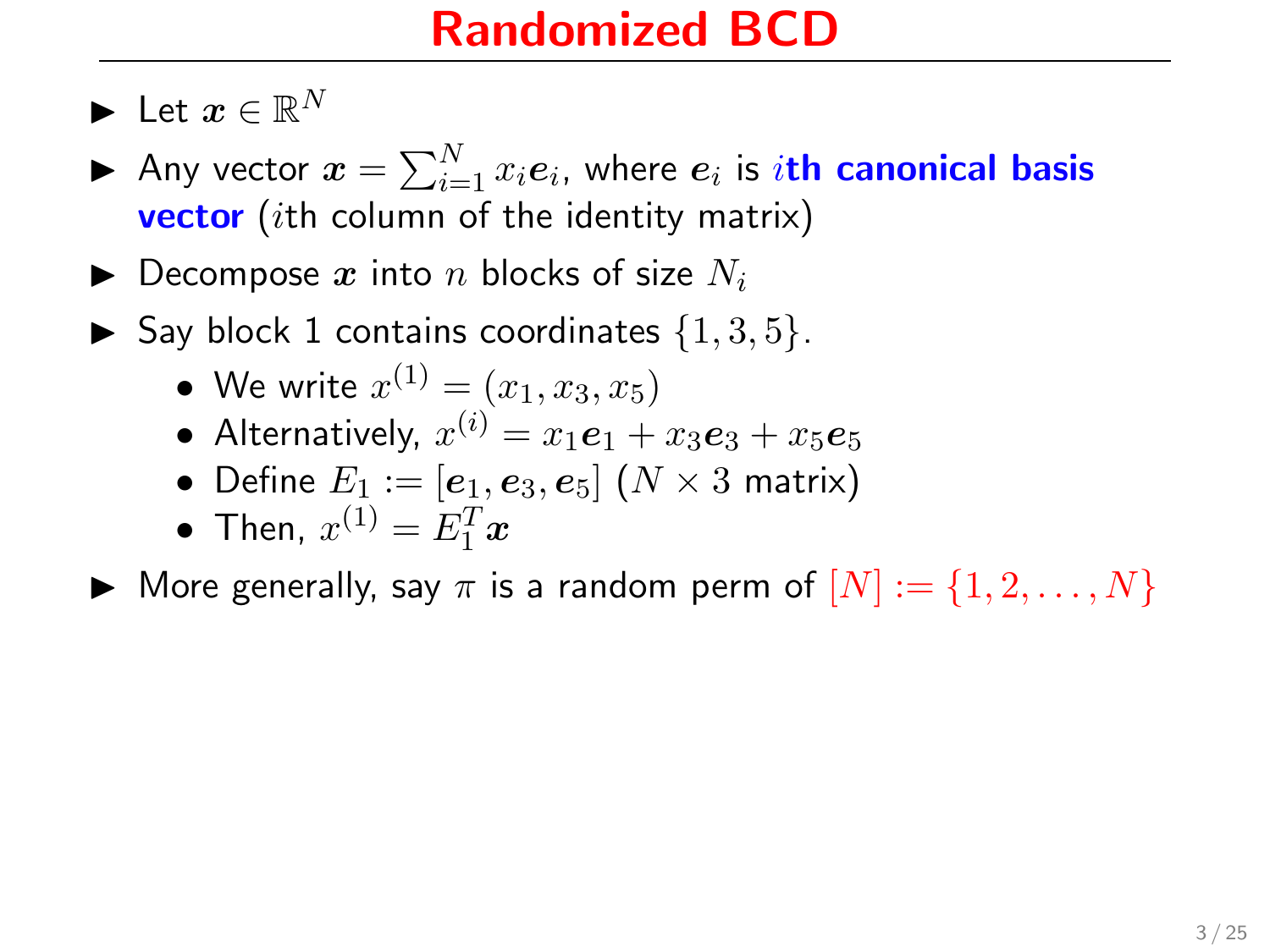# Randomized BCD

- Let $\boldsymbol{x} \in \mathbb{R}^N$
- Any vector $\boldsymbol{x} = \sum_{i=1}^{N} x_i \boldsymbol{e}_i$, where $\boldsymbol{e}_i$ is **$i$th canonical basis vector** ($i$th column of the identity matrix)
- Decompose $\boldsymbol{x}$ into $n$ blocks of size $N_i$
- Say block 1 contains coordinates $\{1, 3, 5\}$.
  - We write $x^{(1)} = (x_1, x_3, x_5)$
  - Alternatively, $x^{(i)} = x_1\boldsymbol{e}_1 + x_3\boldsymbol{e}_3 + x_5\boldsymbol{e}_5$
  - Define $E_1 := [\boldsymbol{e}_1, \boldsymbol{e}_3, \boldsymbol{e}_5]$ ($N \times 3$ matrix)
  - Then, $x^{(1)} = E_1^T \boldsymbol{x}$
- More generally, say $\pi$ is a random perm of $[N] := \{1, 2, \ldots, N\}$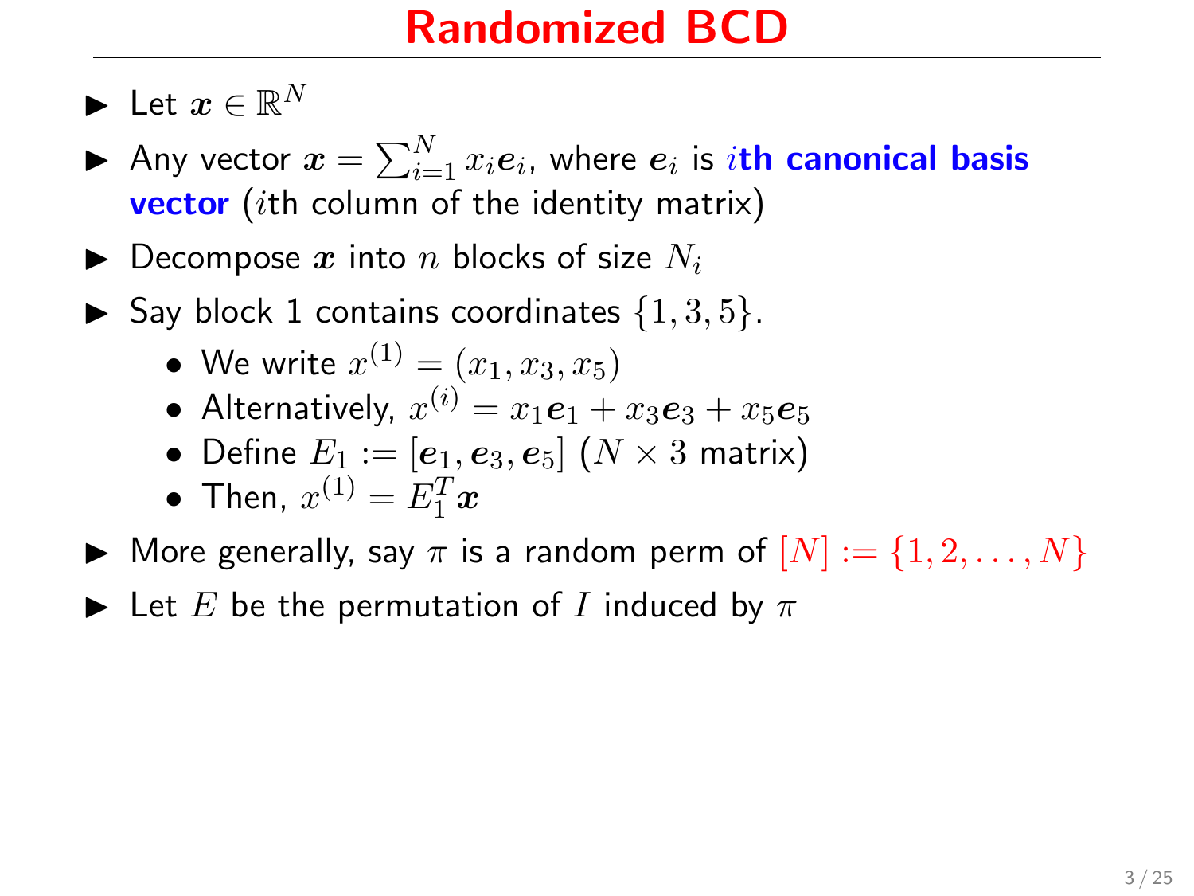# Randomized BCD

- Let $\boldsymbol{x} \in \mathbb{R}^N$
- Any vector $\boldsymbol{x} = \sum_{i=1}^N x_i \boldsymbol{e}_i$, where $\boldsymbol{e}_i$ is **$i$th canonical basis vector** ($i$th column of the identity matrix)
- Decompose $\boldsymbol{x}$ into $n$ blocks of size $N_i$
- Say block 1 contains coordinates $\{1, 3, 5\}$.
  - We write $x^{(1)} = (x_1, x_3, x_5)$
  - Alternatively, $x^{(i)} = x_1 \boldsymbol{e}_1 + x_3 \boldsymbol{e}_3 + x_5 \boldsymbol{e}_5$
  - Define $E_1 := [\boldsymbol{e}_1, \boldsymbol{e}_3, \boldsymbol{e}_5]$ ($N \times 3$ matrix)
  - Then, $x^{(1)} = E_1^T \boldsymbol{x}$
- More generally, say $\pi$ is a random perm of $[N] := \{1, 2, \ldots, N\}$
- Let $E$ be the permutation of $I$ induced by $\pi$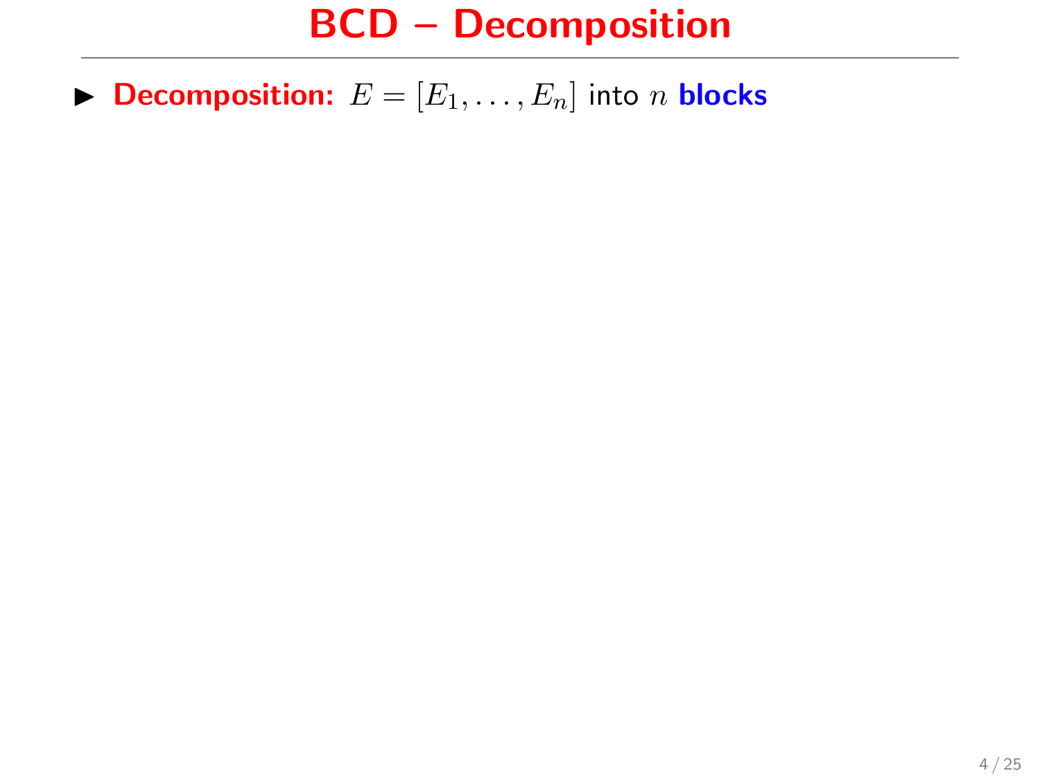# BCD – Decomposition

- **Decomposition:** $E = [E_1, \ldots, E_n]$ into $n$ **blocks**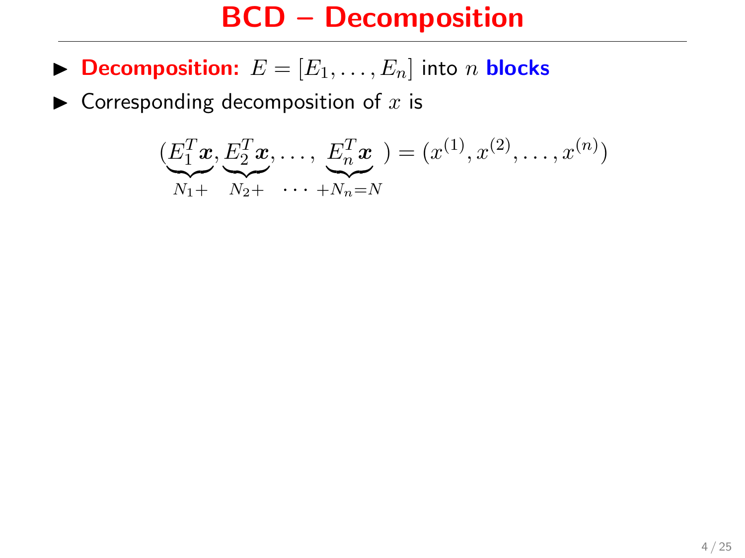# BCD – Decomposition

- **Decomposition:** $E = [E_1, \ldots, E_n]$ into $n$ **blocks**
- Corresponding decomposition of $x$ is

$$(\underbrace{E_1^T \boldsymbol{x}}_{N_1 +}, \underbrace{E_2^T \boldsymbol{x}}_{N_2 +}, \ldots, \underbrace{E_n^T \boldsymbol{x}}_{\cdots + N_n = N}) = (x^{(1)}, x^{(2)}, \ldots, x^{(n)})$$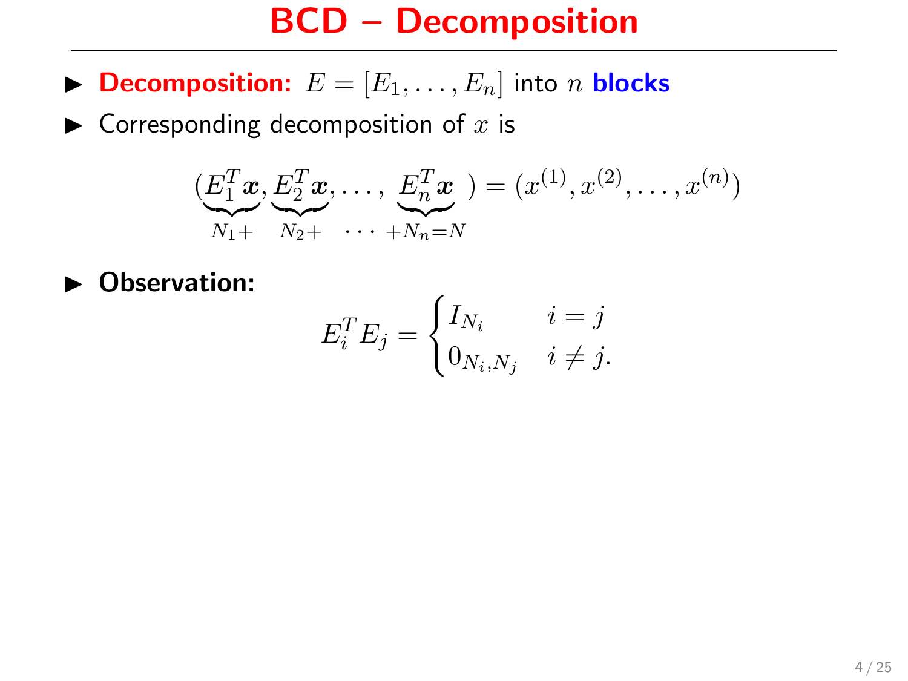# BCD – Decomposition

- **Decomposition:** $E = [E_1, \ldots, E_n]$ into $n$ **blocks**
- Corresponding decomposition of $x$ is

$$(\underbrace{E_1^T \boldsymbol{x}}_{N_1+}, \underbrace{E_2^T \boldsymbol{x}}_{N_2+}, \ldots, \underbrace{E_n^T \boldsymbol{x}}_{\cdots\ +N_n=N}) = (x^{(1)}, x^{(2)}, \ldots, x^{(n)})$$

- **Observation:**

$$E_i^T E_j = \begin{cases} I_{N_i} & i = j \\ 0_{N_i, N_j} & i \neq j. \end{cases}$$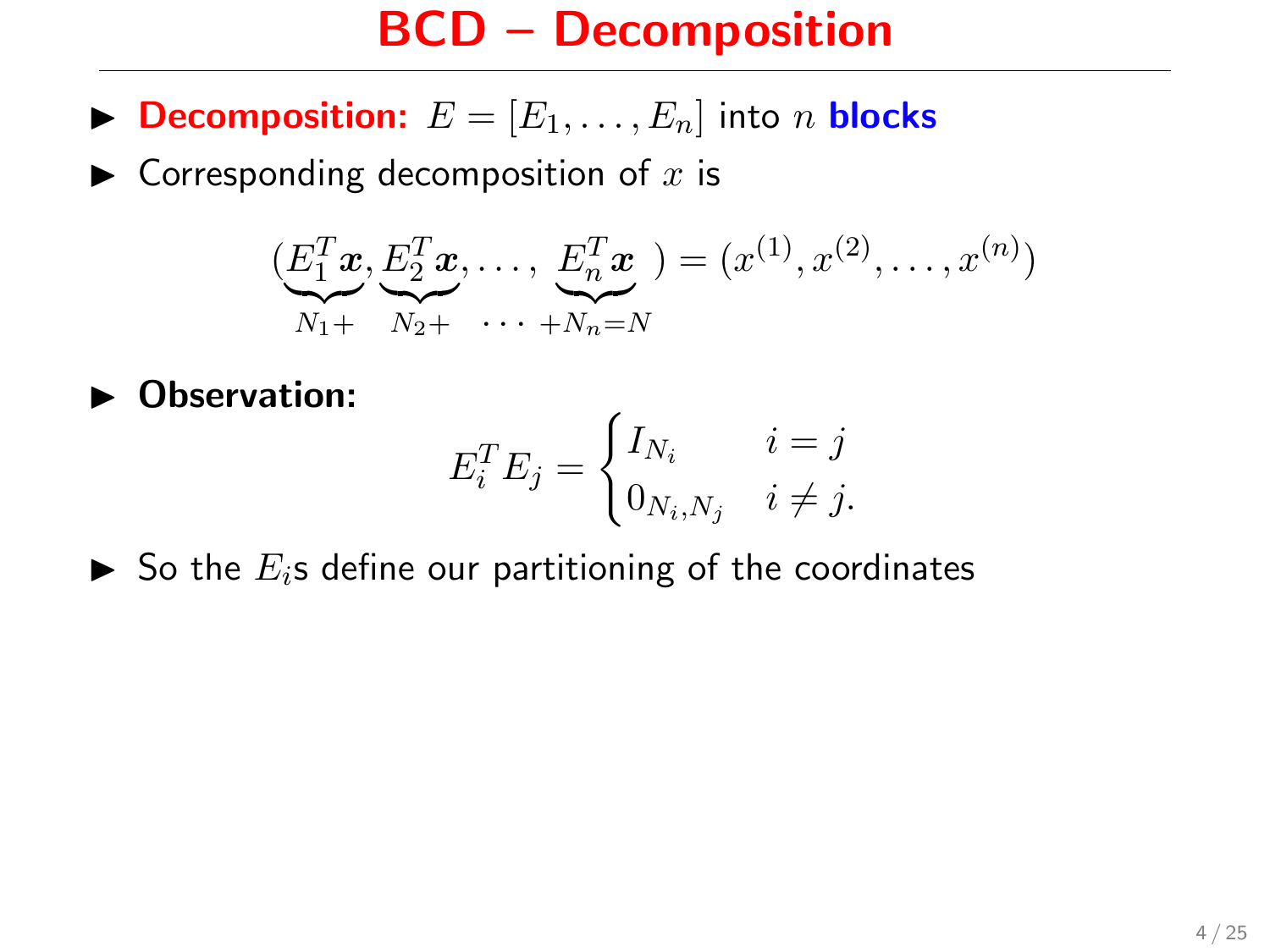# BCD – Decomposition

- **Decomposition:** $E = [E_1, \ldots, E_n]$ into $n$ **blocks**
- Corresponding decomposition of $x$ is

$$(\underbrace{E_1^T \boldsymbol{x}}_{N_1+}, \underbrace{E_2^T \boldsymbol{x}}_{N_2+}, \ldots, \underbrace{E_n^T \boldsymbol{x}}_{\cdots +N_n = N}) = (x^{(1)}, x^{(2)}, \ldots, x^{(n)})$$

- **Observation:**

$$E_i^T E_j = \begin{cases} I_{N_i} & i = j \\ 0_{N_i, N_j} & i \neq j. \end{cases}$$

- So the $E_i$s define our partitioning of the coordinates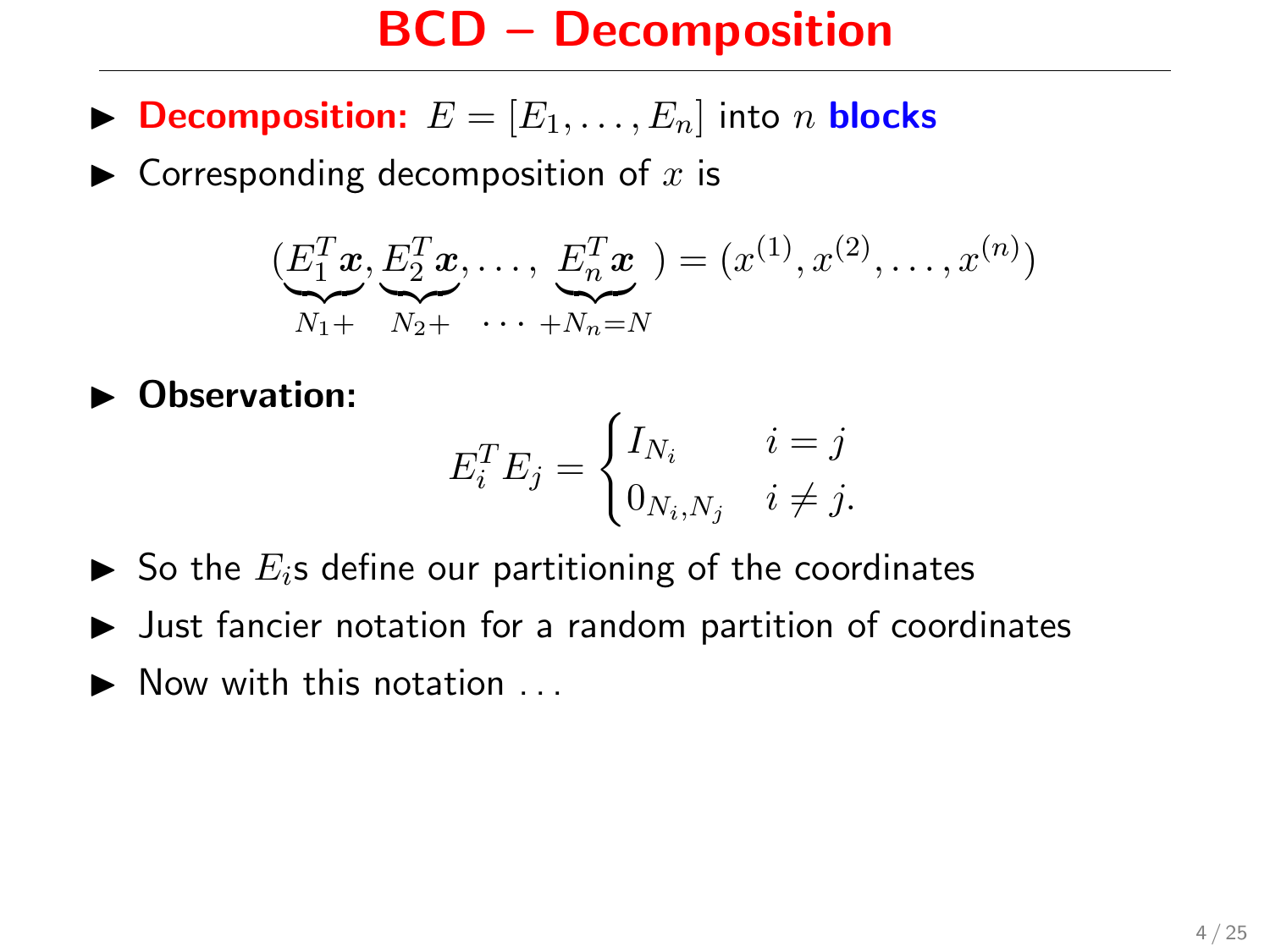# BCD – Decomposition

- **Decomposition:** $E = [E_1, \ldots, E_n]$ into $n$ **blocks**
- Corresponding decomposition of $x$ is

$$(\underbrace{E_1^T \boldsymbol{x}}_{N_1+}, \underbrace{E_2^T \boldsymbol{x}}_{N_2+}, \ldots, \underbrace{E_n^T \boldsymbol{x}}_{\cdots +N_n=N}) = (x^{(1)}, x^{(2)}, \ldots, x^{(n)})$$

- **Observation:**

$$E_i^T E_j = \begin{cases} I_{N_i} & i = j \\ 0_{N_i, N_j} & i \neq j. \end{cases}$$

- So the $E_i$s define our partitioning of the coordinates
- Just fancier notation for a random partition of coordinates
- Now with this notation ...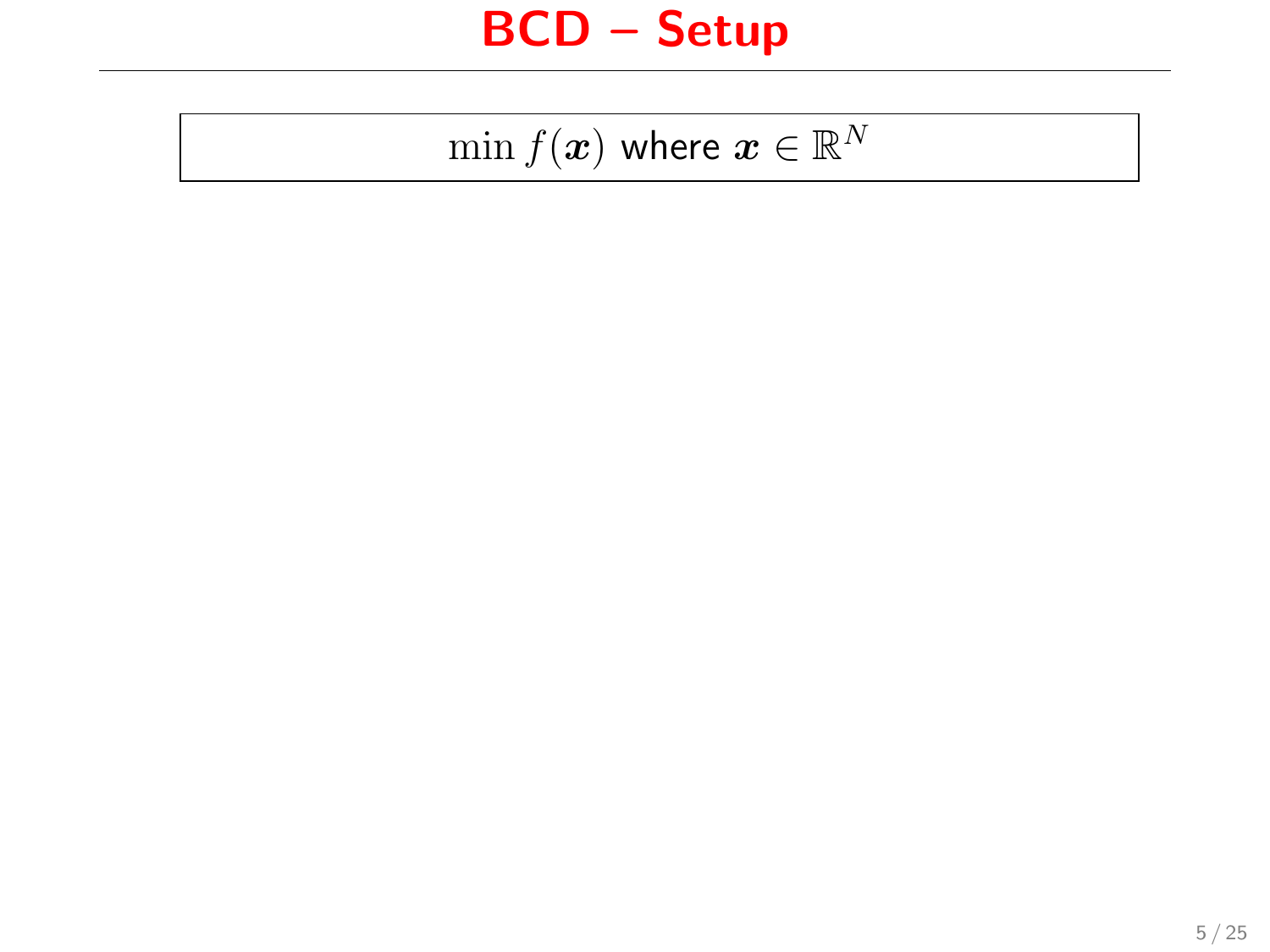# BCD – Setup

$$\min f(\boldsymbol{x}) \text{ where } \boldsymbol{x} \in \mathbb{R}^N$$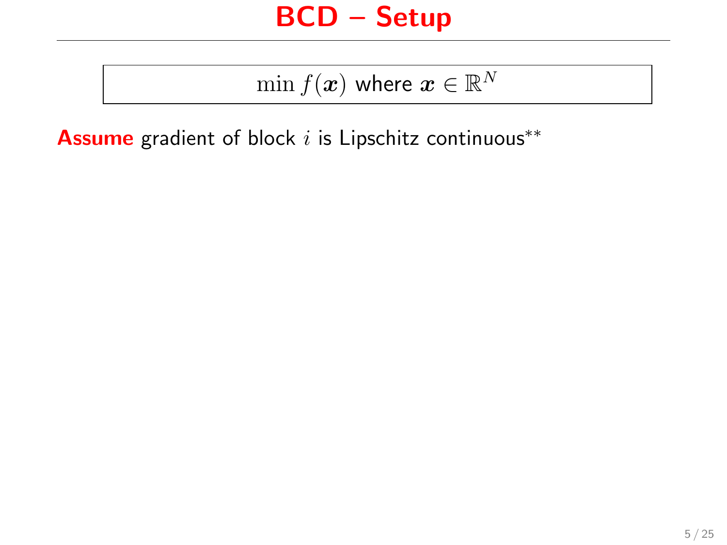# BCD – Setup

$$\min f(\boldsymbol{x}) \text{ where } \boldsymbol{x} \in \mathbb{R}^N$$

**Assume** gradient of block $i$ is Lipschitz continuous**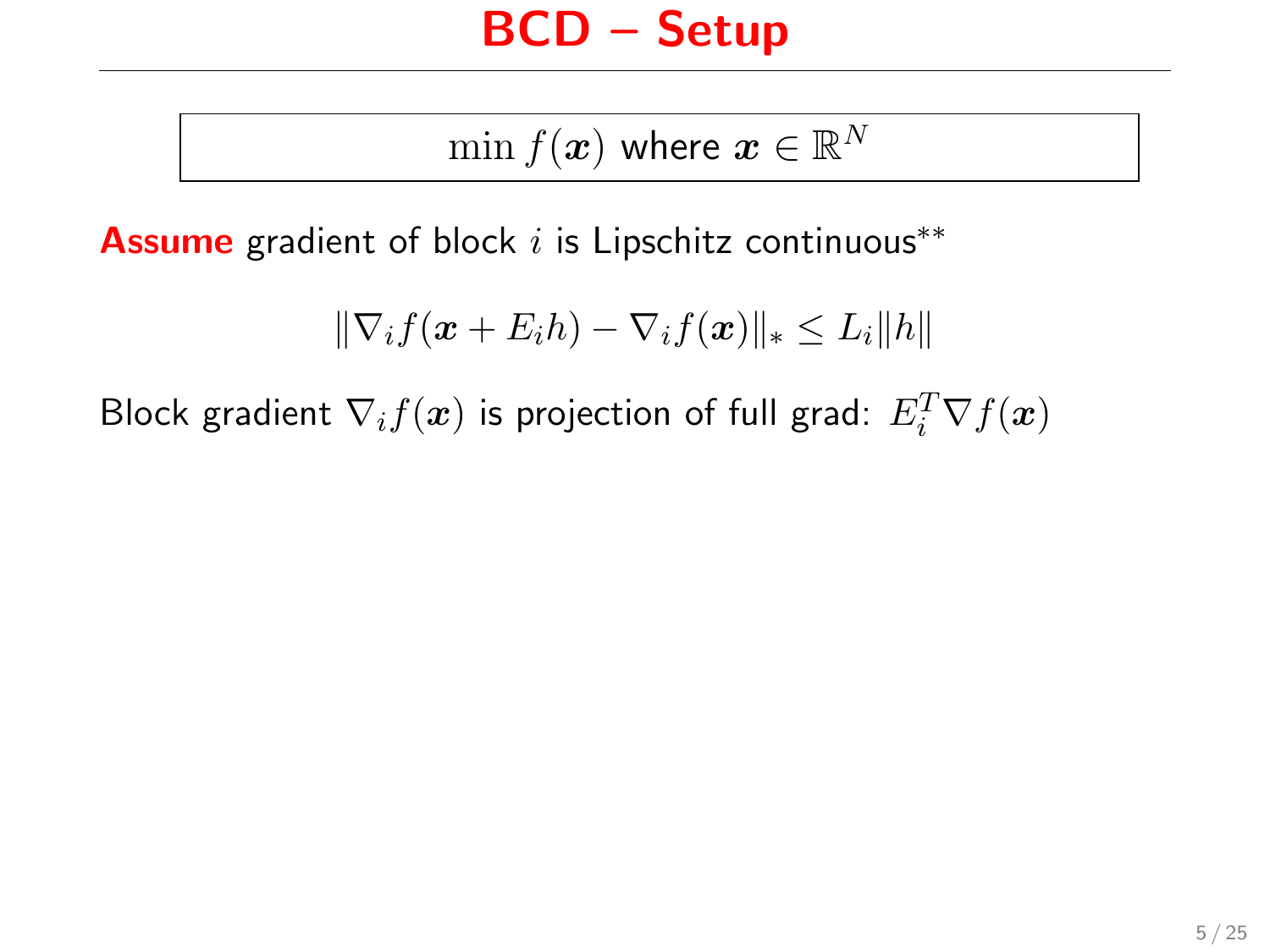# BCD – Setup

$$\min f(\boldsymbol{x}) \text{ where } \boldsymbol{x} \in \mathbb{R}^N$$

**Assume** gradient of block $i$ is Lipschitz continuous**

$$\|\nabla_i f(\boldsymbol{x} + E_i h) - \nabla_i f(\boldsymbol{x})\|_* \leq L_i \|h\|$$

Block gradient $\nabla_i f(\boldsymbol{x})$ is projection of full grad: $E_i^T \nabla f(\boldsymbol{x})$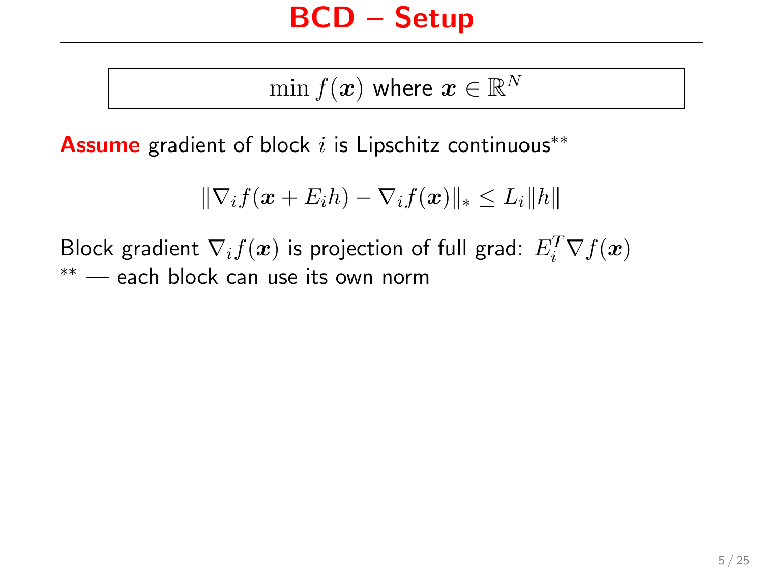# BCD – Setup

$$\min f(\boldsymbol{x}) \text{ where } \boldsymbol{x} \in \mathbb{R}^N$$

**Assume** gradient of block $i$ is Lipschitz continuous**

$$\|\nabla_i f(\boldsymbol{x} + E_i h) - \nabla_i f(\boldsymbol{x})\|_* \le L_i \|h\|$$

Block gradient $\nabla_i f(\boldsymbol{x})$ is projection of full grad: $E_i^T \nabla f(\boldsymbol{x})$

** — each block can use its own norm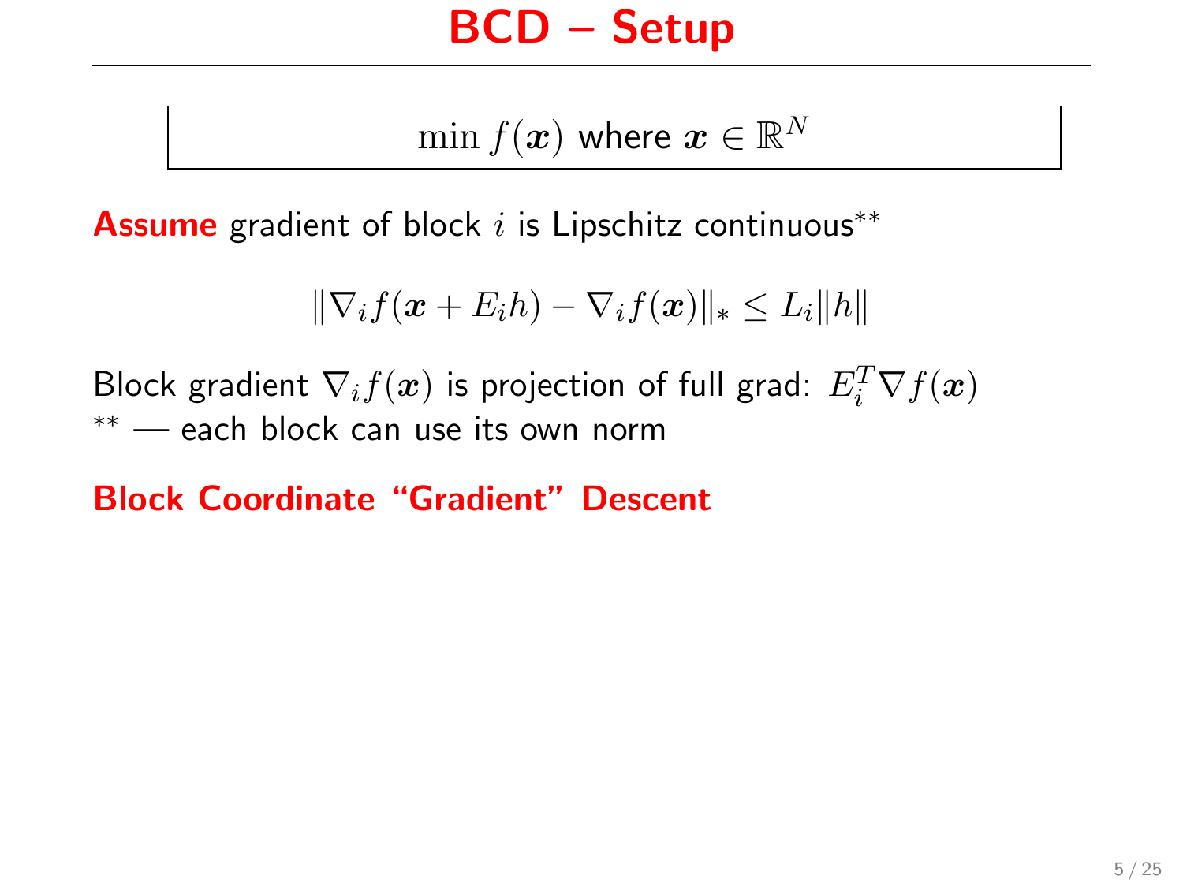# BCD – Setup

$$\min f(\boldsymbol{x}) \text{ where } \boldsymbol{x} \in \mathbb{R}^N$$

**Assume** gradient of block $i$ is Lipschitz continuous**

$$\|\nabla_i f(\boldsymbol{x} + E_i h) - \nabla_i f(\boldsymbol{x})\|_* \leq L_i \|h\|$$

Block gradient $\nabla_i f(\boldsymbol{x})$ is projection of full grad: $E_i^T \nabla f(\boldsymbol{x})$

** — each block can use its own norm

**Block Coordinate “Gradient” Descent**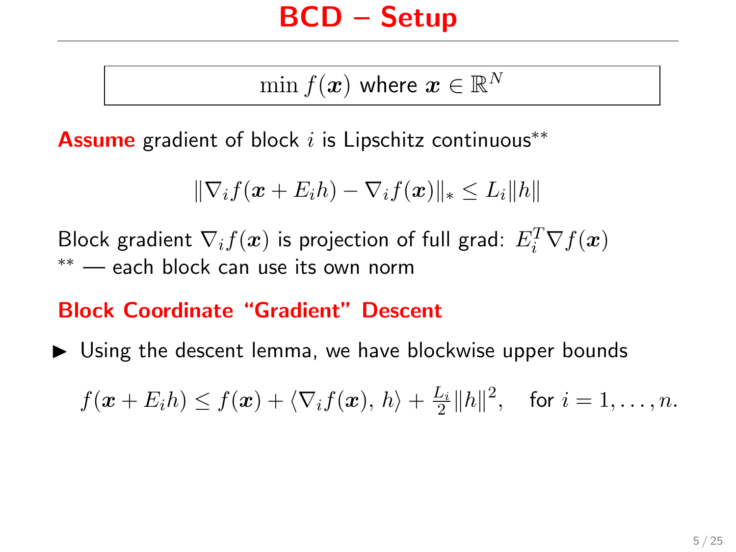# BCD – Setup

$$\min f(\boldsymbol{x}) \text{ where } \boldsymbol{x} \in \mathbb{R}^N$$

**Assume** gradient of block $i$ is Lipschitz continuous**

$$\|\nabla_i f(\boldsymbol{x} + E_i h) - \nabla_i f(\boldsymbol{x})\|_* \leq L_i \|h\|$$

Block gradient $\nabla_i f(\boldsymbol{x})$ is projection of full grad: $E_i^T \nabla f(\boldsymbol{x})$
** — each block can use its own norm

**Block Coordinate "Gradient" Descent**

- Using the descent lemma, we have blockwise upper bounds

$$f(\boldsymbol{x} + E_i h) \leq f(\boldsymbol{x}) + \langle \nabla_i f(\boldsymbol{x}),\, h \rangle + \frac{L_i}{2}\|h\|^2, \quad \text{for } i = 1, \ldots, n.$$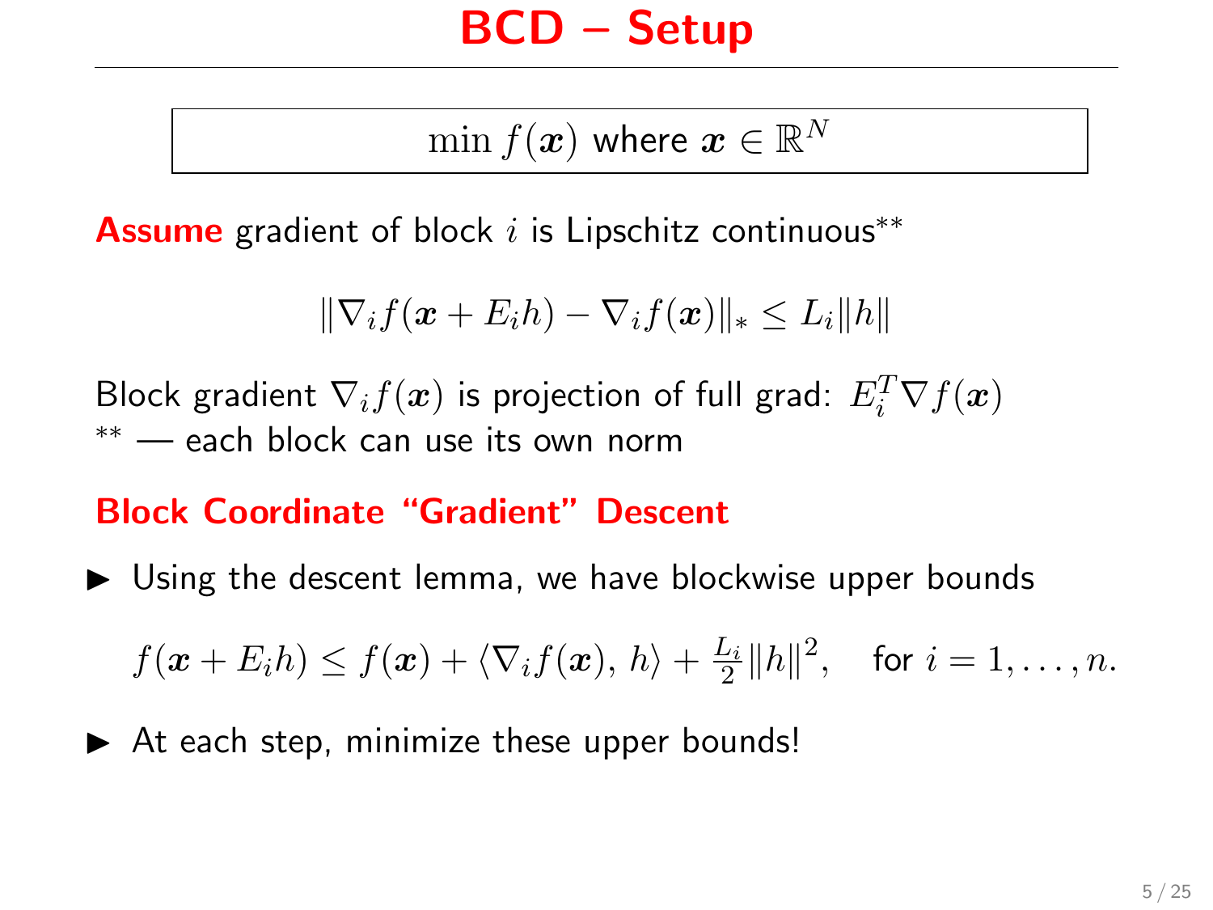# BCD – Setup

$$\min f(\boldsymbol{x}) \text{ where } \boldsymbol{x} \in \mathbb{R}^N$$

**Assume** gradient of block $i$ is Lipschitz continuous**

$$\|\nabla_i f(\boldsymbol{x} + E_i h) - \nabla_i f(\boldsymbol{x})\|_* \leq L_i \|h\|$$

Block gradient $\nabla_i f(\boldsymbol{x})$ is projection of full grad: $E_i^T \nabla f(\boldsymbol{x})$
** — each block can use its own norm

**Block Coordinate "Gradient" Descent**

- Using the descent lemma, we have blockwise upper bounds

$$f(\boldsymbol{x} + E_i h) \leq f(\boldsymbol{x}) + \langle \nabla_i f(\boldsymbol{x}),\, h \rangle + \tfrac{L_i}{2}\|h\|^2, \quad \text{for } i = 1, \ldots, n.$$

- At each step, minimize these upper bounds!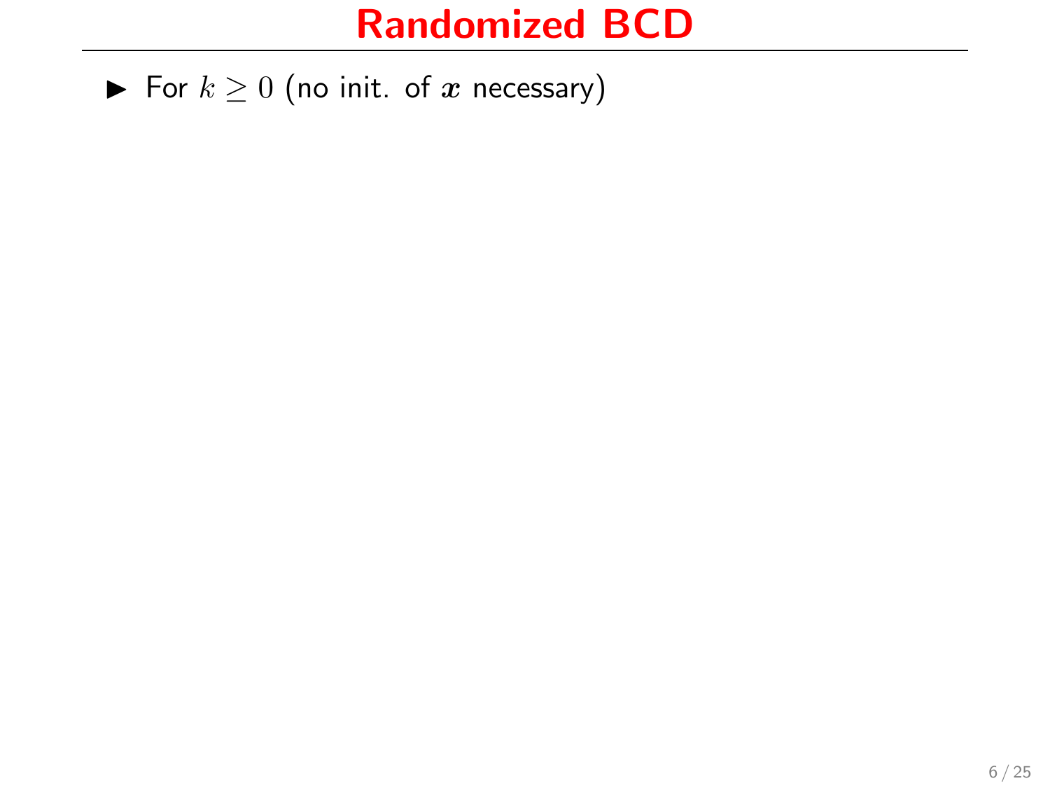# Randomized BCD

- For $k \geq 0$ (no init. of $\boldsymbol{x}$ necessary)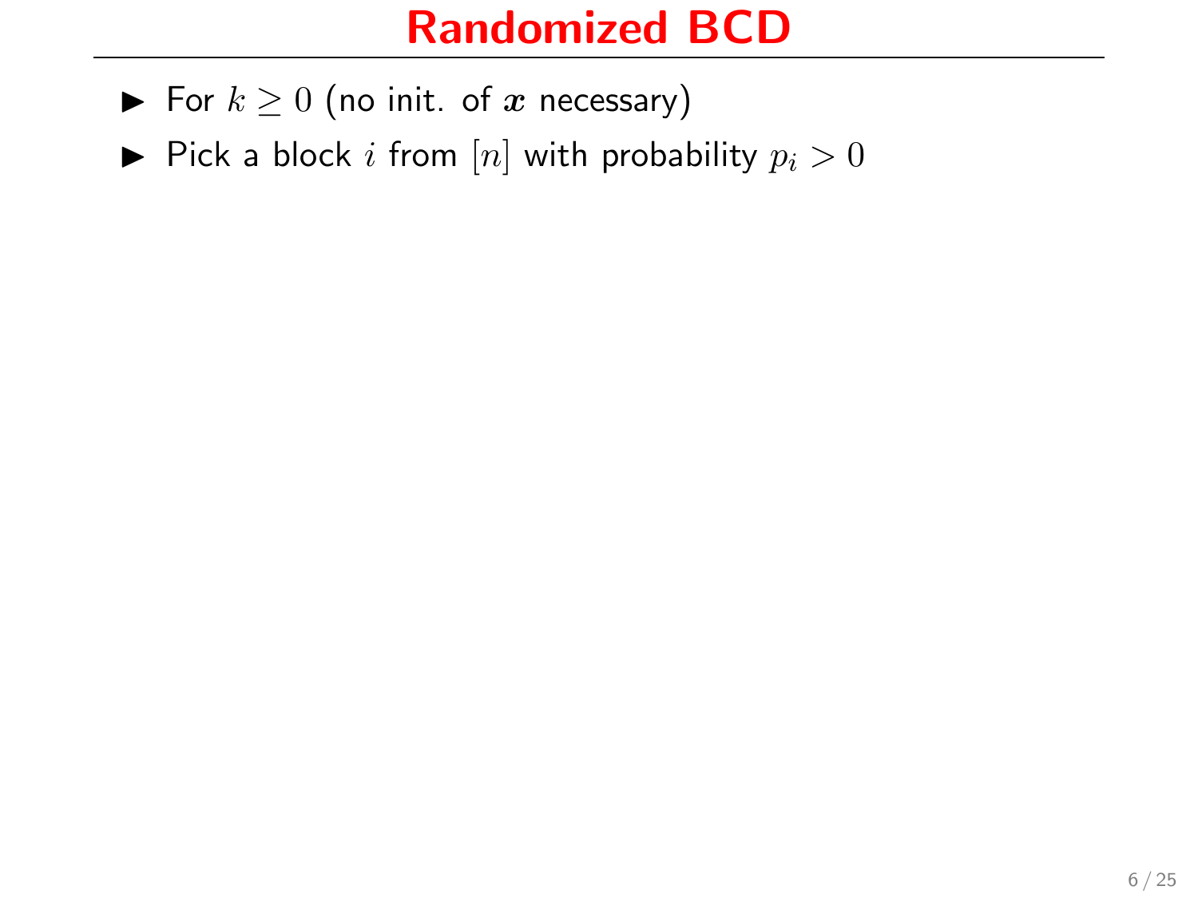# Randomized BCD

- For $k \geq 0$ (no init. of $\boldsymbol{x}$ necessary)
- Pick a block $i$ from $[n]$ with probability $p_i > 0$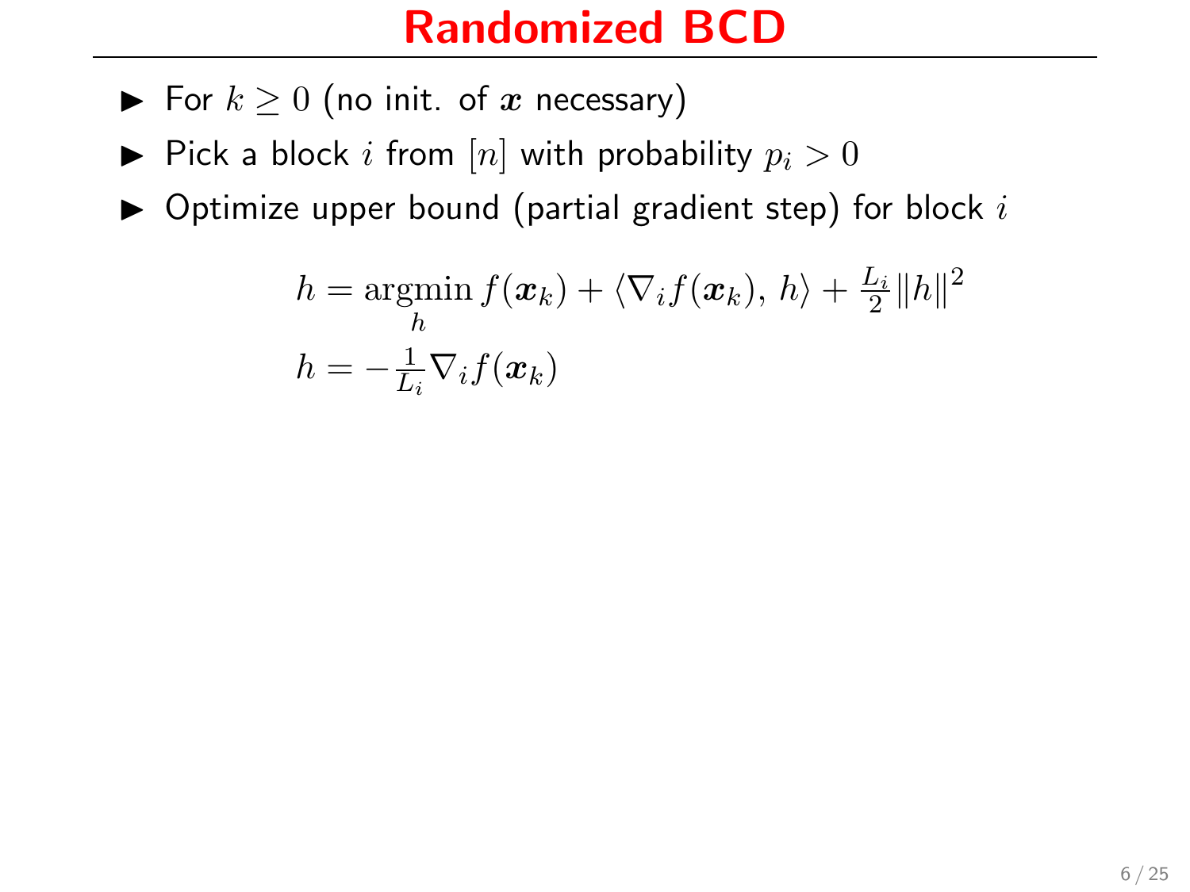# Randomized BCD

- For $k \geq 0$ (no init. of $\boldsymbol{x}$ necessary)
- Pick a block $i$ from $[n]$ with probability $p_i > 0$
- Optimize upper bound (partial gradient step) for block $i$

$$
\begin{aligned}
h &= \operatorname*{argmin}_{h} f(\boldsymbol{x}_k) + \langle \nabla_i f(\boldsymbol{x}_k),\, h \rangle + \tfrac{L_i}{2}\|h\|^2 \\
h &= -\tfrac{1}{L_i}\nabla_i f(\boldsymbol{x}_k)
\end{aligned}
$$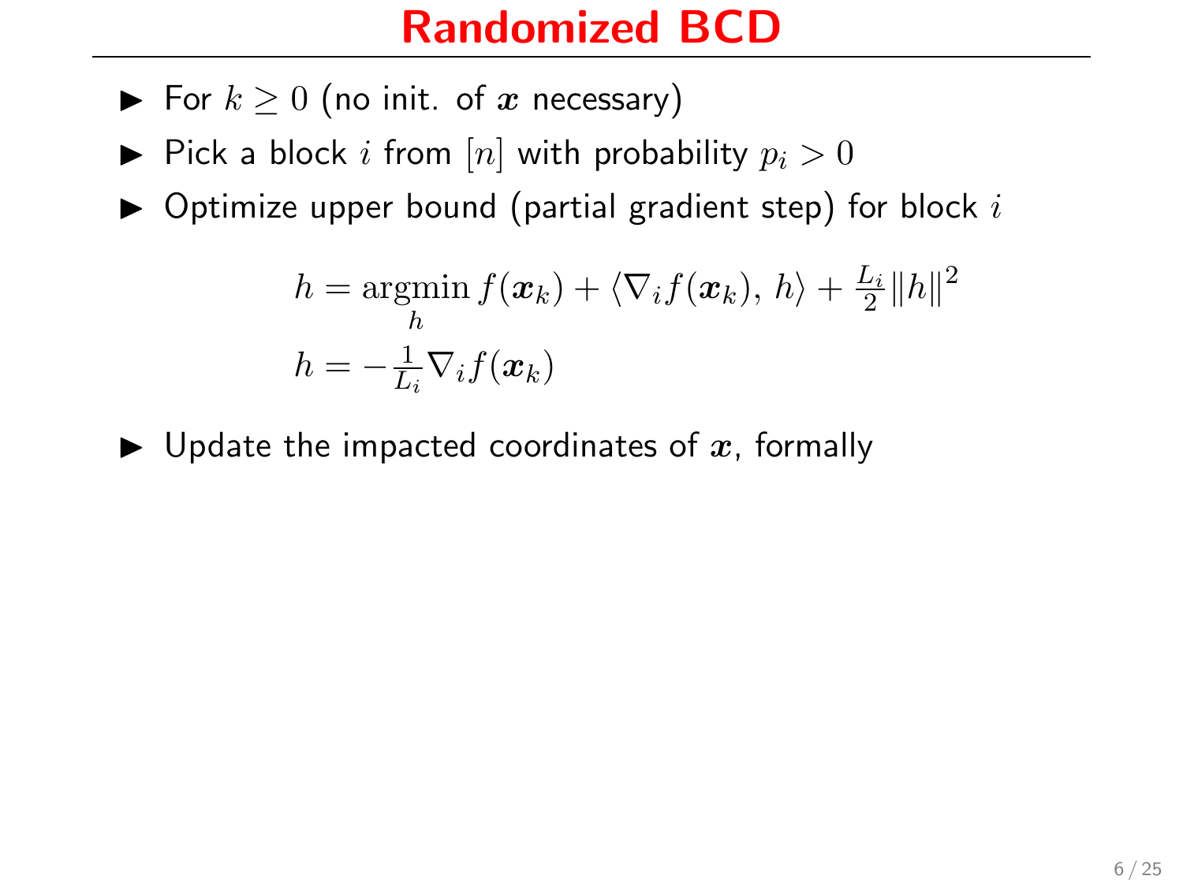# Randomized BCD

- For $k \geq 0$ (no init. of $\boldsymbol{x}$ necessary)
- Pick a block $i$ from $[n]$ with probability $p_i > 0$
- Optimize upper bound (partial gradient step) for block $i$

$$
\begin{aligned}
h &= \underset{h}{\operatorname{argmin}}\, f(\boldsymbol{x}_k) + \langle \nabla_i f(\boldsymbol{x}_k),\, h \rangle + \tfrac{L_i}{2}\|h\|^2 \\
h &= -\tfrac{1}{L_i}\nabla_i f(\boldsymbol{x}_k)
\end{aligned}
$$

- Update the impacted coordinates of $\boldsymbol{x}$, formally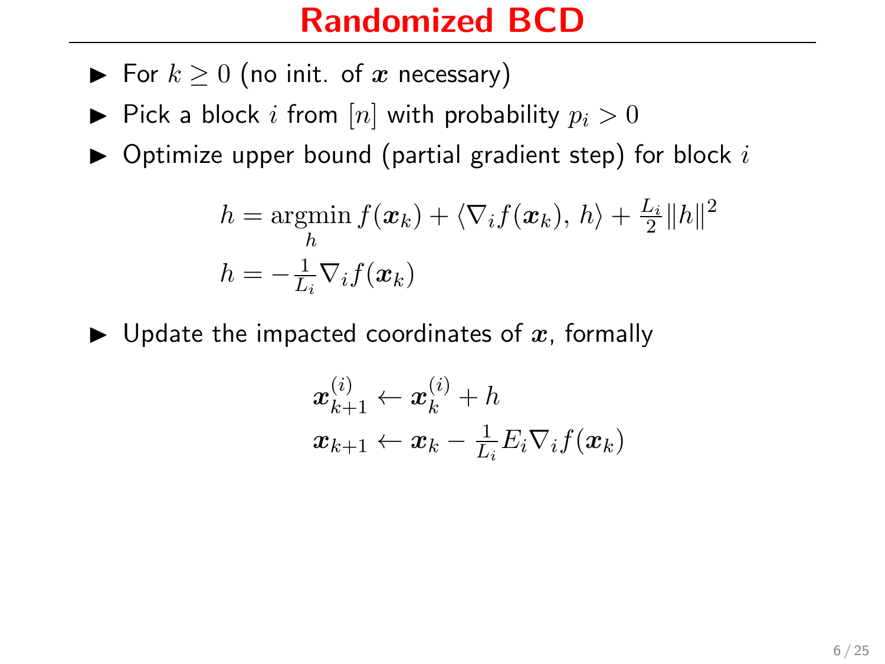# Randomized BCD

- For $k \geq 0$ (no init. of $\boldsymbol{x}$ necessary)
- Pick a block $i$ from $[n]$ with probability $p_i > 0$
- Optimize upper bound (partial gradient step) for block $i$

$$
\begin{aligned}
h &= \underset{h}{\operatorname{argmin}}\, f(\boldsymbol{x}_k) + \langle \nabla_i f(\boldsymbol{x}_k),\, h \rangle + \tfrac{L_i}{2}\|h\|^2 \\
h &= -\tfrac{1}{L_i}\nabla_i f(\boldsymbol{x}_k)
\end{aligned}
$$

- Update the impacted coordinates of $\boldsymbol{x}$, formally

$$
\begin{aligned}
\boldsymbol{x}_{k+1}^{(i)} &\leftarrow \boldsymbol{x}_k^{(i)} + h \\
\boldsymbol{x}_{k+1} &\leftarrow \boldsymbol{x}_k - \tfrac{1}{L_i} E_i \nabla_i f(\boldsymbol{x}_k)
\end{aligned}
$$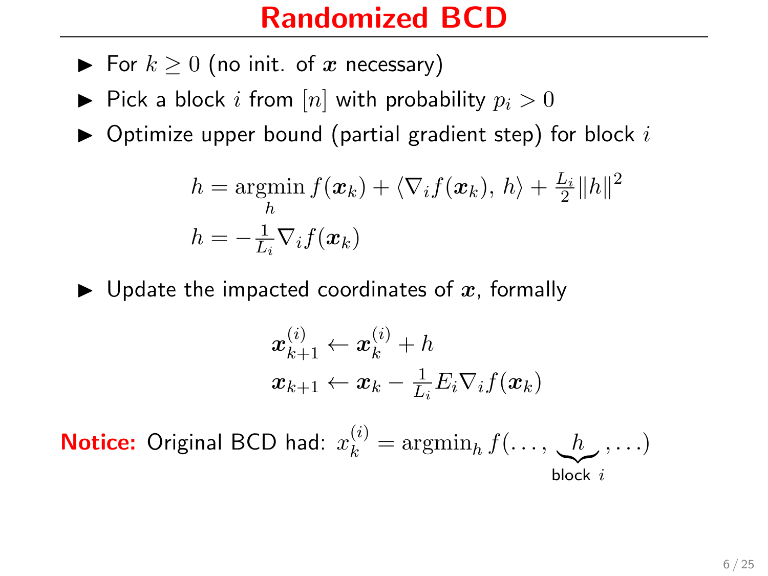# Randomized BCD

- For $k \geq 0$ (no init. of $\boldsymbol{x}$ necessary)
- Pick a block $i$ from $[n]$ with probability $p_i > 0$
- Optimize upper bound (partial gradient step) for block $i$

$$
\begin{aligned}
h &= \underset{h}{\operatorname{argmin}}\, f(\boldsymbol{x}_k) + \langle \nabla_i f(\boldsymbol{x}_k),\, h \rangle + \tfrac{L_i}{2} \|h\|^2 \\
h &= -\tfrac{1}{L_i} \nabla_i f(\boldsymbol{x}_k)
\end{aligned}
$$

- Update the impacted coordinates of $\boldsymbol{x}$, formally

$$
\begin{aligned}
\boldsymbol{x}_{k+1}^{(i)} &\leftarrow \boldsymbol{x}_k^{(i)} + h \\
\boldsymbol{x}_{k+1} &\leftarrow \boldsymbol{x}_k - \tfrac{1}{L_i} E_i \nabla_i f(\boldsymbol{x}_k)
\end{aligned}
$$

**Notice:** Original BCD had: $x_k^{(i)} = \operatorname{argmin}_h f(\ldots, \underbrace{h}_{\text{block } i}, \ldots)$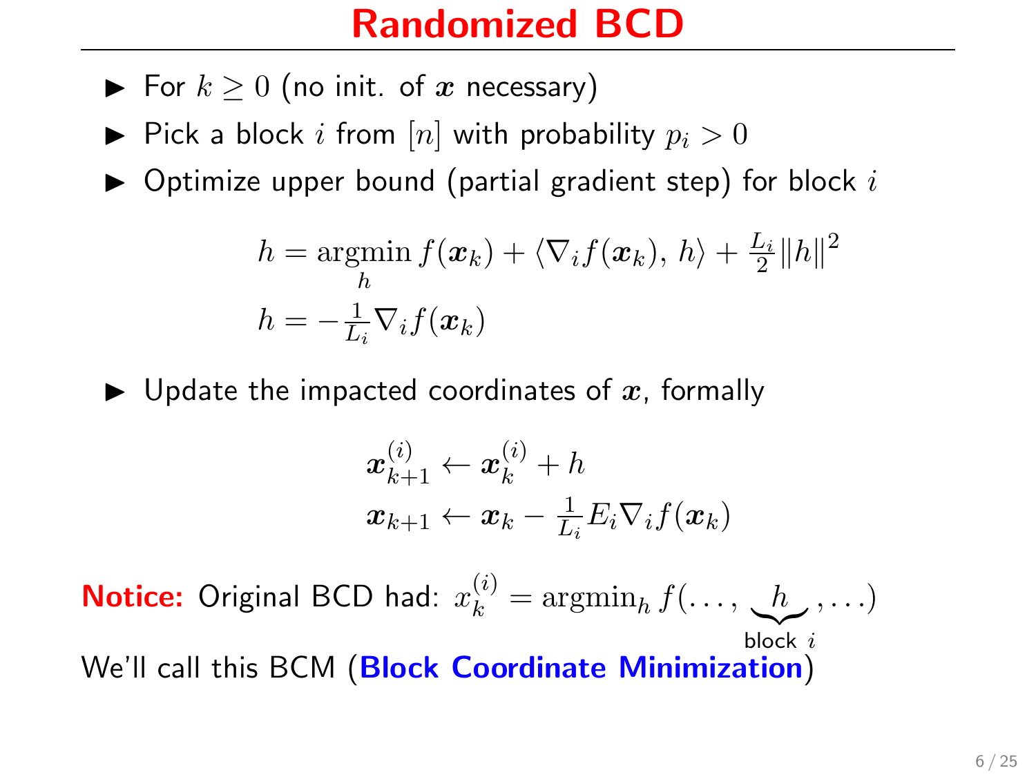# Randomized BCD

- For $k \geq 0$ (no init. of $\boldsymbol{x}$ necessary)
- Pick a block $i$ from $[n]$ with probability $p_i > 0$
- Optimize upper bound (partial gradient step) for block $i$

$$
\begin{aligned}
h &= \underset{h}{\operatorname{argmin}}\, f(\boldsymbol{x}_k) + \langle \nabla_i f(\boldsymbol{x}_k),\, h \rangle + \tfrac{L_i}{2}\|h\|^2 \\
h &= -\tfrac{1}{L_i} \nabla_i f(\boldsymbol{x}_k)
\end{aligned}
$$

- Update the impacted coordinates of $\boldsymbol{x}$, formally

$$
\begin{aligned}
\boldsymbol{x}_{k+1}^{(i)} &\leftarrow \boldsymbol{x}_k^{(i)} + h \\
\boldsymbol{x}_{k+1} &\leftarrow \boldsymbol{x}_k - \tfrac{1}{L_i} E_i \nabla_i f(\boldsymbol{x}_k)
\end{aligned}
$$

**Notice:** Original BCD had: $x_k^{(i)} = \operatorname{argmin}_h f(\ldots, \underbrace{h}_{\text{block } i}, \ldots)$

We'll call this BCM (**Block Coordinate Minimization**)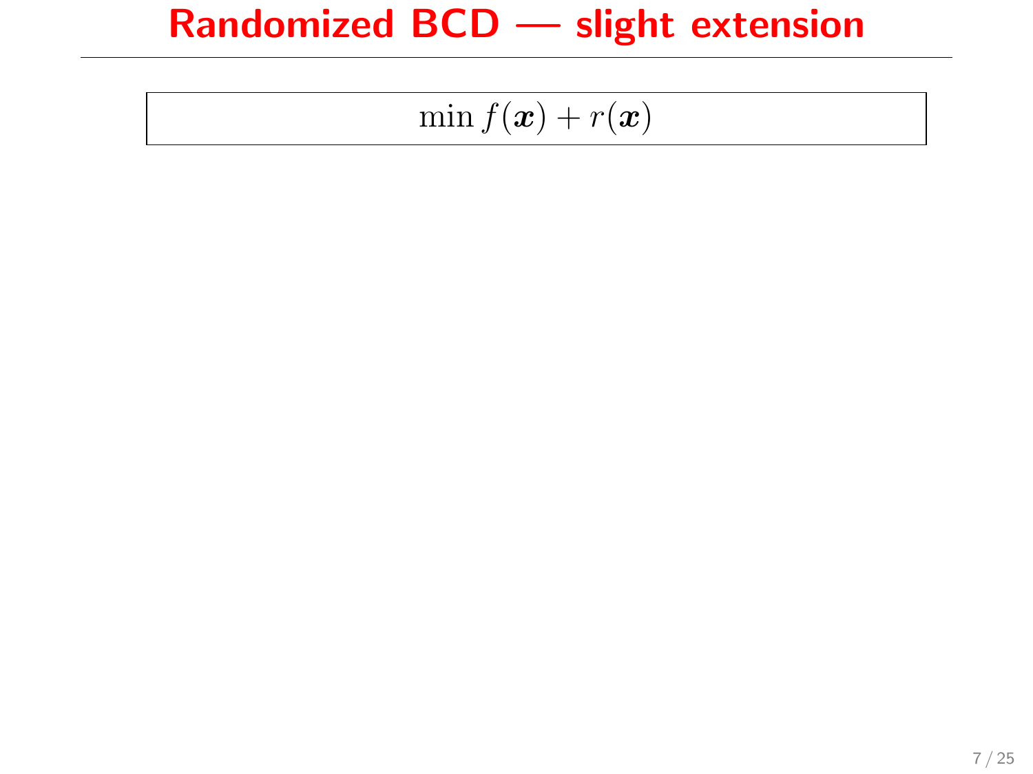# Randomized BCD — slight extension

$$\min f(\boldsymbol{x}) + r(\boldsymbol{x})$$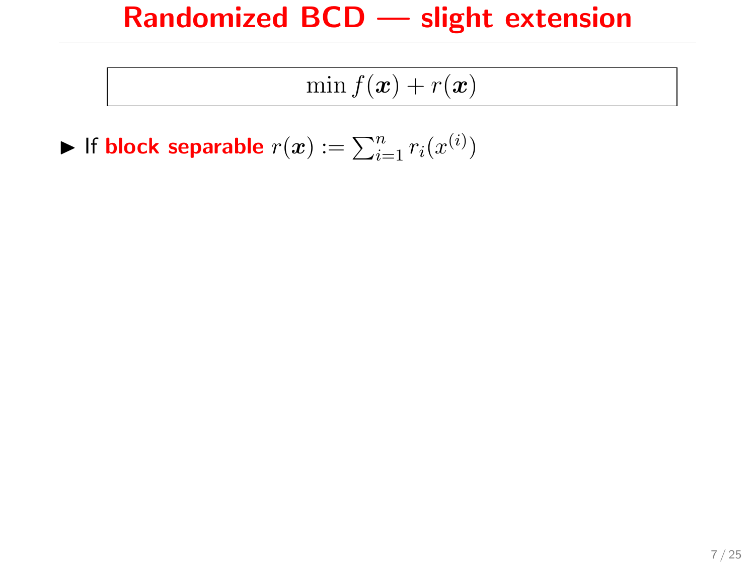# Randomized BCD — slight extension

$$\min f(\boldsymbol{x}) + r(\boldsymbol{x})$$

- If **block separable** $r(\boldsymbol{x}) := \sum_{i=1}^{n} r_i(x^{(i)})$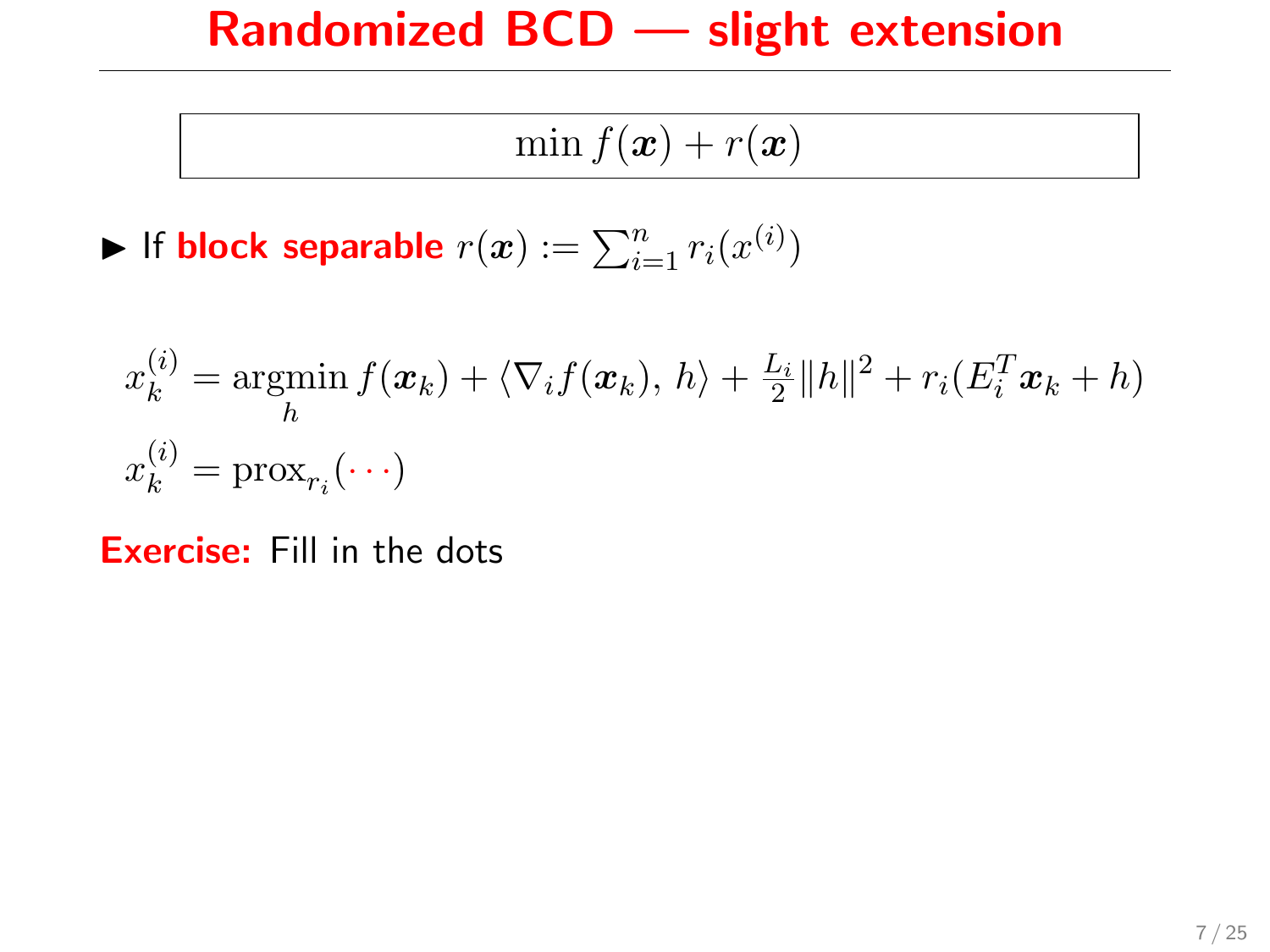# Randomized BCD — slight extension

$$\min f(\boldsymbol{x}) + r(\boldsymbol{x})$$

- If **block separable** $r(\boldsymbol{x}) := \sum_{i=1}^{n} r_i(x^{(i)})$

$$x_k^{(i)} = \underset{h}{\operatorname{argmin}}\, f(\boldsymbol{x}_k) + \langle \nabla_i f(\boldsymbol{x}_k),\, h\rangle + \tfrac{L_i}{2}\|h\|^2 + r_i(E_i^T \boldsymbol{x}_k + h)$$

$$x_k^{(i)} = \operatorname{prox}_{r_i}(\cdots)$$

**Exercise:** Fill in the dots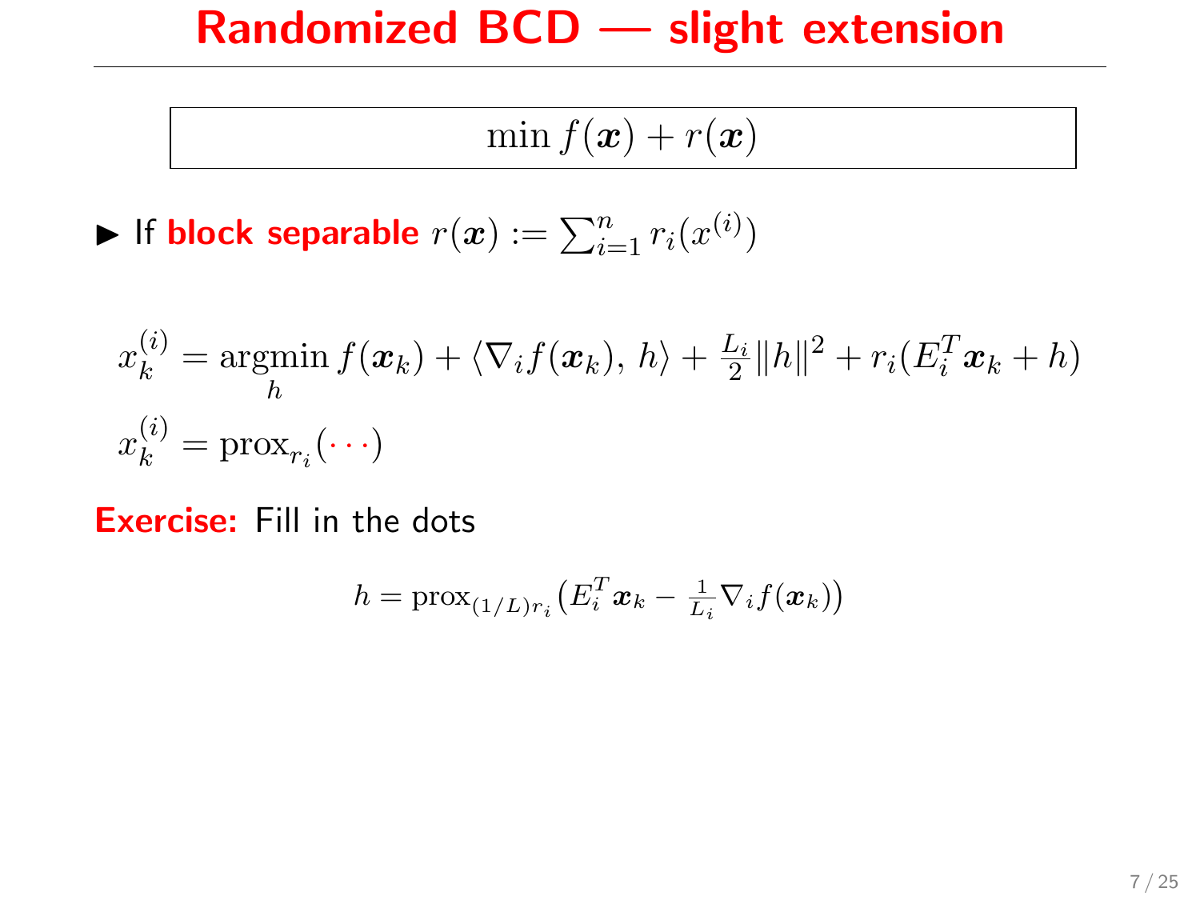# Randomized BCD — slight extension

$$\min f(\boldsymbol{x}) + r(\boldsymbol{x})$$

- If **block separable** $r(\boldsymbol{x}) := \sum_{i=1}^{n} r_i(x^{(i)})$

$$x_k^{(i)} = \underset{h}{\operatorname{argmin}}\, f(\boldsymbol{x}_k) + \langle \nabla_i f(\boldsymbol{x}_k),\, h\rangle + \tfrac{L_i}{2}\|h\|^2 + r_i(E_i^T \boldsymbol{x}_k + h)$$

$$x_k^{(i)} = \operatorname{prox}_{r_i}(\cdots)$$

**Exercise:** Fill in the dots

$$h = \operatorname{prox}_{(1/L)r_i}\big(E_i^T \boldsymbol{x}_k - \tfrac{1}{L_i}\nabla_i f(\boldsymbol{x}_k)\big)$$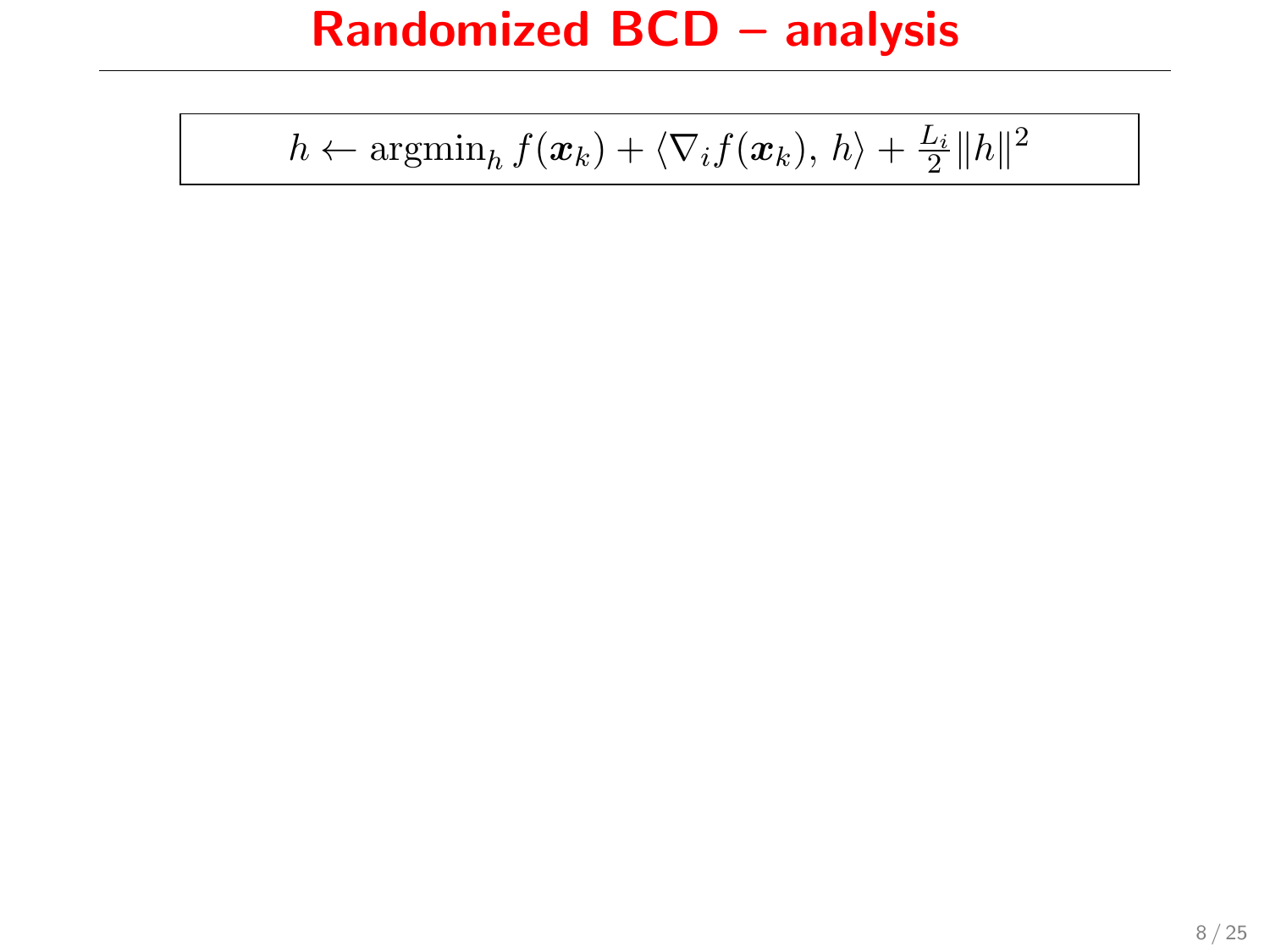# Randomized BCD – analysis

$$h \leftarrow \operatorname{argmin}_h f(\boldsymbol{x}_k) + \langle \nabla_i f(\boldsymbol{x}_k),\, h \rangle + \frac{L_i}{2}\|h\|^2$$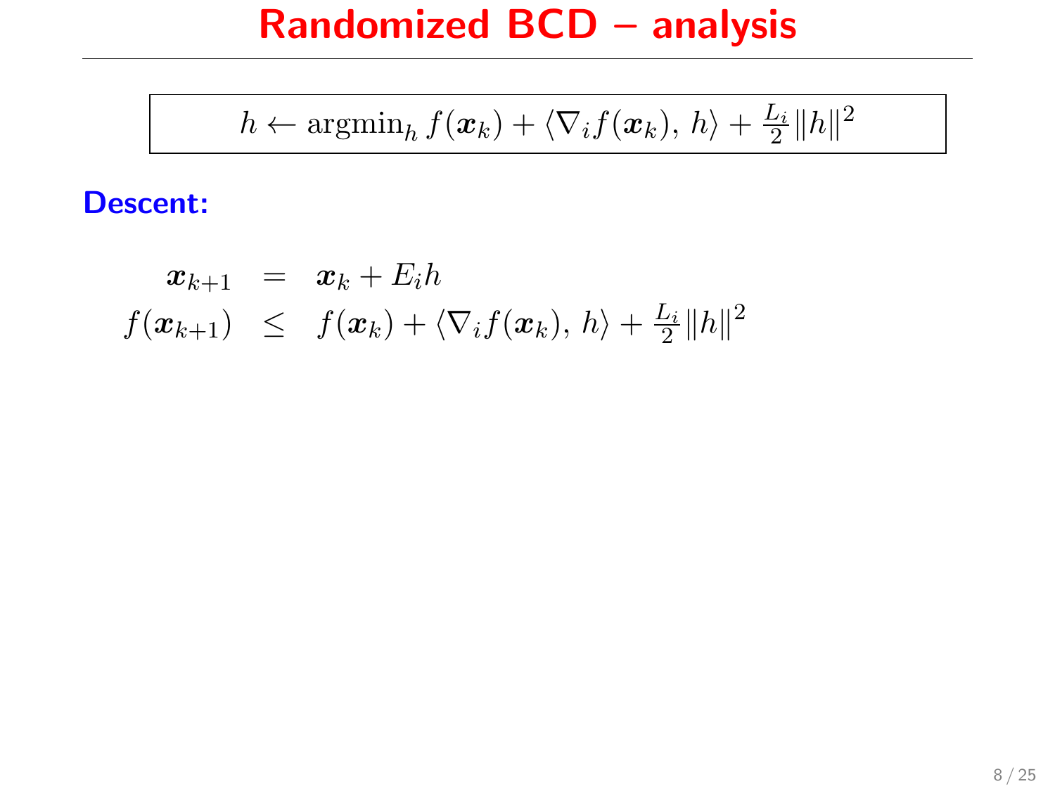# Randomized BCD – analysis

$$h \leftarrow \operatorname{argmin}_h f(\boldsymbol{x}_k) + \langle \nabla_i f(\boldsymbol{x}_k),\, h \rangle + \frac{L_i}{2}\|h\|^2$$

**Descent:**

$$\begin{aligned}
\boldsymbol{x}_{k+1} &= \boldsymbol{x}_k + E_i h \\
f(\boldsymbol{x}_{k+1}) &\leq f(\boldsymbol{x}_k) + \langle \nabla_i f(\boldsymbol{x}_k),\, h \rangle + \frac{L_i}{2}\|h\|^2
\end{aligned}$$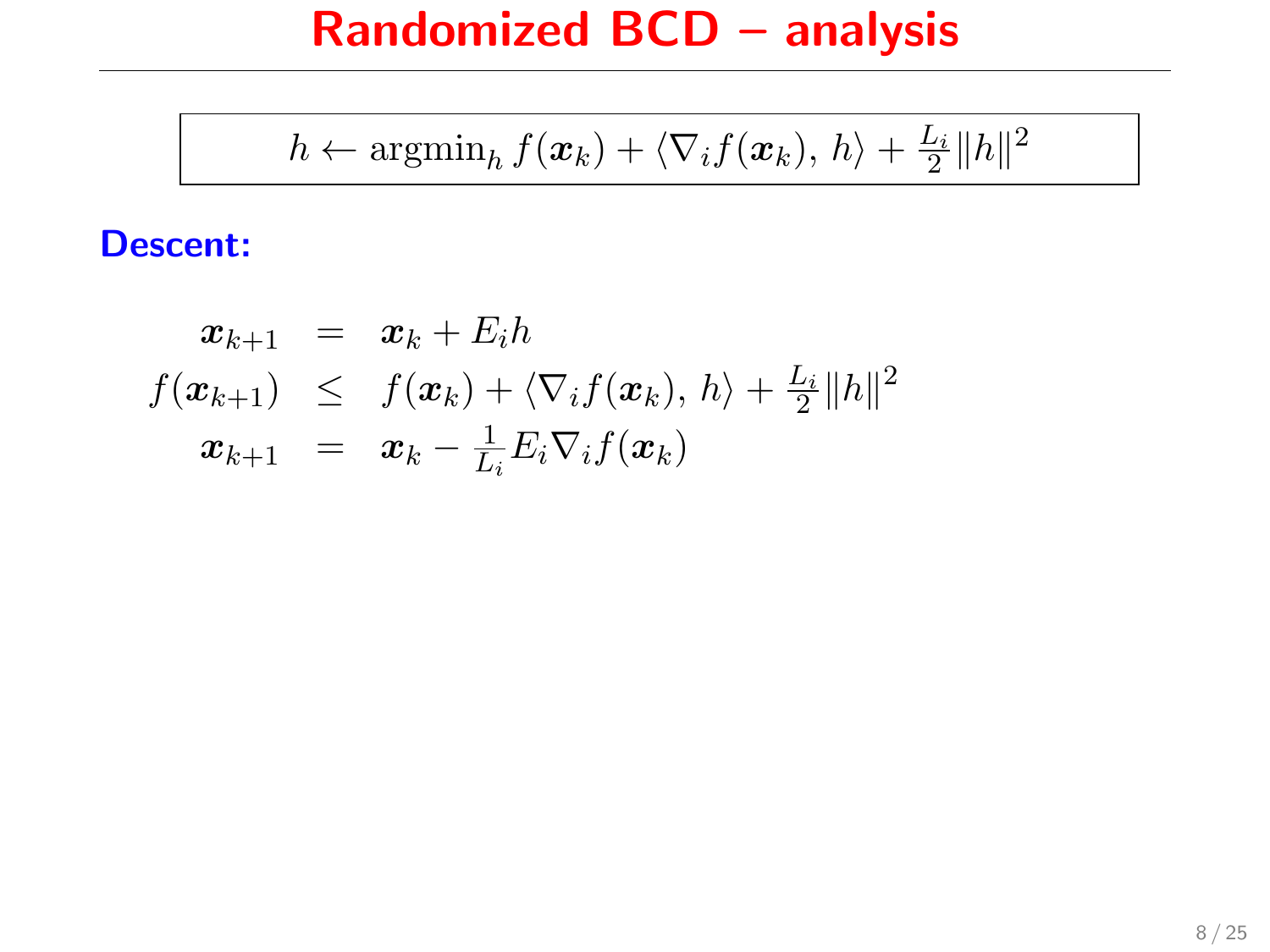# Randomized BCD – analysis

$$h \leftarrow \operatorname{argmin}_h f(\boldsymbol{x}_k) + \langle \nabla_i f(\boldsymbol{x}_k),\, h \rangle + \tfrac{L_i}{2}\|h\|^2$$

**Descent:**

$$
\begin{aligned}
\boldsymbol{x}_{k+1} &= \boldsymbol{x}_k + E_i h \\
f(\boldsymbol{x}_{k+1}) &\leq f(\boldsymbol{x}_k) + \langle \nabla_i f(\boldsymbol{x}_k),\, h \rangle + \tfrac{L_i}{2}\|h\|^2 \\
\boldsymbol{x}_{k+1} &= \boldsymbol{x}_k - \tfrac{1}{L_i} E_i \nabla_i f(\boldsymbol{x}_k)
\end{aligned}
$$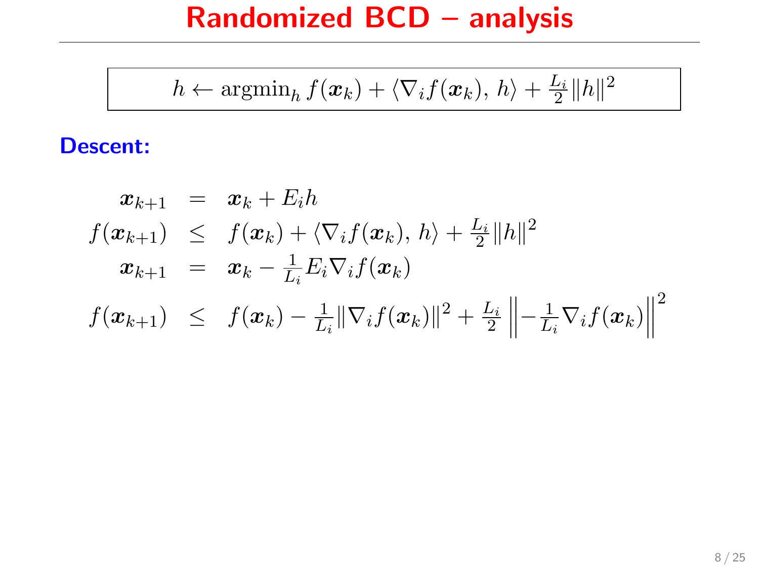# Randomized BCD – analysis

$$h \leftarrow \operatorname{argmin}_h f(\boldsymbol{x}_k) + \langle \nabla_i f(\boldsymbol{x}_k),\, h\rangle + \tfrac{L_i}{2}\|h\|^2$$

**Descent:**

$$
\begin{aligned}
\boldsymbol{x}_{k+1} &= \boldsymbol{x}_k + E_i h \\
f(\boldsymbol{x}_{k+1}) &\leq f(\boldsymbol{x}_k) + \langle \nabla_i f(\boldsymbol{x}_k),\, h\rangle + \tfrac{L_i}{2}\|h\|^2 \\
\boldsymbol{x}_{k+1} &= \boldsymbol{x}_k - \tfrac{1}{L_i} E_i \nabla_i f(\boldsymbol{x}_k) \\
f(\boldsymbol{x}_{k+1}) &\leq f(\boldsymbol{x}_k) - \tfrac{1}{L_i}\|\nabla_i f(\boldsymbol{x}_k)\|^2 + \tfrac{L_i}{2}\left\| -\tfrac{1}{L_i}\nabla_i f(\boldsymbol{x}_k)\right\|^2
\end{aligned}
$$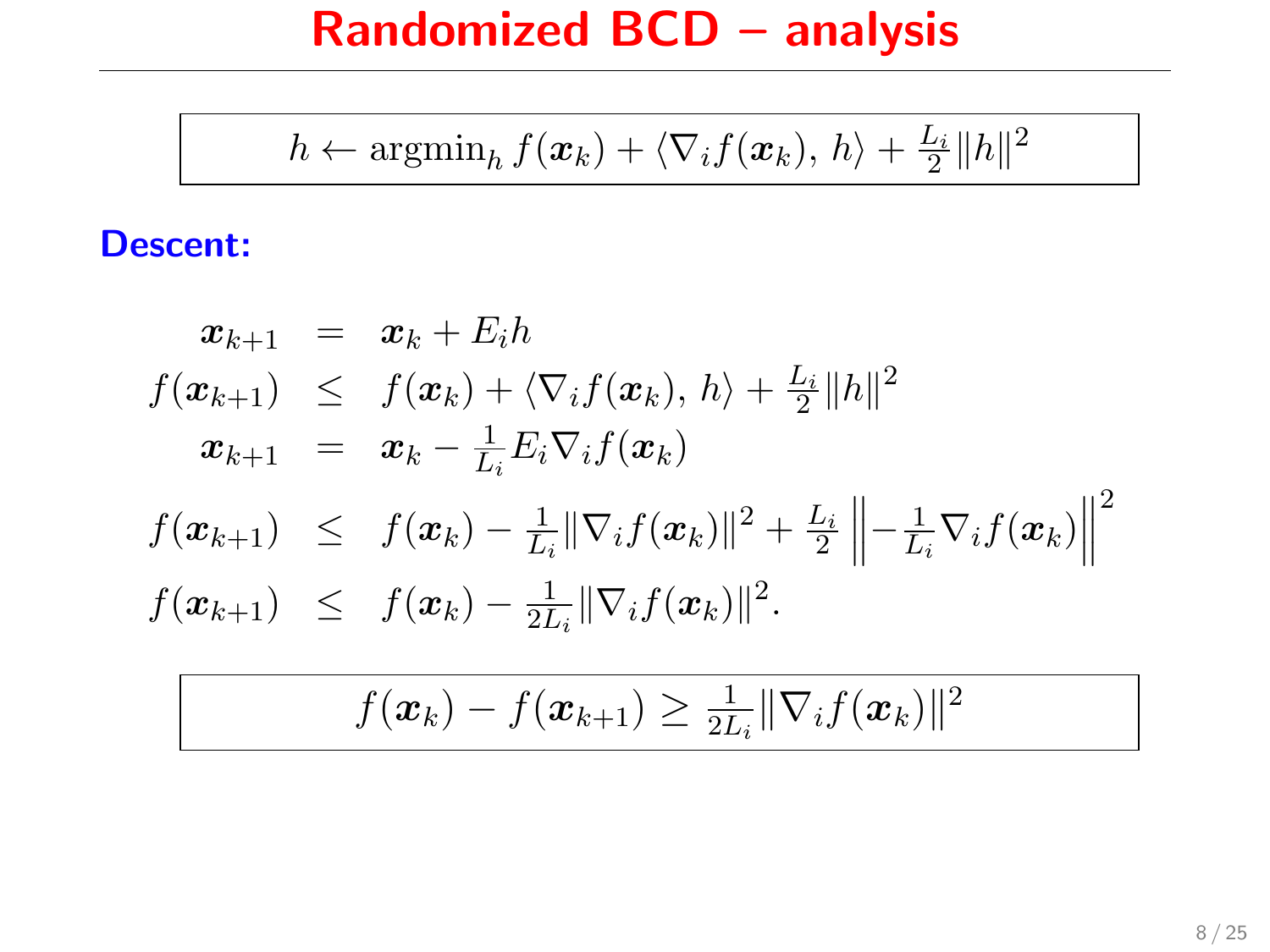# Randomized BCD – analysis

$$h \leftarrow \operatorname{argmin}_h f(\boldsymbol{x}_k) + \langle \nabla_i f(\boldsymbol{x}_k),\, h \rangle + \tfrac{L_i}{2}\|h\|^2$$

**Descent:**

$$
\begin{aligned}
\boldsymbol{x}_{k+1} &= \boldsymbol{x}_k + E_i h \\
f(\boldsymbol{x}_{k+1}) &\leq f(\boldsymbol{x}_k) + \langle \nabla_i f(\boldsymbol{x}_k),\, h \rangle + \tfrac{L_i}{2}\|h\|^2 \\
\boldsymbol{x}_{k+1} &= \boldsymbol{x}_k - \tfrac{1}{L_i} E_i \nabla_i f(\boldsymbol{x}_k) \\
f(\boldsymbol{x}_{k+1}) &\leq f(\boldsymbol{x}_k) - \tfrac{1}{L_i}\|\nabla_i f(\boldsymbol{x}_k)\|^2 + \tfrac{L_i}{2}\left\| -\tfrac{1}{L_i}\nabla_i f(\boldsymbol{x}_k) \right\|^2 \\
f(\boldsymbol{x}_{k+1}) &\leq f(\boldsymbol{x}_k) - \tfrac{1}{2L_i}\|\nabla_i f(\boldsymbol{x}_k)\|^2.
\end{aligned}
$$

$$f(\boldsymbol{x}_k) - f(\boldsymbol{x}_{k+1}) \geq \tfrac{1}{2L_i}\|\nabla_i f(\boldsymbol{x}_k)\|^2$$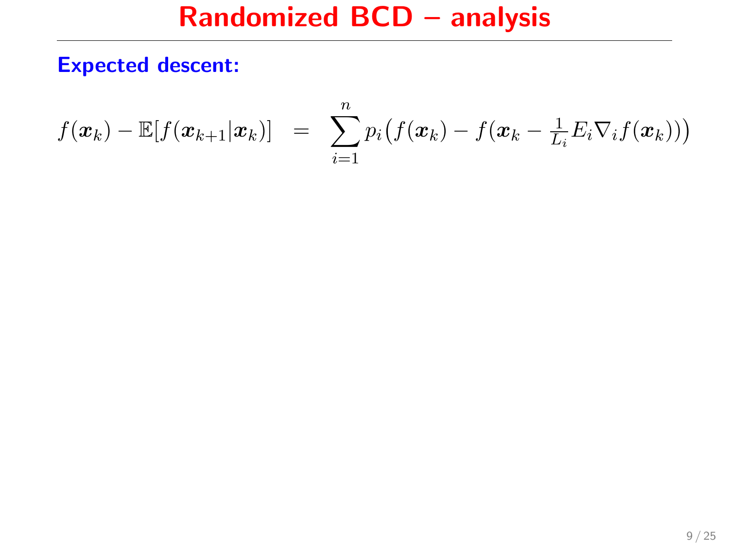# Randomized BCD – analysis

**Expected descent:**

$$f(\boldsymbol{x}_k) - \mathbb{E}[f(\boldsymbol{x}_{k+1}|\boldsymbol{x}_k)] \quad = \quad \sum_{i=1}^{n} p_i \big( f(\boldsymbol{x}_k) - f(\boldsymbol{x}_k - \tfrac{1}{L_i} E_i \nabla_i f(\boldsymbol{x}_k)) \big)$$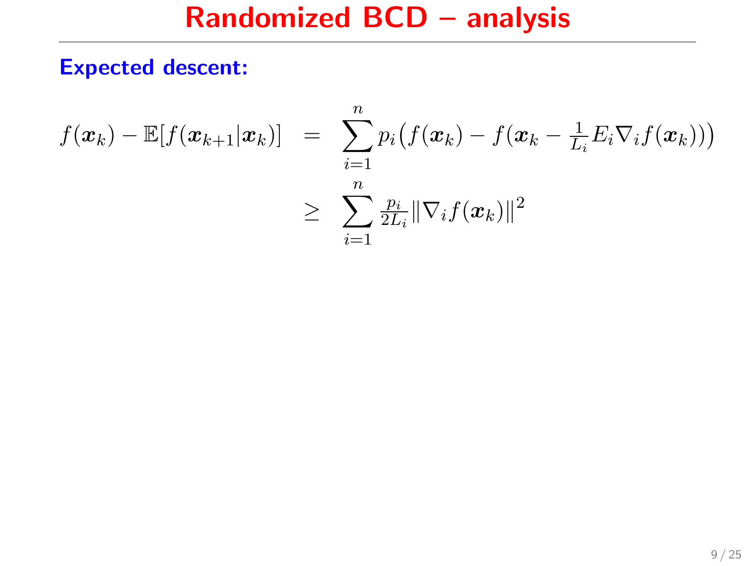# Randomized BCD – analysis

**Expected descent:**

$$
\begin{aligned}
f(\boldsymbol{x}_k) - \mathbb{E}[f(\boldsymbol{x}_{k+1}|\boldsymbol{x}_k)] &= \sum_{i=1}^{n} p_i \big( f(\boldsymbol{x}_k) - f(\boldsymbol{x}_k - \tfrac{1}{L_i} E_i \nabla_i f(\boldsymbol{x}_k)) \big) \\
&\geq \sum_{i=1}^{n} \tfrac{p_i}{2L_i} \|\nabla_i f(\boldsymbol{x}_k)\|^2
\end{aligned}
$$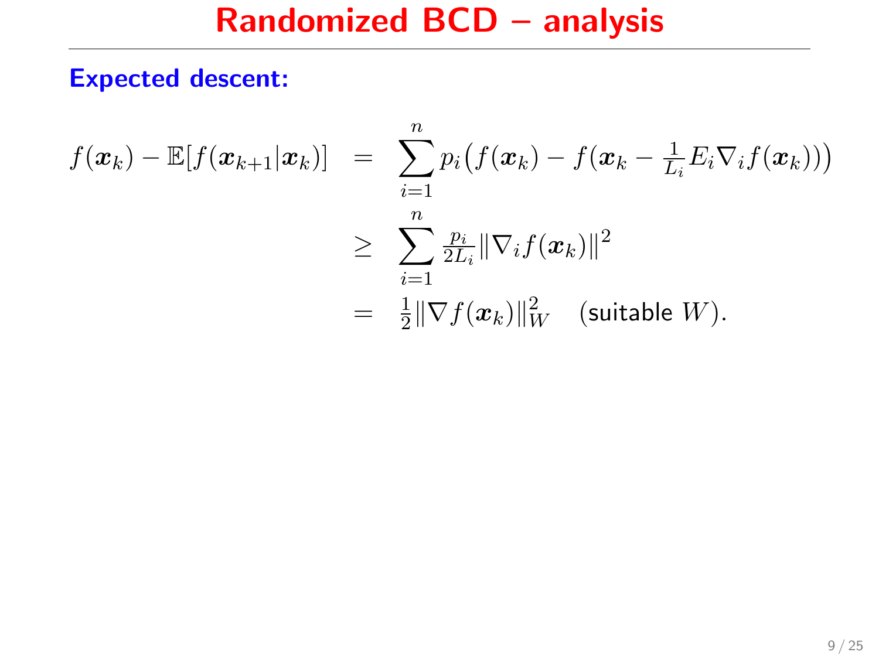# Randomized BCD – analysis

**Expected descent:**

$$
\begin{aligned}
f(\boldsymbol{x}_k) - \mathbb{E}[f(\boldsymbol{x}_{k+1}|\boldsymbol{x}_k)] &= \sum_{i=1}^{n} p_i \big( f(\boldsymbol{x}_k) - f(\boldsymbol{x}_k - \tfrac{1}{L_i} E_i \nabla_i f(\boldsymbol{x}_k)) \big) \\
&\geq \sum_{i=1}^{n} \tfrac{p_i}{2L_i} \|\nabla_i f(\boldsymbol{x}_k)\|^2 \\
&= \tfrac{1}{2} \|\nabla f(\boldsymbol{x}_k)\|_W^2 \quad \text{(suitable } W\text{)}.
\end{aligned}
$$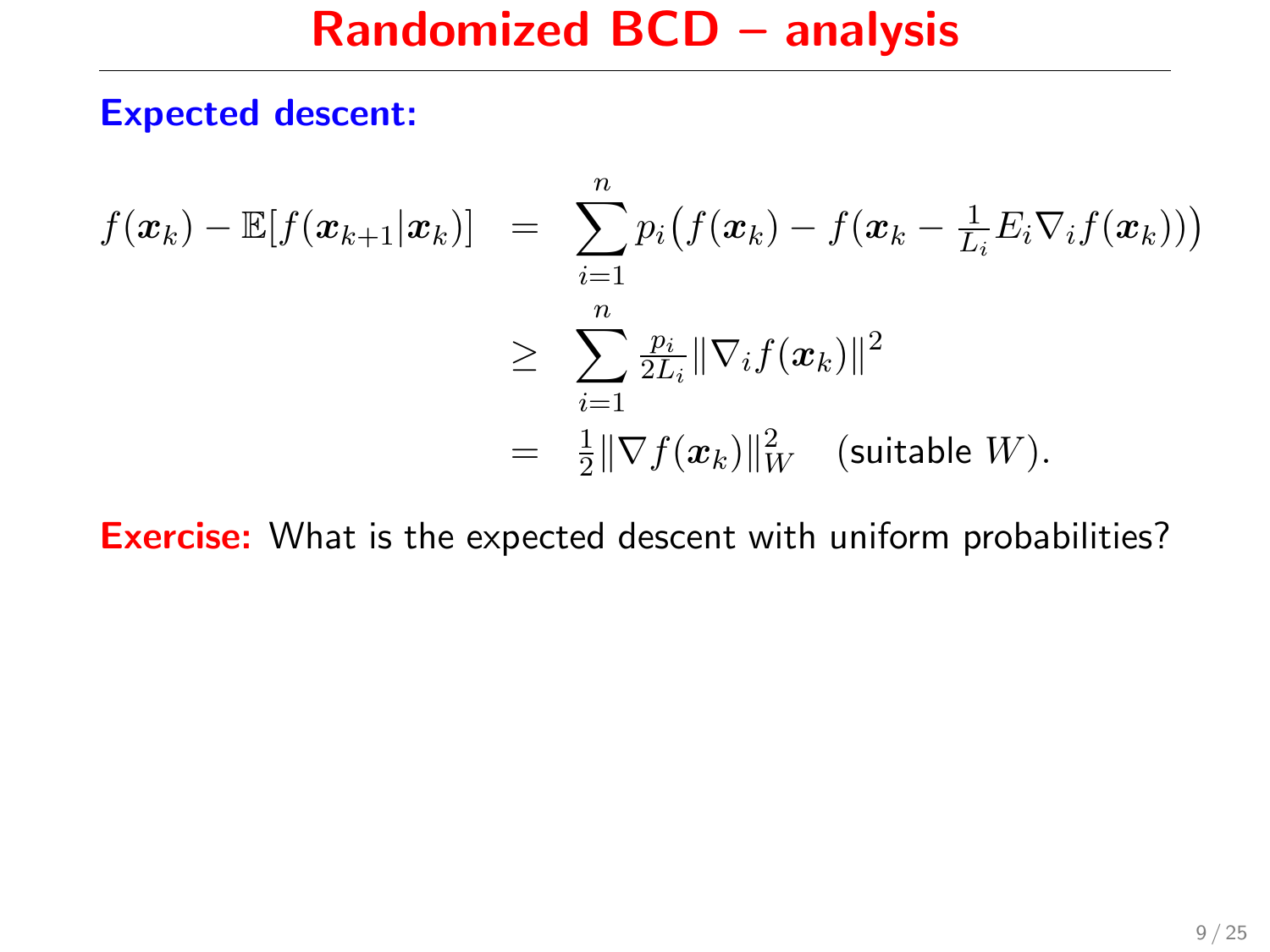# Randomized BCD – analysis

**Expected descent:**

$$
\begin{aligned}
f(\boldsymbol{x}_k) - \mathbb{E}[f(\boldsymbol{x}_{k+1}|\boldsymbol{x}_k)] &= \sum_{i=1}^{n} p_i \big( f(\boldsymbol{x}_k) - f(\boldsymbol{x}_k - \tfrac{1}{L_i} E_i \nabla_i f(\boldsymbol{x}_k)) \big) \\
&\geq \sum_{i=1}^{n} \tfrac{p_i}{2L_i} \|\nabla_i f(\boldsymbol{x}_k)\|^2 \\
&= \tfrac{1}{2} \|\nabla f(\boldsymbol{x}_k)\|_W^2 \quad \text{(suitable } W\text{)}.
\end{aligned}
$$

**Exercise:** What is the expected descent with uniform probabilities?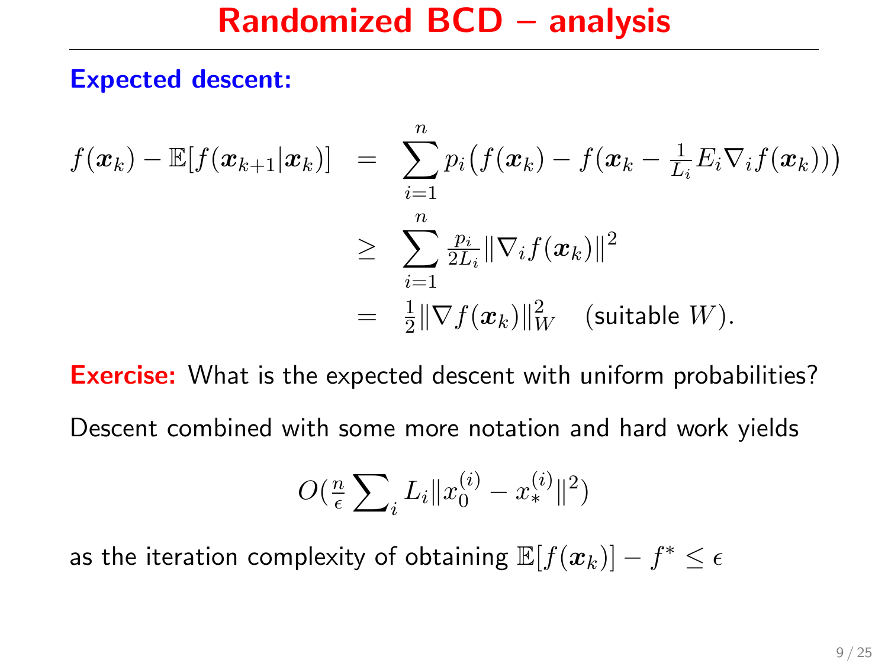# Randomized BCD – analysis

**Expected descent:**

$$
\begin{aligned}
f(\boldsymbol{x}_k) - \mathbb{E}[f(\boldsymbol{x}_{k+1}|\boldsymbol{x}_k)] &= \sum_{i=1}^{n} p_i\big(f(\boldsymbol{x}_k) - f(\boldsymbol{x}_k - \tfrac{1}{L_i} E_i \nabla_i f(\boldsymbol{x}_k))\big) \\
&\geq \sum_{i=1}^{n} \tfrac{p_i}{2L_i} \|\nabla_i f(\boldsymbol{x}_k)\|^2 \\
&= \tfrac{1}{2} \|\nabla f(\boldsymbol{x}_k)\|_W^2 \quad \text{(suitable } W\text{)}.
\end{aligned}
$$

**Exercise:** What is the expected descent with uniform probabilities?

Descent combined with some more notation and hard work yields

$$
O\big(\tfrac{n}{\epsilon} \textstyle\sum_i L_i \|x_0^{(i)} - x_*^{(i)}\|^2\big)
$$

as the iteration complexity of obtaining $\mathbb{E}[f(\boldsymbol{x}_k)] - f^* \leq \epsilon$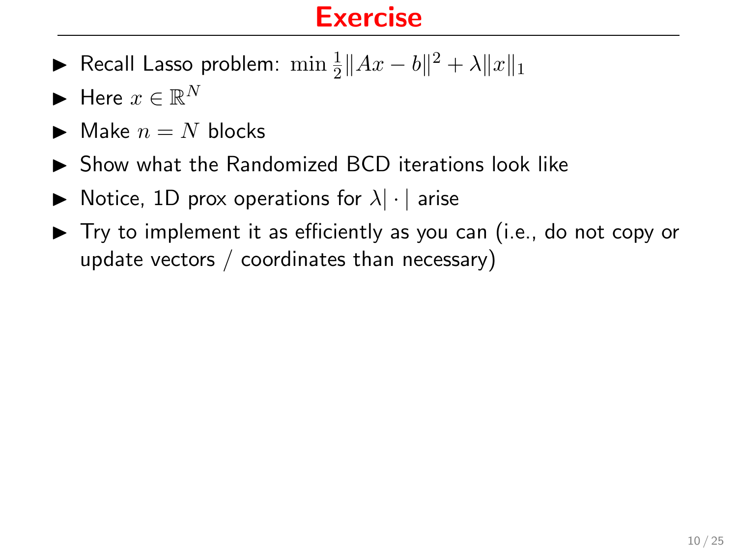# Exercise

- Recall Lasso problem: $\min \frac{1}{2}\|Ax - b\|^2 + \lambda\|x\|_1$
- Here $x \in \mathbb{R}^N$
- Make $n = N$ blocks
- Show what the Randomized BCD iterations look like
- Notice, 1D prox operations for $\lambda|\cdot|$ arise
- Try to implement it as efficiently as you can (i.e., do not copy or update vectors / coordinates than necessary)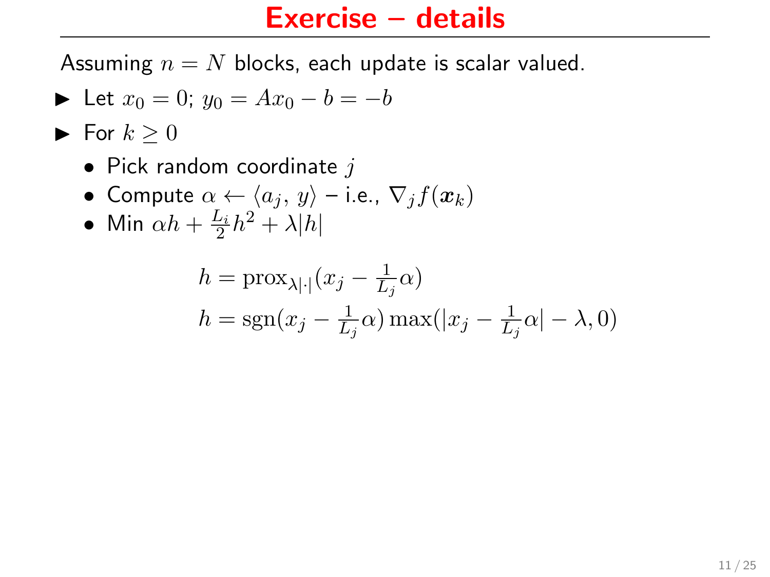# Exercise – details

Assuming $n = N$ blocks, each update is scalar valued.

- Let $x_0 = 0$; $y_0 = Ax_0 - b = -b$
- For $k \geq 0$
  - Pick random coordinate $j$
  - Compute $\alpha \leftarrow \langle a_j, y \rangle$ – i.e., $\nabla_j f(\boldsymbol{x}_k)$
  - Min $\alpha h + \frac{L_i}{2} h^2 + \lambda |h|$

$$h = \operatorname{prox}_{\lambda|\cdot|}(x_j - \tfrac{1}{L_j}\alpha)$$

$$h = \operatorname{sgn}(x_j - \tfrac{1}{L_j}\alpha) \max(|x_j - \tfrac{1}{L_j}\alpha| - \lambda, 0)$$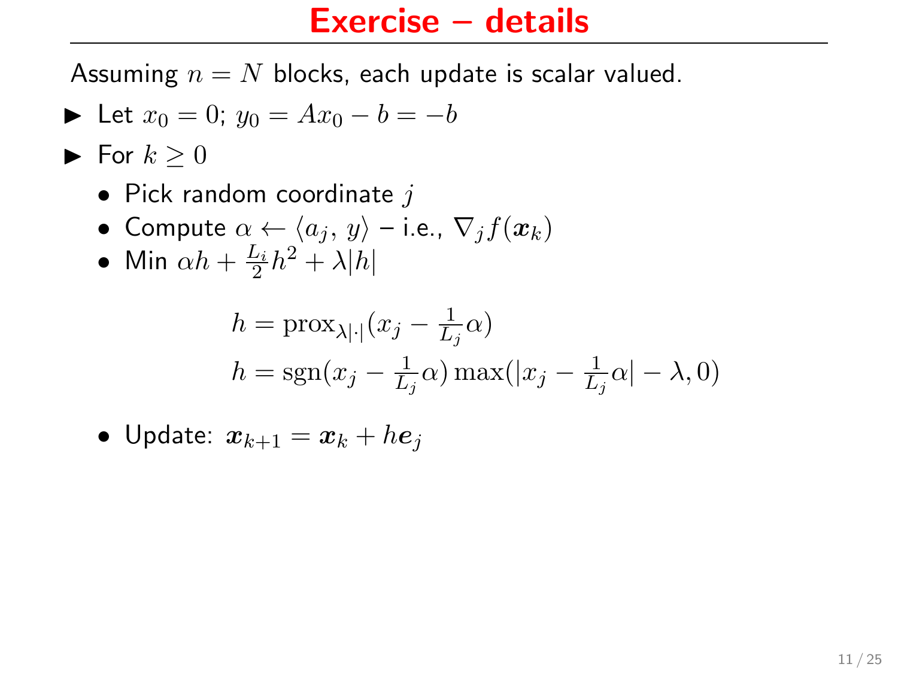# Exercise – details

Assuming $n = N$ blocks, each update is scalar valued.

- Let $x_0 = 0$; $y_0 = Ax_0 - b = -b$
- For $k \geq 0$
  - Pick random coordinate $j$
  - Compute $\alpha \leftarrow \langle a_j, y \rangle$ – i.e., $\nabla_j f(\boldsymbol{x}_k)$
  - Min $\alpha h + \frac{L_i}{2} h^2 + \lambda |h|$

$$h = \mathrm{prox}_{\lambda|\cdot|}(x_j - \tfrac{1}{L_j}\alpha)$$
$$h = \mathrm{sgn}(x_j - \tfrac{1}{L_j}\alpha) \max(|x_j - \tfrac{1}{L_j}\alpha| - \lambda, 0)$$

  - Update: $\boldsymbol{x}_{k+1} = \boldsymbol{x}_k + h\boldsymbol{e}_j$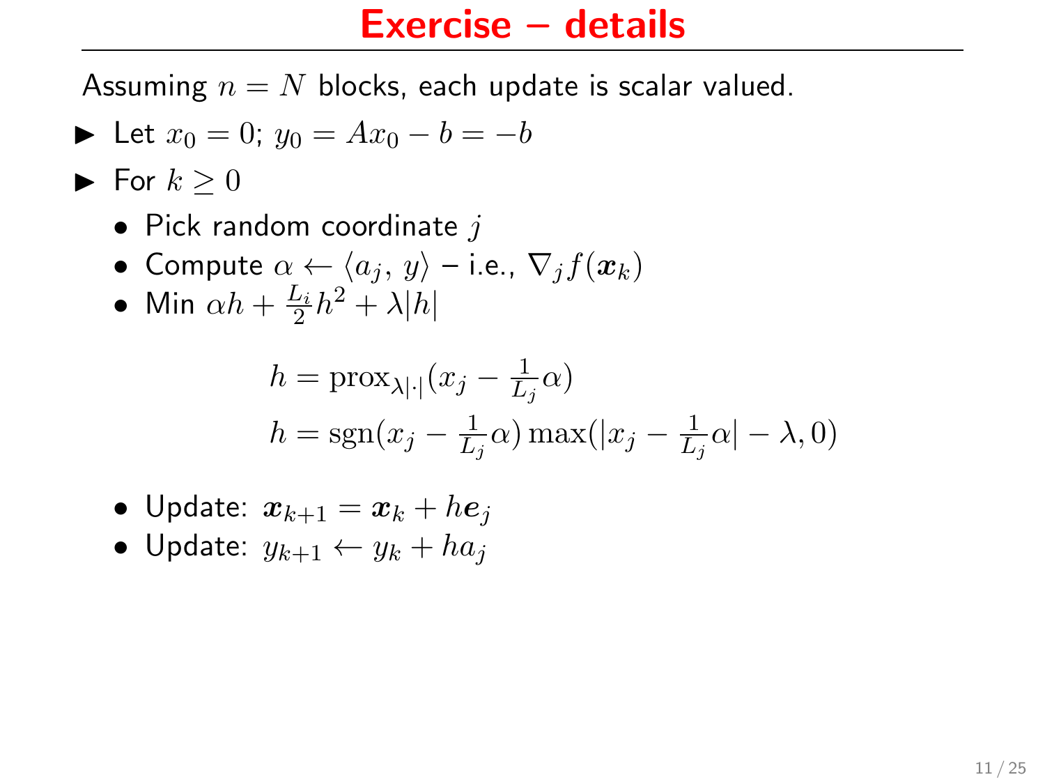# Exercise – details

Assuming $n = N$ blocks, each update is scalar valued.

- Let $x_0 = 0$; $y_0 = Ax_0 - b = -b$
- For $k \geq 0$
  - Pick random coordinate $j$
  - Compute $\alpha \leftarrow \langle a_j, y \rangle$ – i.e., $\nabla_j f(\boldsymbol{x}_k)$
  - Min $\alpha h + \frac{L_i}{2} h^2 + \lambda |h|$

$$
h = \operatorname{prox}_{\lambda|\cdot|}(x_j - \tfrac{1}{L_j}\alpha)
$$

$$
h = \operatorname{sgn}(x_j - \tfrac{1}{L_j}\alpha) \max(|x_j - \tfrac{1}{L_j}\alpha| - \lambda, 0)
$$

  - Update: $\boldsymbol{x}_{k+1} = \boldsymbol{x}_k + h\boldsymbol{e}_j$
  - Update: $y_{k+1} \leftarrow y_k + h a_j$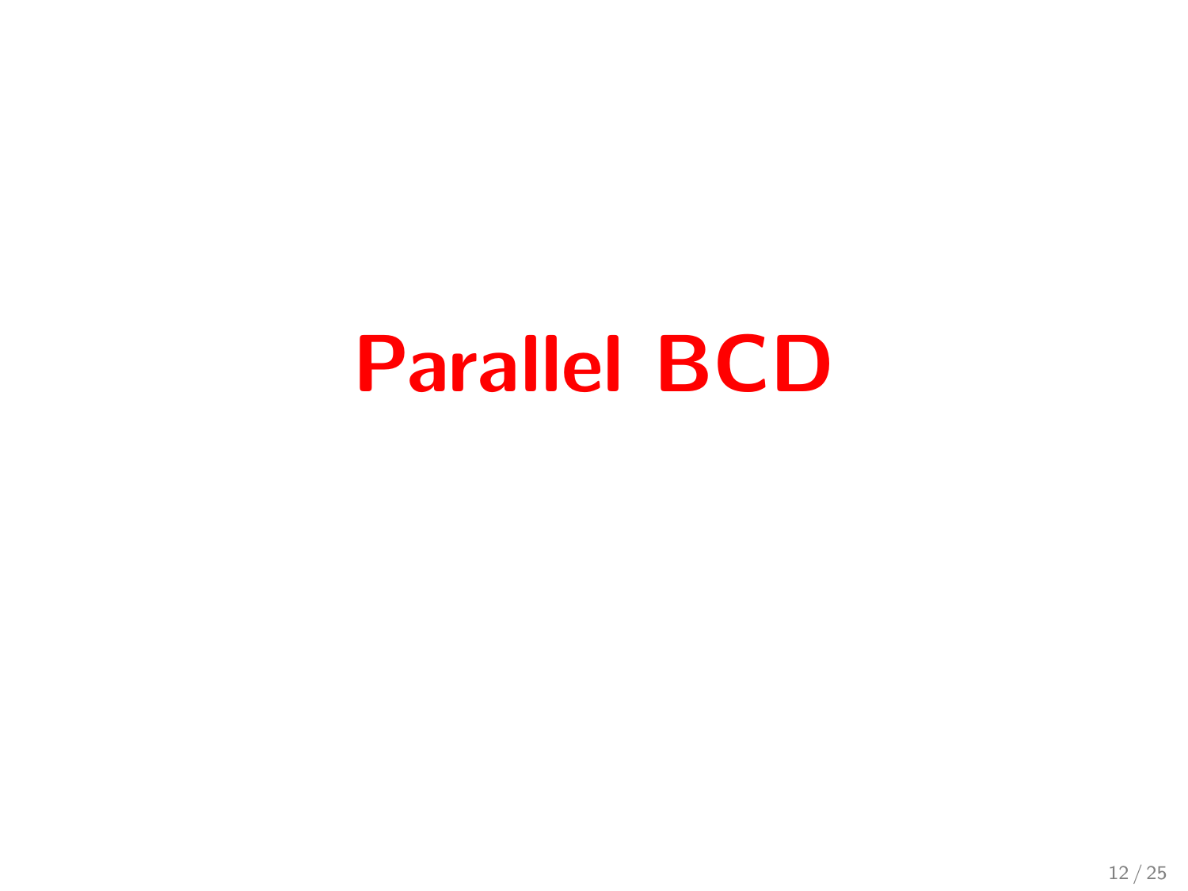# Parallel BCD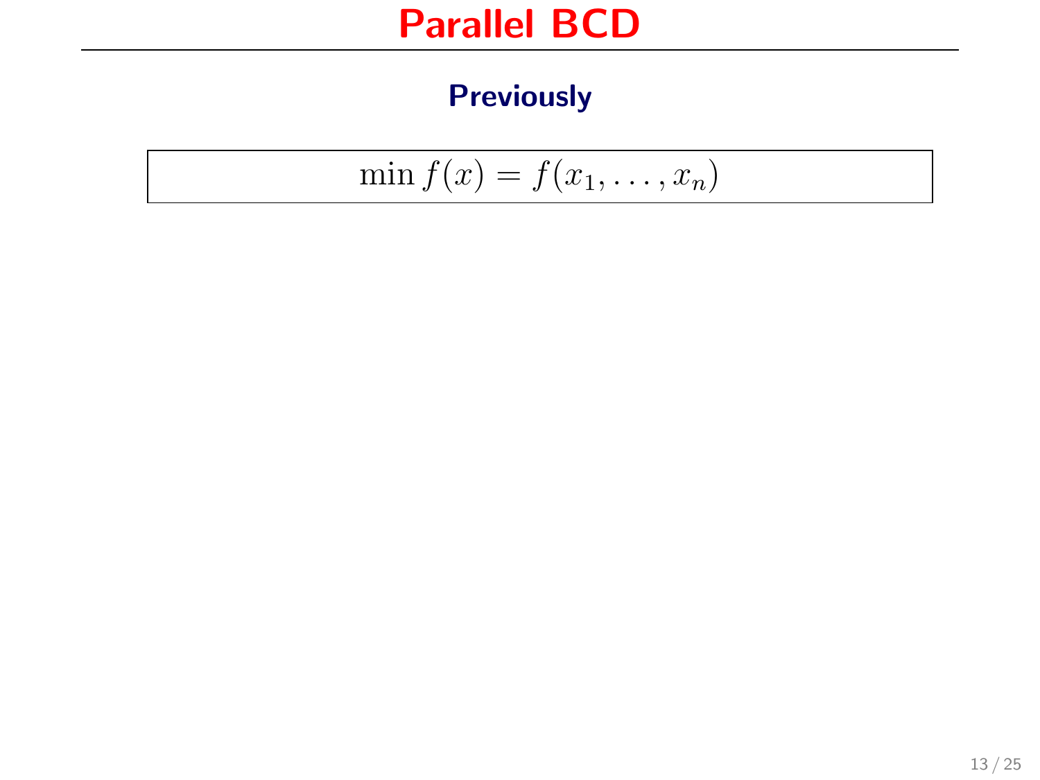# Parallel BCD

## Previously

$$\min f(x) = f(x_1, \ldots, x_n)$$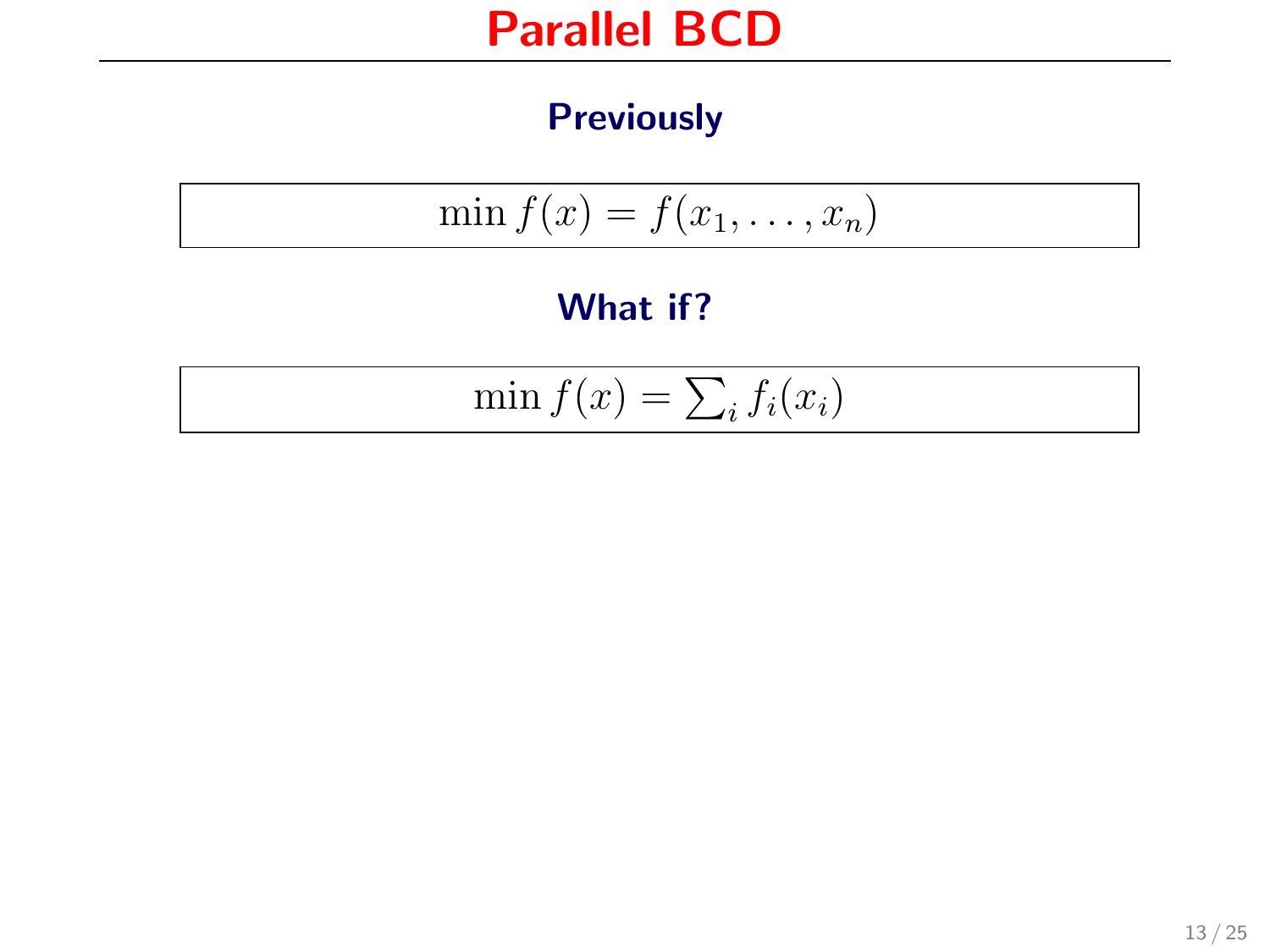# Parallel BCD

### Previously

$$\min f(x) = f(x_1, \ldots, x_n)$$

### What if?

$$\min f(x) = \sum_i f_i(x_i)$$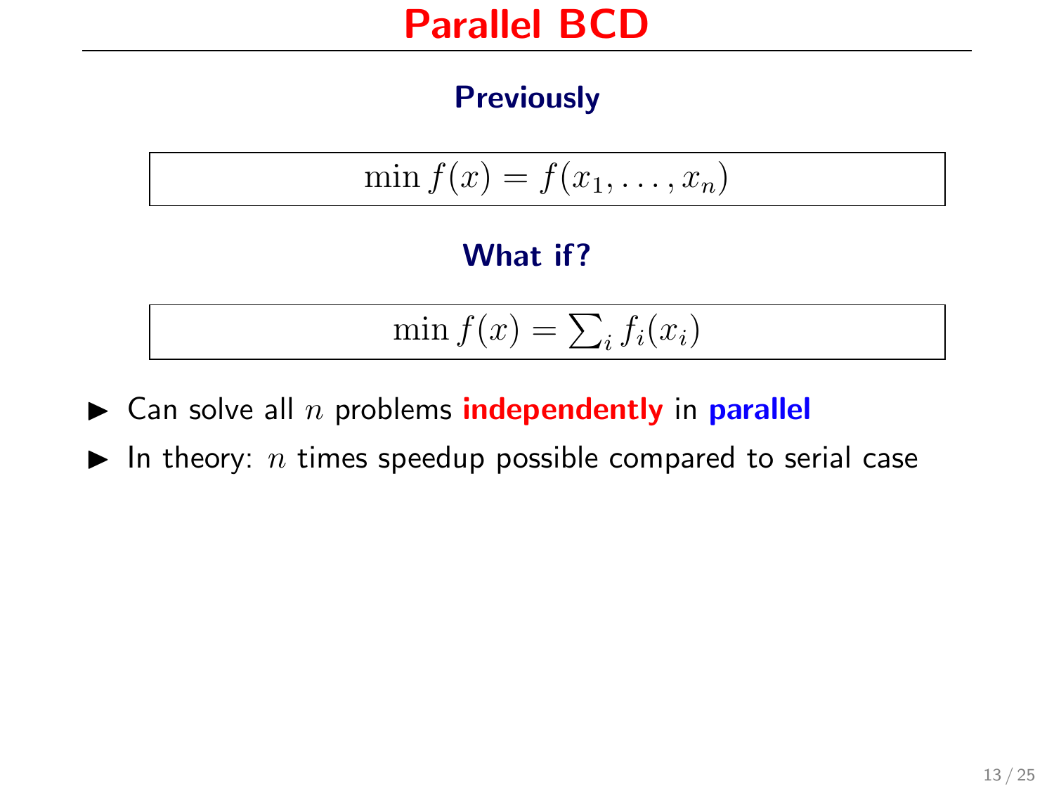# Parallel BCD

### Previously

$$\min f(x) = f(x_1, \ldots, x_n)$$

### What if?

$$\min f(x) = \sum_i f_i(x_i)$$

- Can solve all $n$ problems **independently** in **parallel**
- In theory: $n$ times speedup possible compared to serial case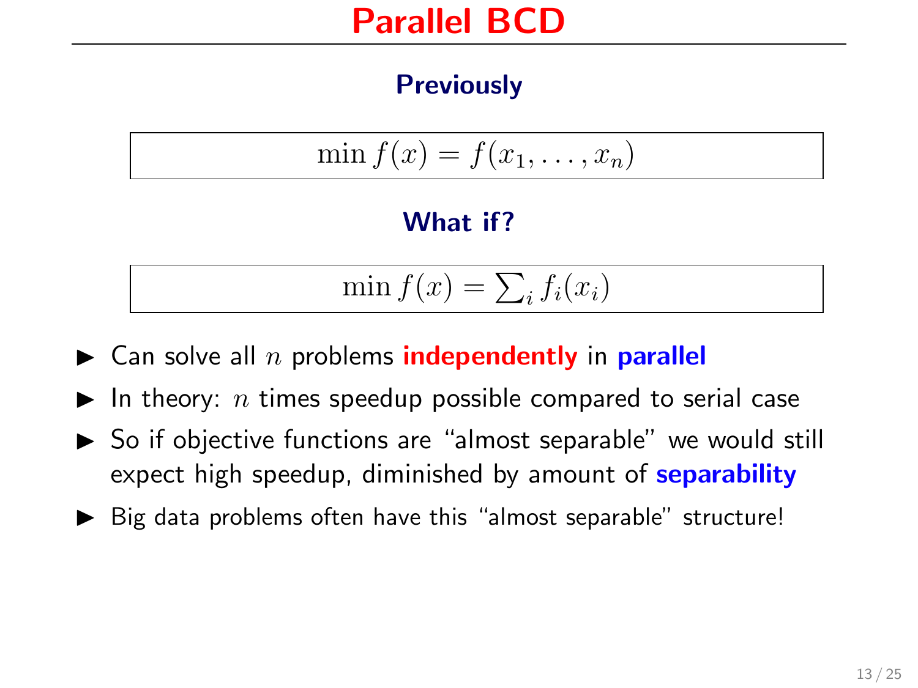# Parallel BCD

### Previously

$$\min f(x) = f(x_1, \ldots, x_n)$$

### What if?

$$\min f(x) = \sum_i f_i(x_i)$$

- Can solve all $n$ problems **independently** in **parallel**
- In theory: $n$ times speedup possible compared to serial case
- So if objective functions are "almost separable" we would still expect high speedup, diminished by amount of **separability**
- Big data problems often have this "almost separable" structure!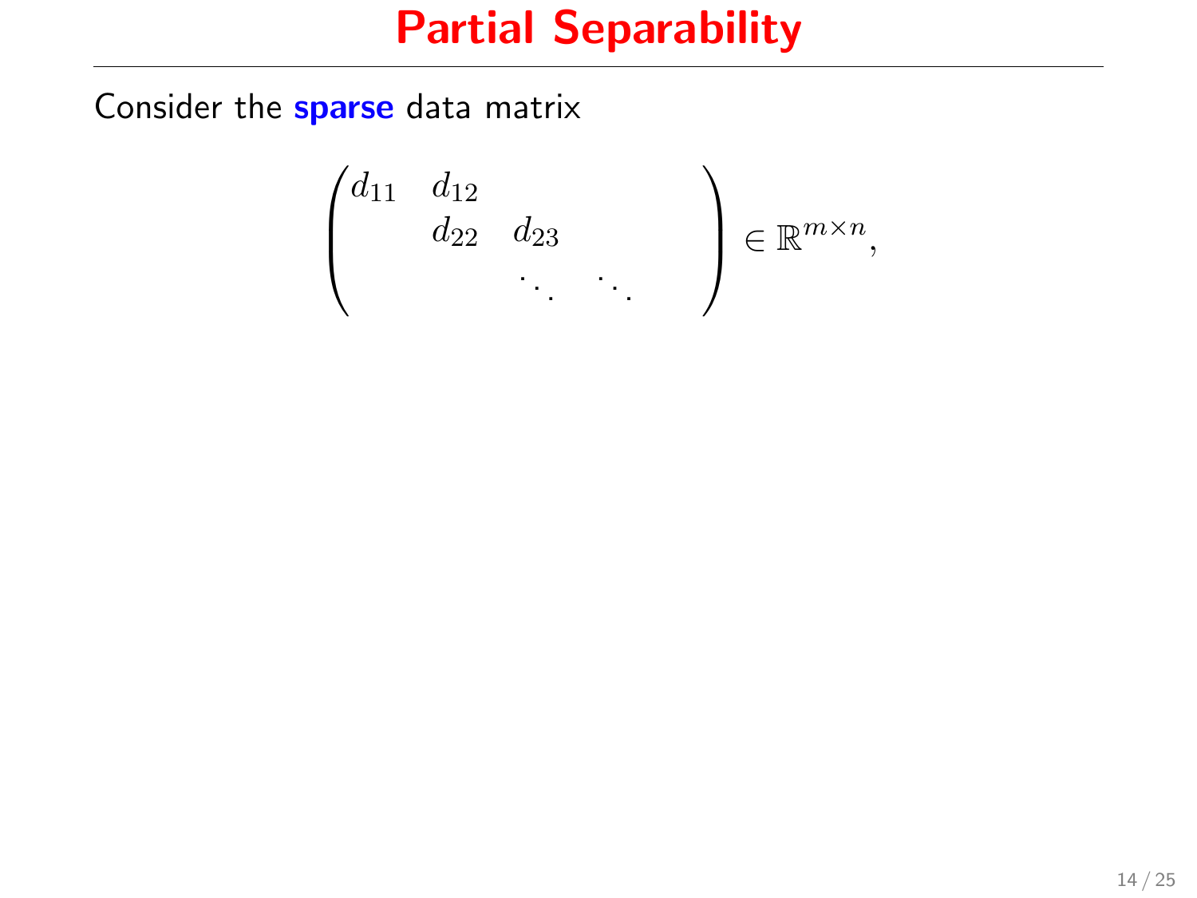# Partial Separability

Consider the **sparse** data matrix

$$\begin{pmatrix} d_{11} & d_{12} & & & \\ & d_{22} & d_{23} & & \\ & & \ddots & \ddots & \end{pmatrix} \in \mathbb{R}^{m \times n},$$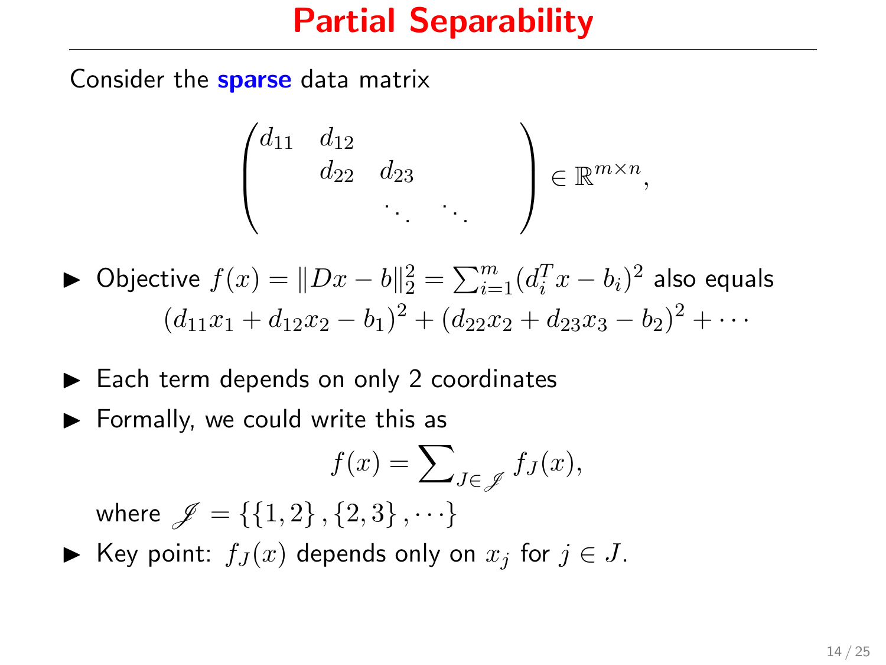# Partial Separability

Consider the **sparse** data matrix

$$\begin{pmatrix} d_{11} & d_{12} & & & \\ & d_{22} & d_{23} & & \\ & & \ddots & \ddots & \end{pmatrix} \in \mathbb{R}^{m \times n},$$

- Objective $f(x) = \|Dx - b\|_2^2 = \sum_{i=1}^{m} (d_i^T x - b_i)^2$ also equals
$$(d_{11}x_1 + d_{12}x_2 - b_1)^2 + (d_{22}x_2 + d_{23}x_3 - b_2)^2 + \cdots$$
- Each term depends on only 2 coordinates
- Formally, we could write this as
$$f(x) = \sum\nolimits_{J \in \mathscr{J}} f_J(x),$$
where $\mathscr{J} = \{\{1,2\}, \{2,3\}, \cdots\}$
- Key point: $f_J(x)$ depends only on $x_j$ for $j \in J$.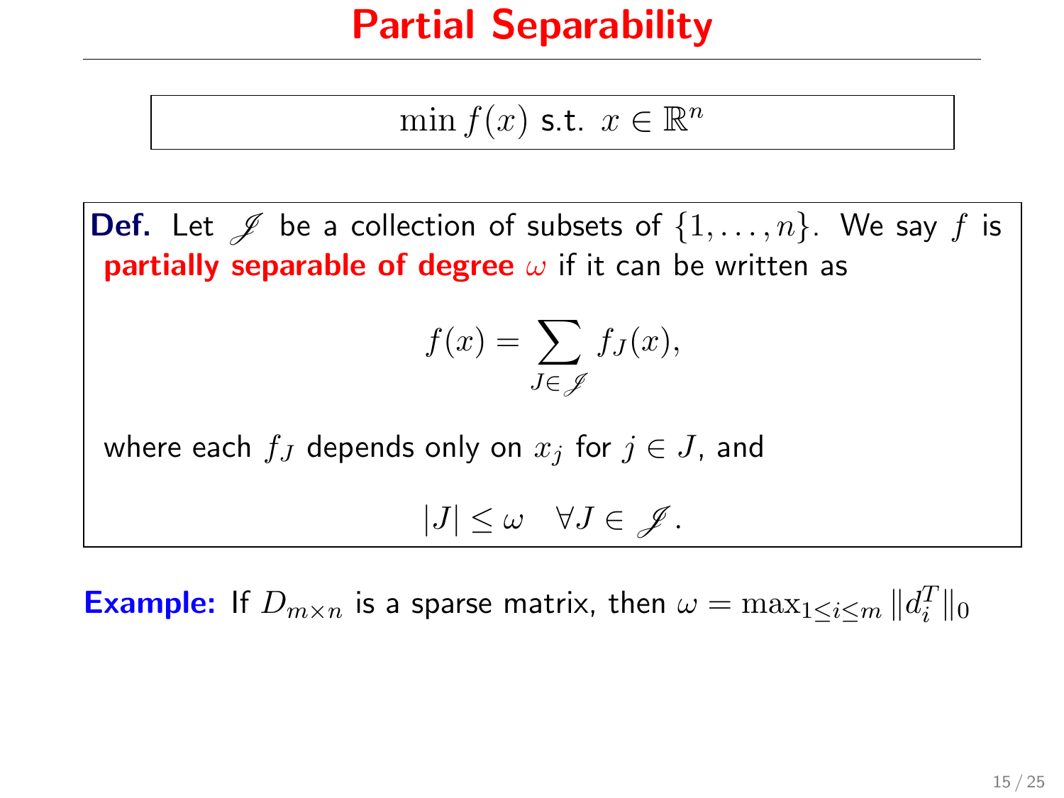# Partial Separability

$$\min f(x) \text{ s.t. } x \in \mathbb{R}^n$$

**Def.** Let $\mathscr{J}$ be a collection of subsets of $\{1, \ldots, n\}$. We say $f$ is **partially separable of degree $\omega$** if it can be written as

$$f(x) = \sum_{J \in \mathscr{J}} f_J(x),$$

where each $f_J$ depends only on $x_j$ for $j \in J$, and

$$|J| \leq \omega \quad \forall J \in \mathscr{J}.$$

**Example:** If $D_{m \times n}$ is a sparse matrix, then $\omega = \max_{1 \leq i \leq m} \|d_i^T\|_0$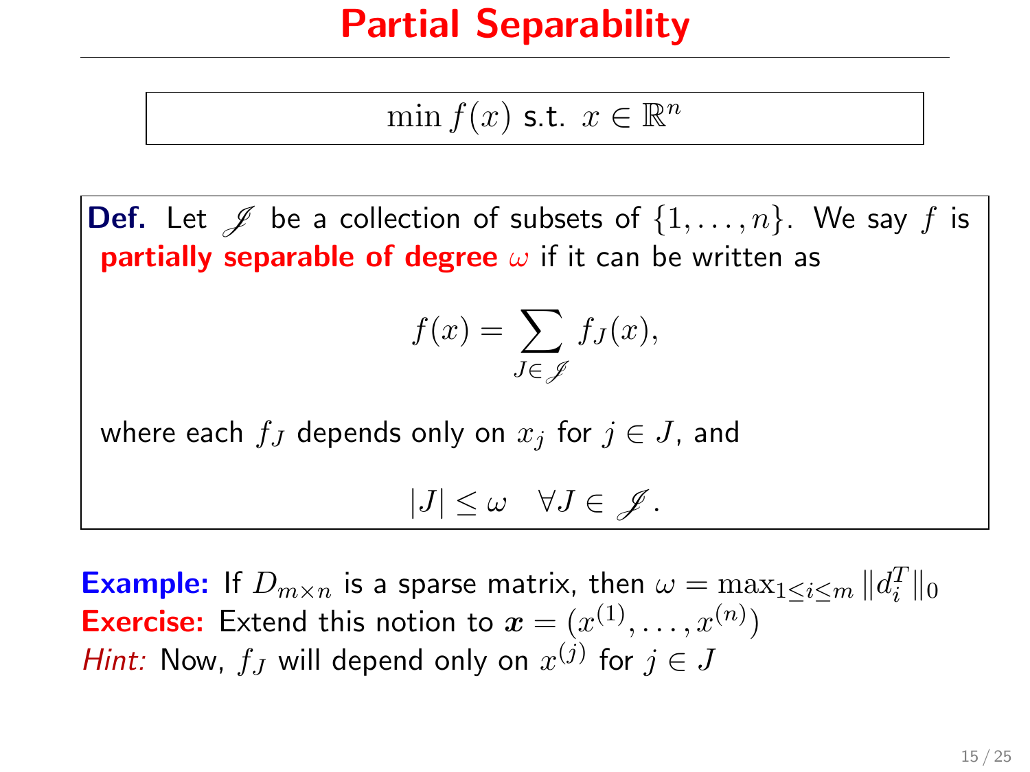# Partial Separability

$$\min f(x) \text{ s.t. } x \in \mathbb{R}^n$$

**Def.** Let $\mathscr{J}$ be a collection of subsets of $\{1, \ldots, n\}$. We say $f$ is **partially separable of degree $\omega$** if it can be written as

$$f(x) = \sum_{J \in \mathscr{J}} f_J(x),$$

where each $f_J$ depends only on $x_j$ for $j \in J$, and

$$|J| \leq \omega \quad \forall J \in \mathscr{J}.$$

**Example:** If $D_{m \times n}$ is a sparse matrix, then $\omega = \max_{1 \leq i \leq m} \|d_i^T\|_0$

**Exercise:** Extend this notion to $\boldsymbol{x} = (x^{(1)}, \ldots, x^{(n)})$

*Hint:* Now, $f_J$ will depend only on $x^{(j)}$ for $j \in J$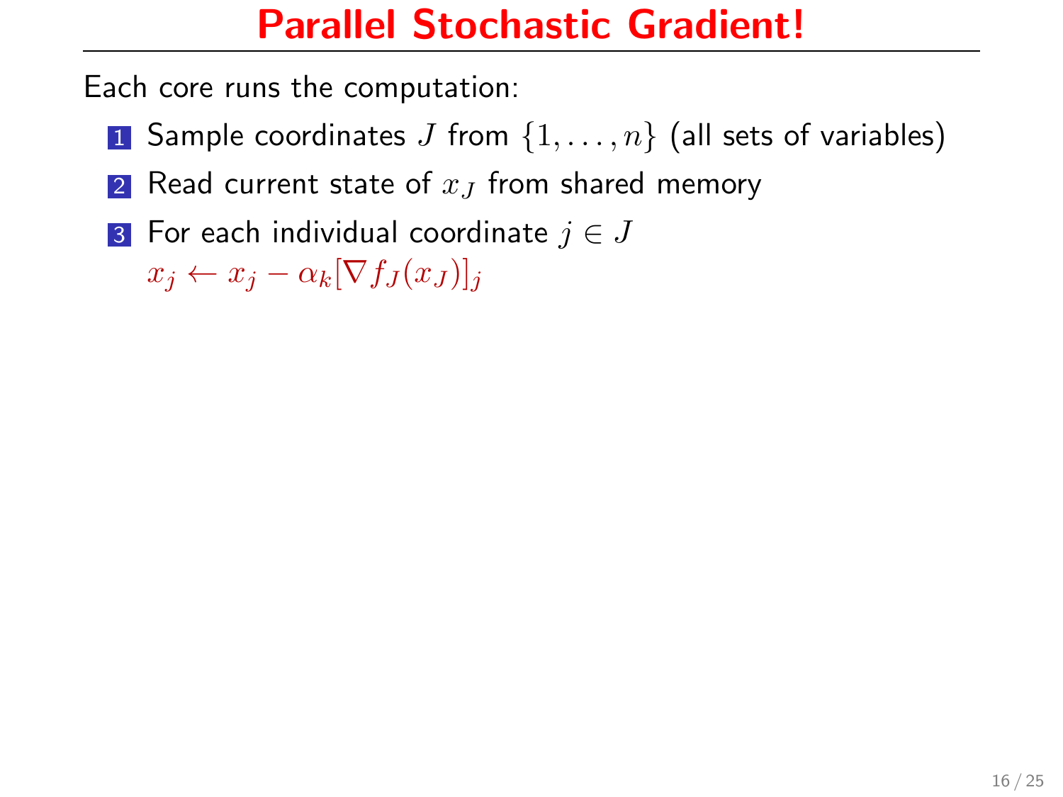# Parallel Stochastic Gradient!

Each core runs the computation:

1. Sample coordinates $J$ from $\{1, \ldots, n\}$ (all sets of variables)
2. Read current state of $x_J$ from shared memory
3. For each individual coordinate $j \in J$
   $x_j \leftarrow x_j - \alpha_k [\nabla f_J(x_J)]_j$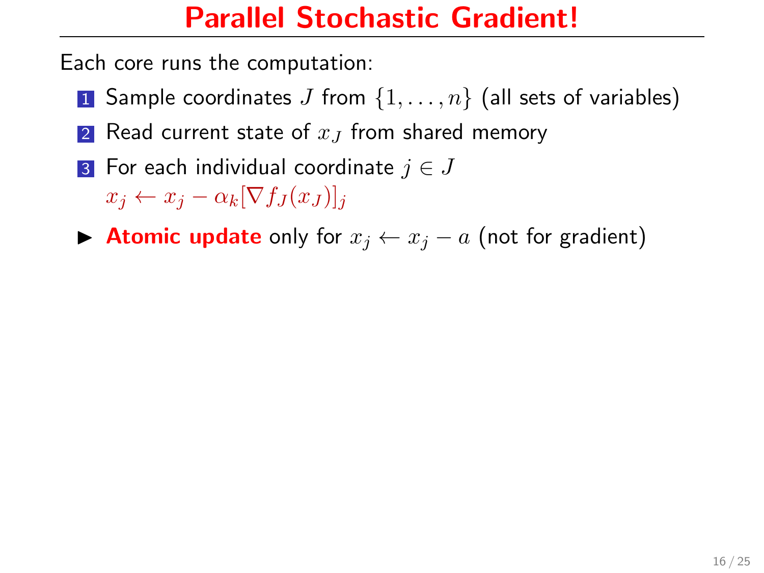# Parallel Stochastic Gradient!

Each core runs the computation:

1. Sample coordinates $J$ from $\{1, \ldots, n\}$ (all sets of variables)
2. Read current state of $x_J$ from shared memory
3. For each individual coordinate $j \in J$
   $x_j \leftarrow x_j - \alpha_k [\nabla f_J(x_J)]_j$

- **Atomic update** only for $x_j \leftarrow x_j - a$ (not for gradient)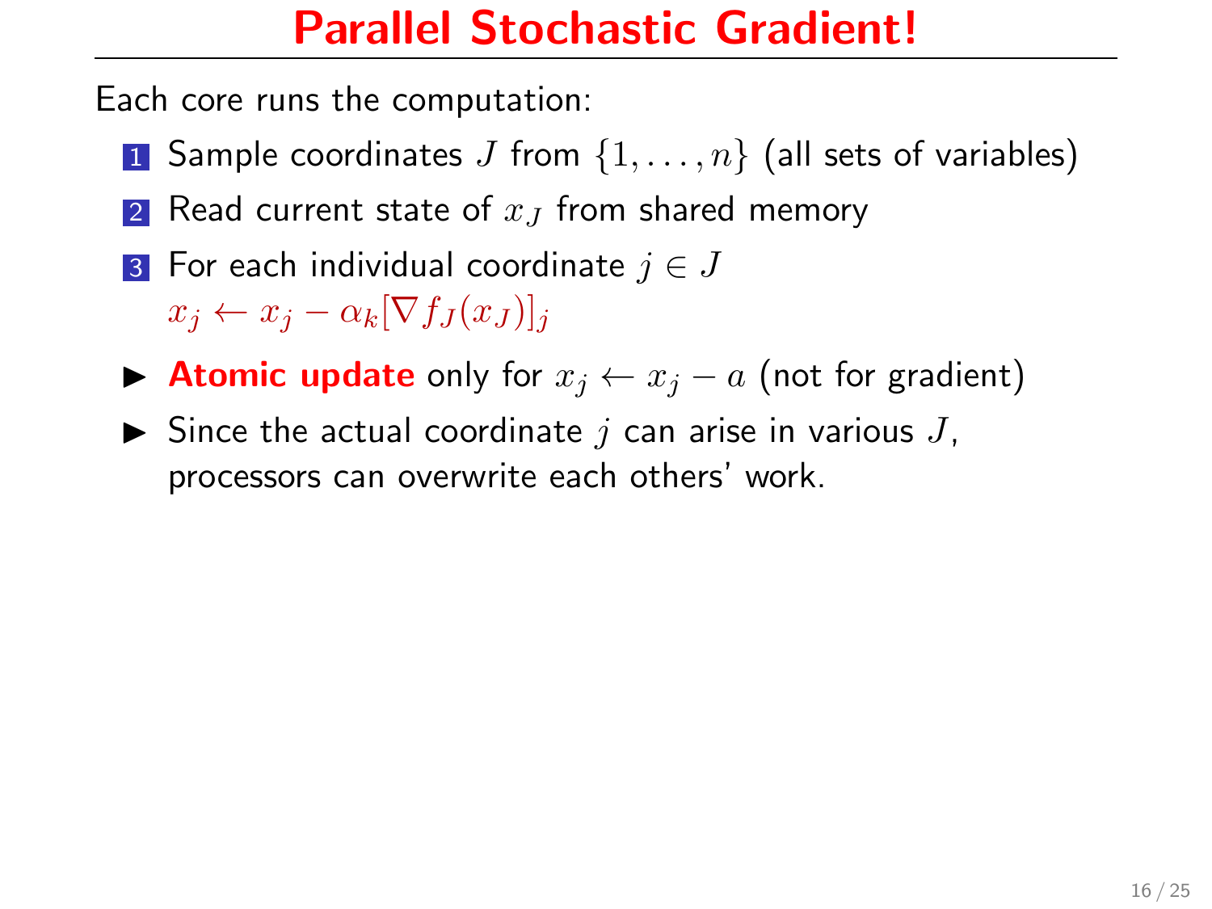# Parallel Stochastic Gradient!

Each core runs the computation:

1. Sample coordinates $J$ from $\{1, \ldots, n\}$ (all sets of variables)
2. Read current state of $x_J$ from shared memory
3. For each individual coordinate $j \in J$
   $x_j \leftarrow x_j - \alpha_k [\nabla f_J(x_J)]_j$

- **Atomic update** only for $x_j \leftarrow x_j - a$ (not for gradient)
- Since the actual coordinate $j$ can arise in various $J$, processors can overwrite each others' work.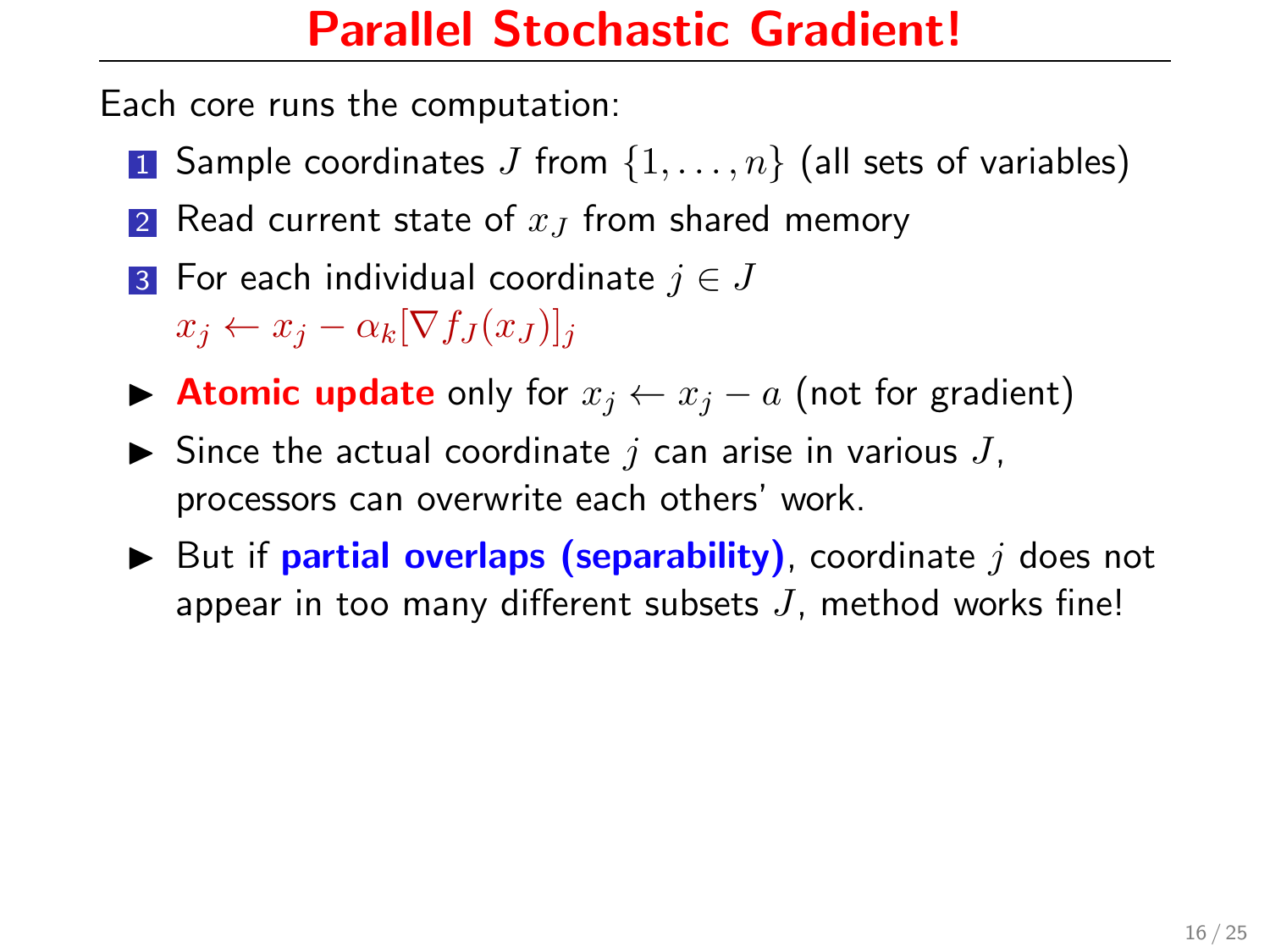# Parallel Stochastic Gradient!

Each core runs the computation:

1. Sample coordinates $J$ from $\{1, \ldots, n\}$ (all sets of variables)
2. Read current state of $x_J$ from shared memory
3. For each individual coordinate $j \in J$
   $x_j \leftarrow x_j - \alpha_k [\nabla f_J(x_J)]_j$

- **Atomic update** only for $x_j \leftarrow x_j - a$ (not for gradient)
- Since the actual coordinate $j$ can arise in various $J$, processors can overwrite each others' work.
- But if **partial overlaps (separability)**, coordinate $j$ does not appear in too many different subsets $J$, method works fine!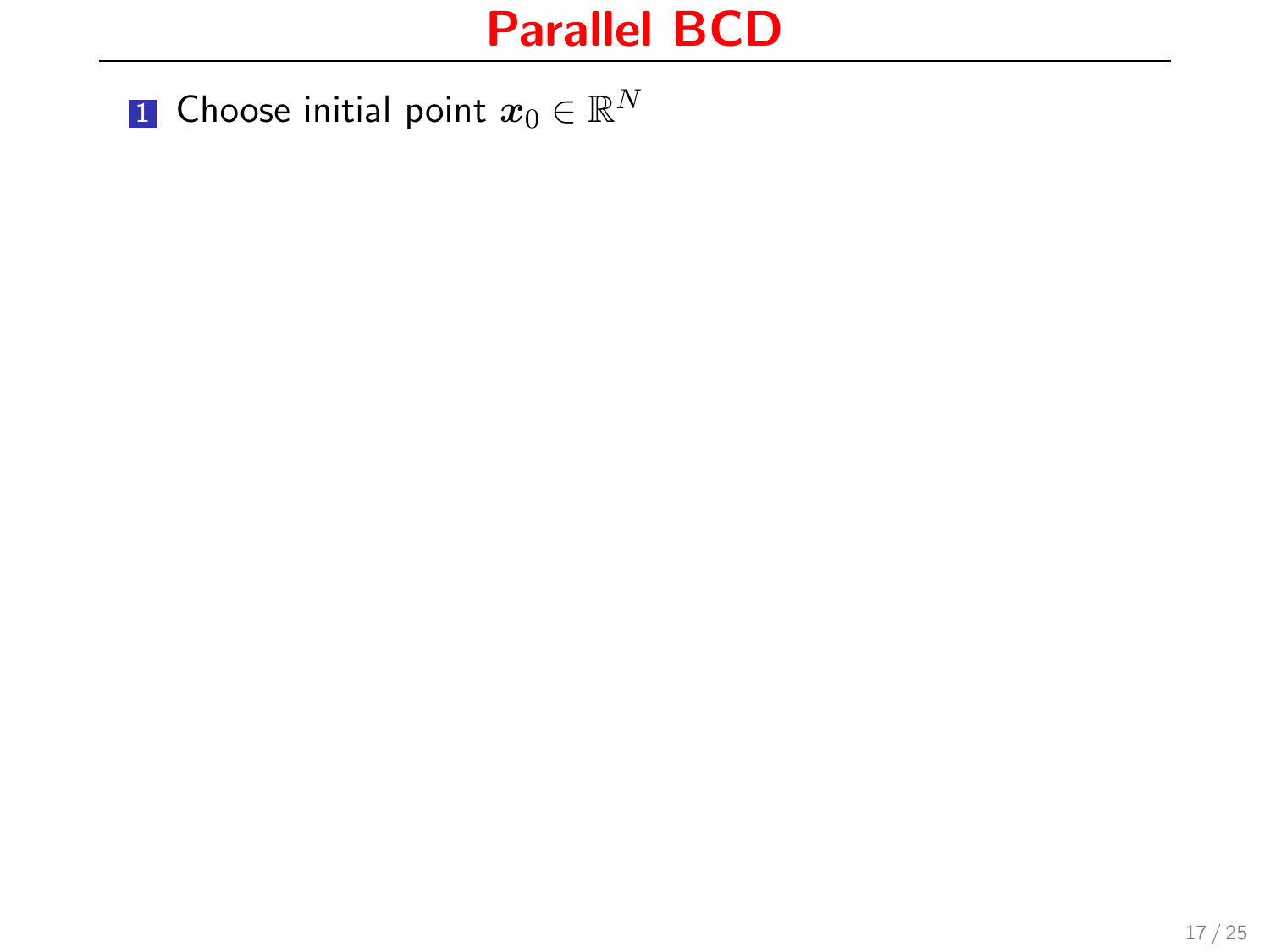# Parallel BCD

1. Choose initial point $\boldsymbol{x}_0 \in \mathbb{R}^N$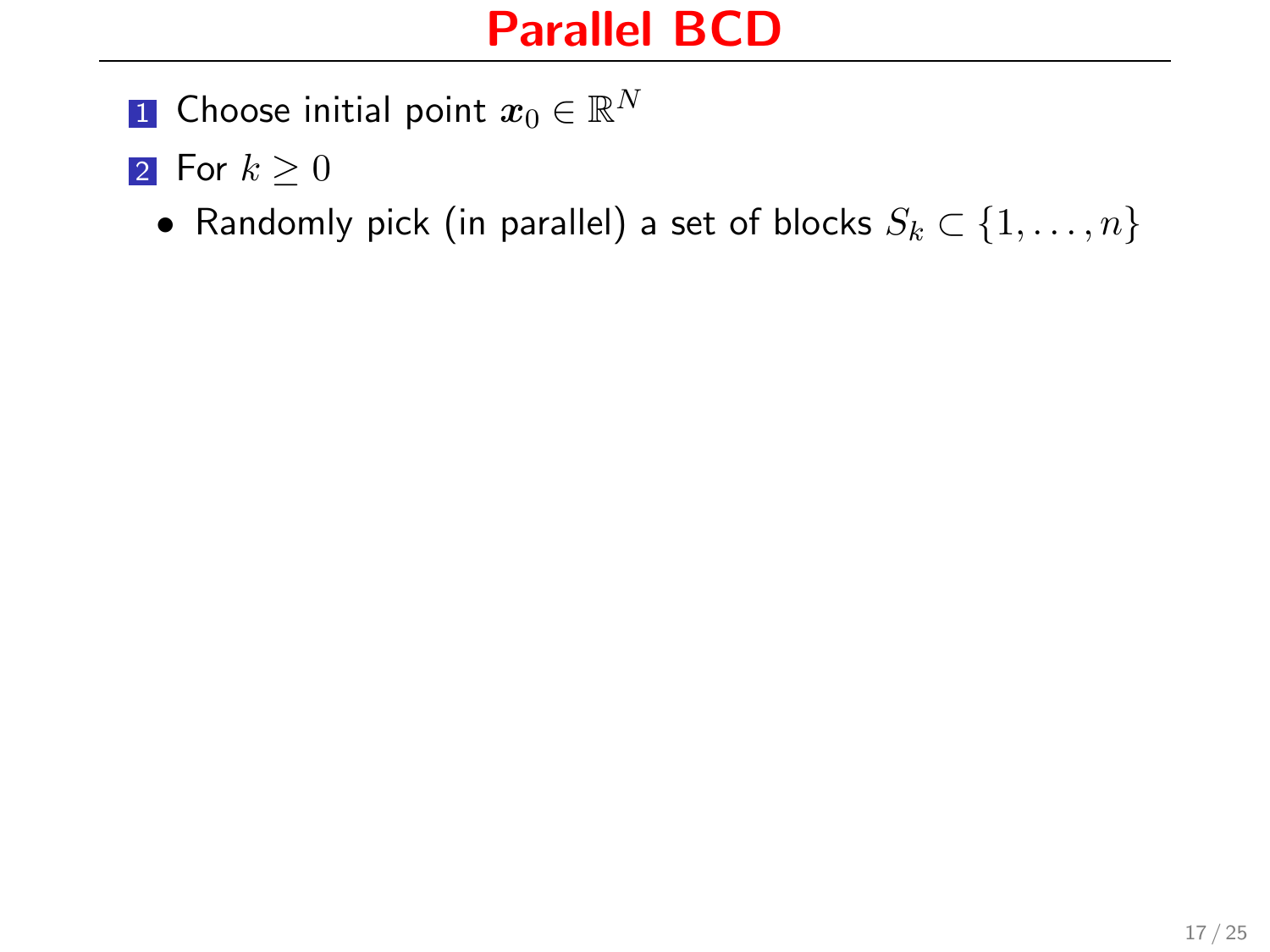# Parallel BCD

1. Choose initial point $\boldsymbol{x}_0 \in \mathbb{R}^N$
2. For $k \geq 0$
   - Randomly pick (in parallel) a set of blocks $S_k \subset \{1, \ldots, n\}$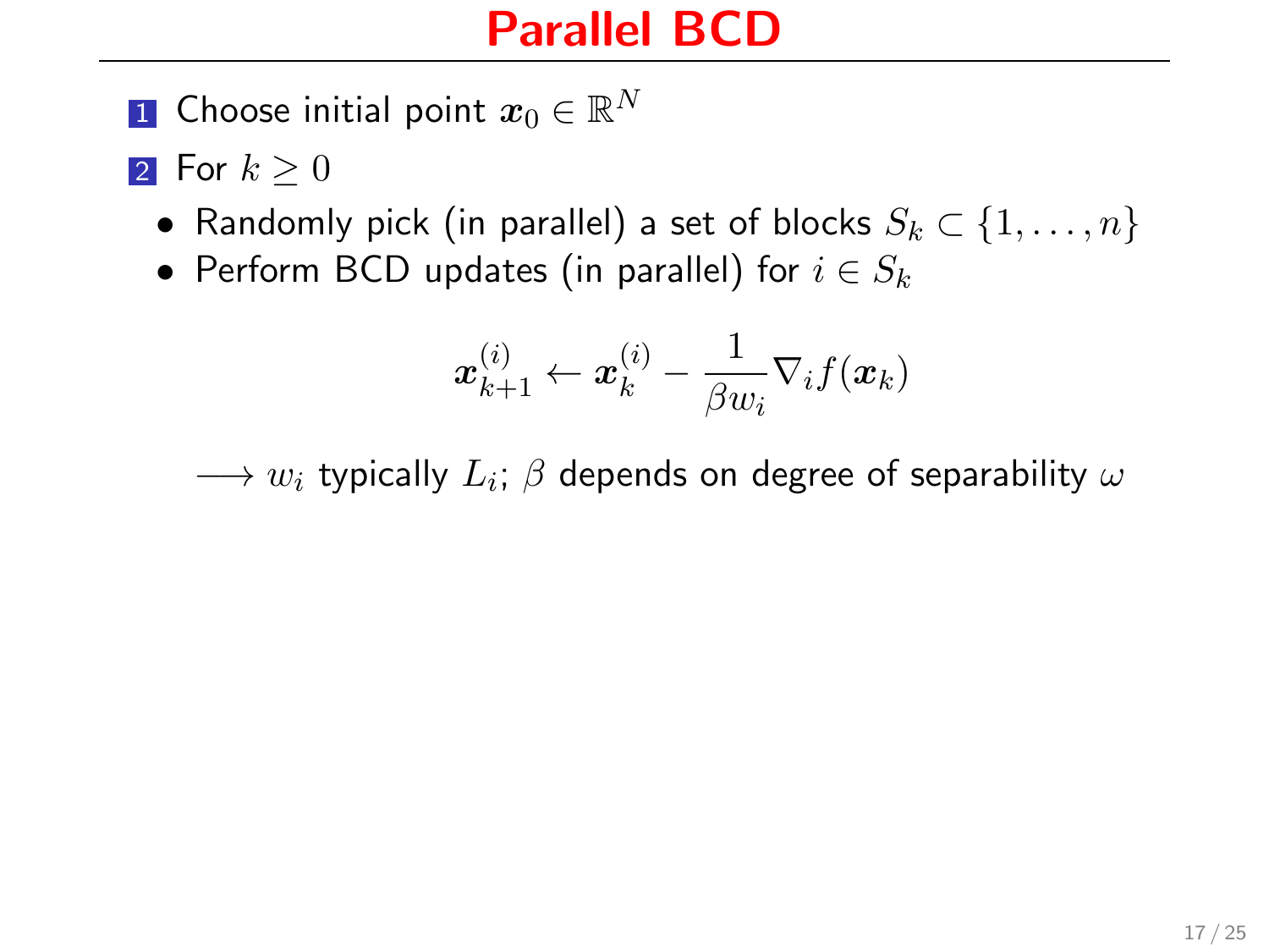# Parallel BCD

1. Choose initial point $\boldsymbol{x}_0 \in \mathbb{R}^N$
2. For $k \geq 0$
   - Randomly pick (in parallel) a set of blocks $S_k \subset \{1, \ldots, n\}$
   - Perform BCD updates (in parallel) for $i \in S_k$

$$\boldsymbol{x}_{k+1}^{(i)} \leftarrow \boldsymbol{x}_k^{(i)} - \frac{1}{\beta w_i} \nabla_i f(\boldsymbol{x}_k)$$

$\longrightarrow$ $w_i$ typically $L_i$; $\beta$ depends on degree of separability $\omega$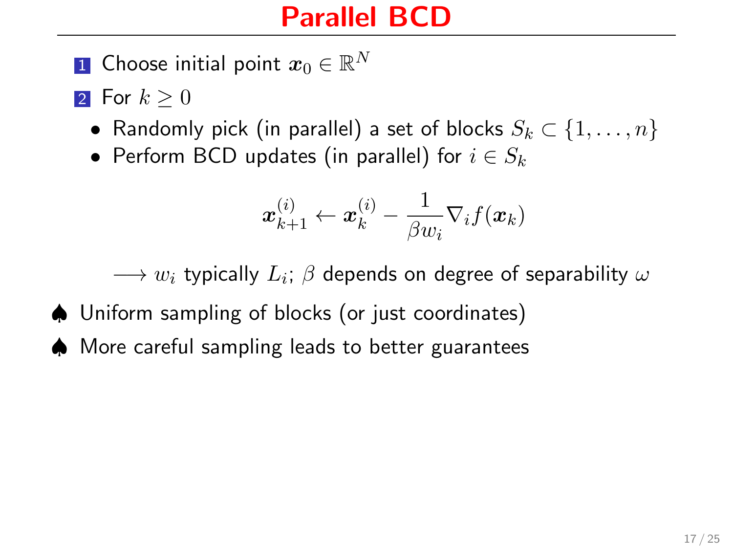# Parallel BCD

1. Choose initial point $\boldsymbol{x}_0 \in \mathbb{R}^N$
2. For $k \geq 0$
   - Randomly pick (in parallel) a set of blocks $S_k \subset \{1, \ldots, n\}$
   - Perform BCD updates (in parallel) for $i \in S_k$

$$\boldsymbol{x}_{k+1}^{(i)} \leftarrow \boldsymbol{x}_k^{(i)} - \frac{1}{\beta w_i} \nabla_i f(\boldsymbol{x}_k)$$

$\longrightarrow w_i$ typically $L_i$; $\beta$ depends on degree of separability $\omega$

♠ Uniform sampling of blocks (or just coordinates)

♠ More careful sampling leads to better guarantees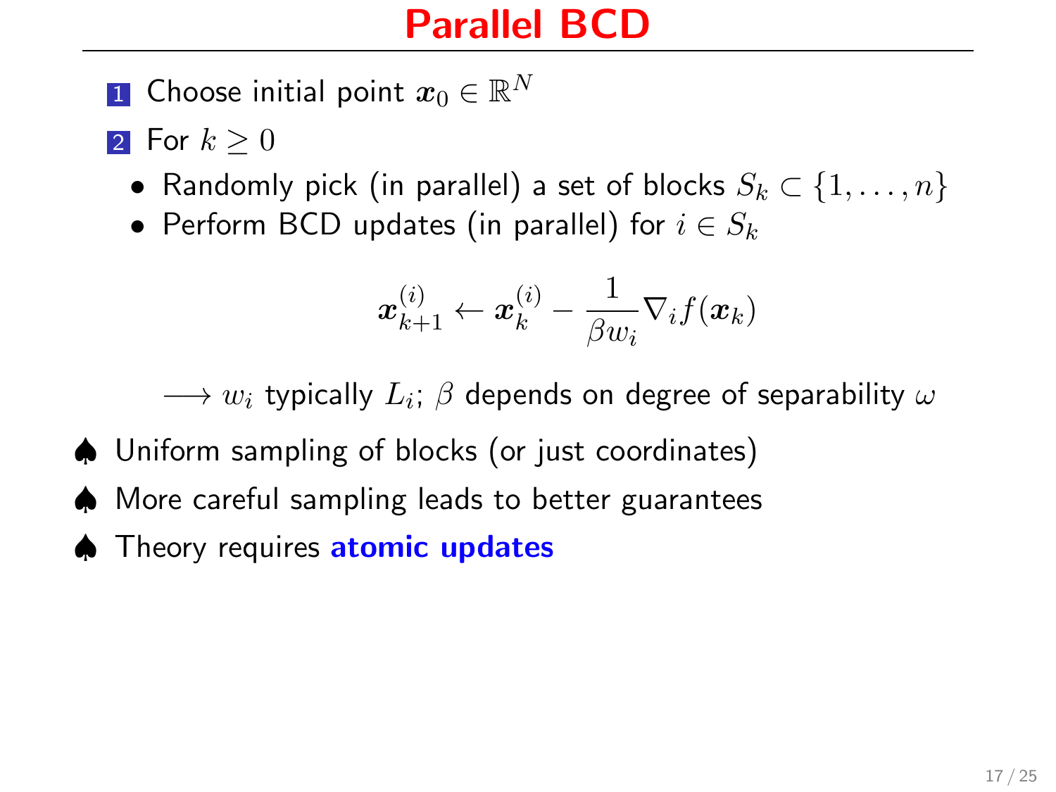# Parallel BCD

1. Choose initial point $\boldsymbol{x}_0 \in \mathbb{R}^N$
2. For $k \geq 0$
   - Randomly pick (in parallel) a set of blocks $S_k \subset \{1, \ldots, n\}$
   - Perform BCD updates (in parallel) for $i \in S_k$

$$\boldsymbol{x}_{k+1}^{(i)} \leftarrow \boldsymbol{x}_k^{(i)} - \frac{1}{\beta w_i} \nabla_i f(\boldsymbol{x}_k)$$

$\longrightarrow$ $w_i$ typically $L_i$; $\beta$ depends on degree of separability $\omega$

♠ Uniform sampling of blocks (or just coordinates)

♠ More careful sampling leads to better guarantees

♠ Theory requires **atomic updates**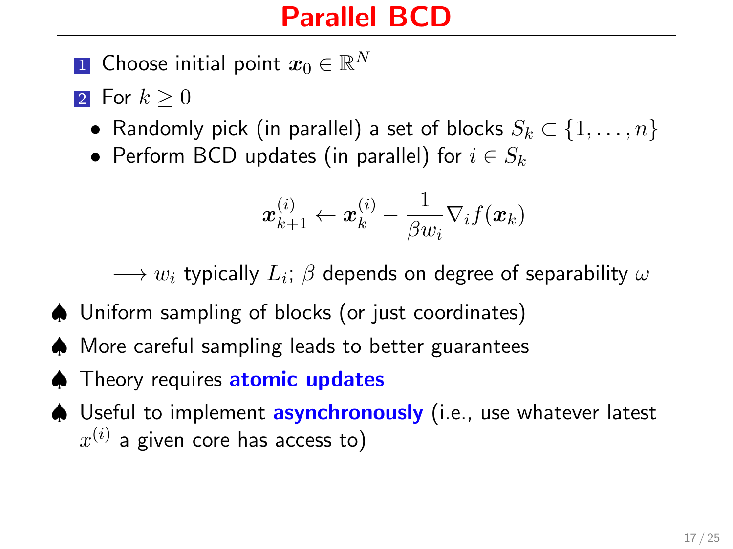# Parallel BCD

1. Choose initial point $\boldsymbol{x}_0 \in \mathbb{R}^N$
2. For $k \geq 0$
   - Randomly pick (in parallel) a set of blocks $S_k \subset \{1, \ldots, n\}$
   - Perform BCD updates (in parallel) for $i \in S_k$

$$\boldsymbol{x}_{k+1}^{(i)} \leftarrow \boldsymbol{x}_k^{(i)} - \frac{1}{\beta w_i} \nabla_i f(\boldsymbol{x}_k)$$

$\longrightarrow w_i$ typically $L_i$; $\beta$ depends on degree of separability $\omega$

♠ Uniform sampling of blocks (or just coordinates)

♠ More careful sampling leads to better guarantees

♠ Theory requires **atomic updates**

♠ Useful to implement **asynchronously** (i.e., use whatever latest $x^{(i)}$ a given core has access to)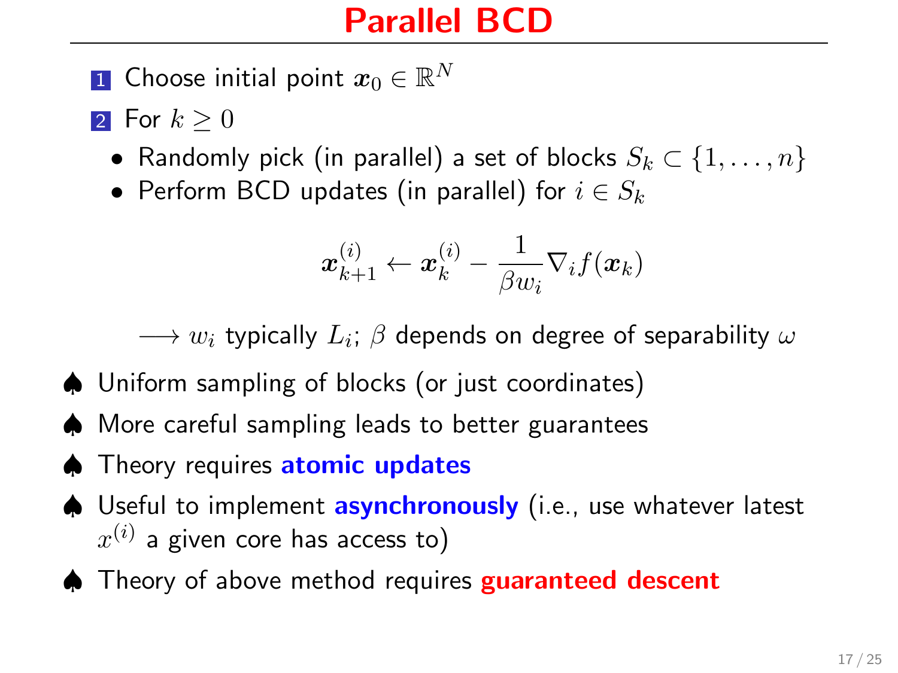# Parallel BCD

1. Choose initial point $\boldsymbol{x}_0 \in \mathbb{R}^N$
2. For $k \geq 0$
   - Randomly pick (in parallel) a set of blocks $S_k \subset \{1, \ldots, n\}$
   - Perform BCD updates (in parallel) for $i \in S_k$

$$\boldsymbol{x}_{k+1}^{(i)} \leftarrow \boldsymbol{x}_k^{(i)} - \frac{1}{\beta w_i} \nabla_i f(\boldsymbol{x}_k)$$

$\longrightarrow$ $w_i$ typically $L_i$; $\beta$ depends on degree of separability $\omega$

- ♠ Uniform sampling of blocks (or just coordinates)
- ♠ More careful sampling leads to better guarantees
- ♠ Theory requires **atomic updates**
- ♠ Useful to implement **asynchronously** (i.e., use whatever latest $x^{(i)}$ a given core has access to)
- ♠ Theory of above method requires **guaranteed descent**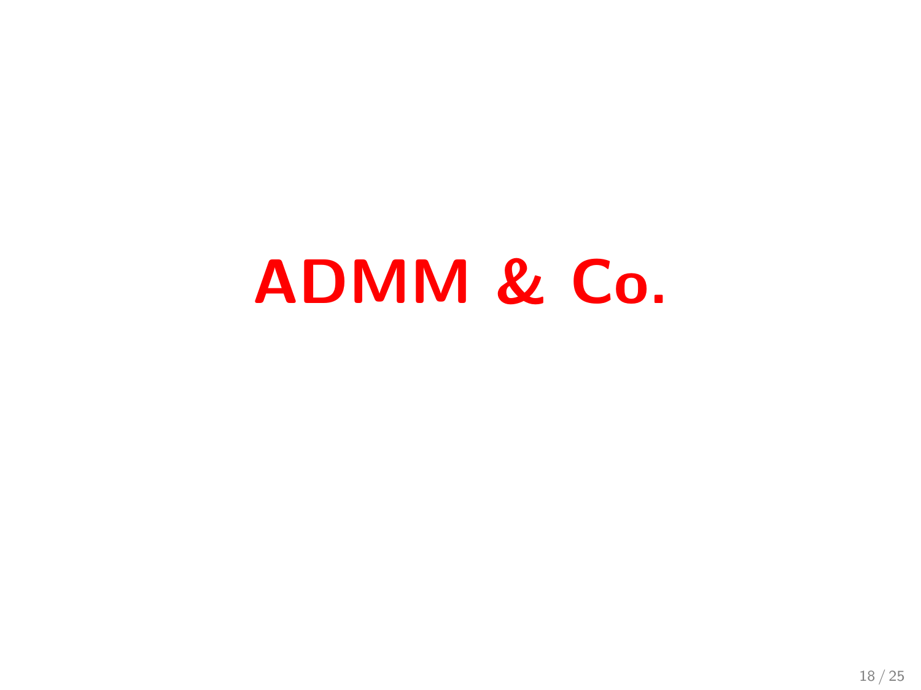# ADMM & Co.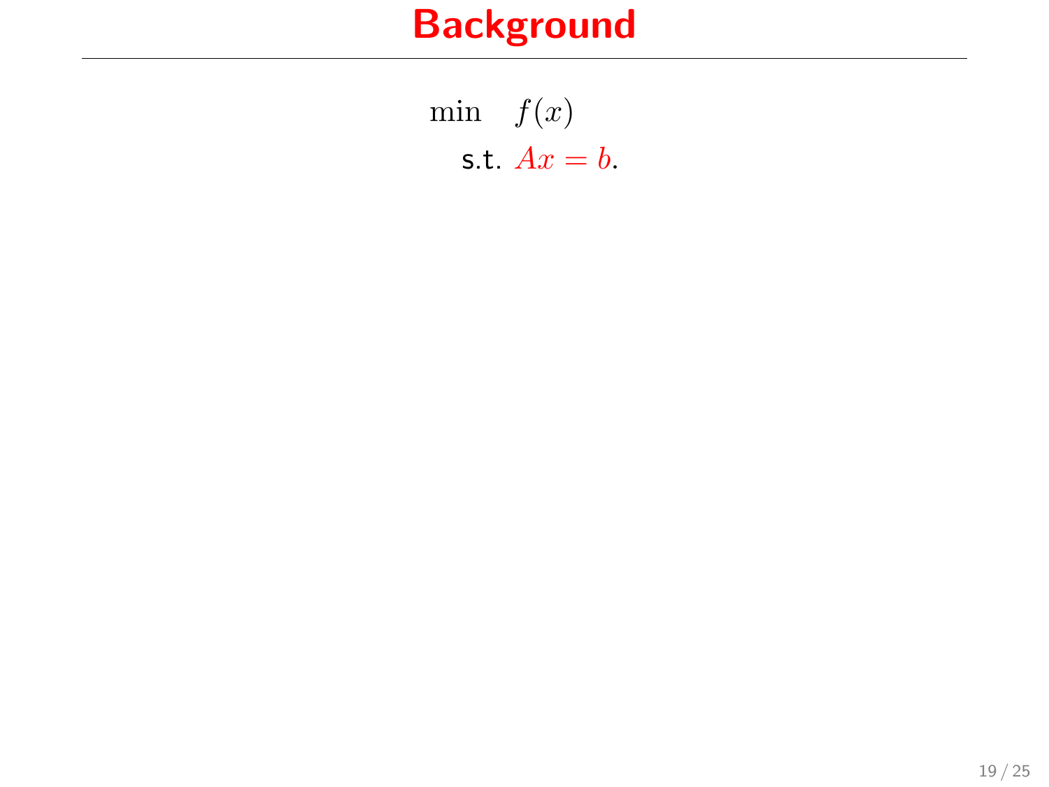# Background

$$
\begin{aligned}
\min \quad & f(x) \\
\text{s.t. } & Ax = b.
\end{aligned}
$$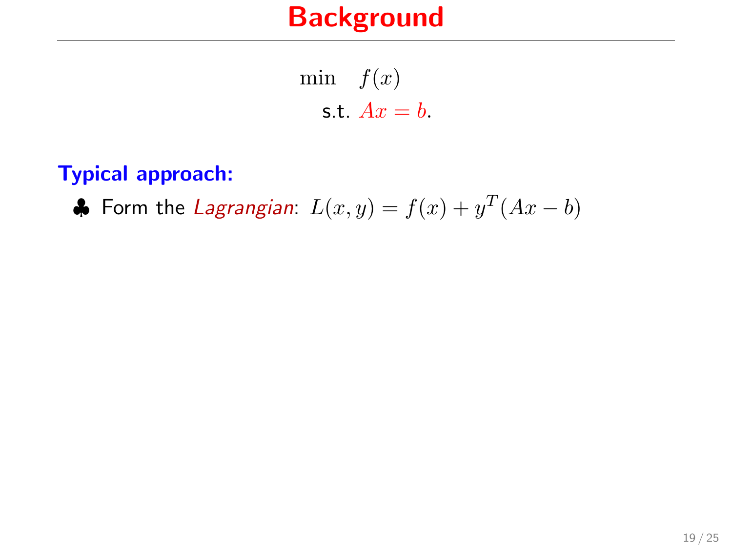# Background

$$
\begin{aligned}
\min \quad & f(x) \\
\text{s.t. } & Ax = b.
\end{aligned}
$$

**Typical approach:**

♣ Form the *Lagrangian*: $L(x, y) = f(x) + y^T(Ax - b)$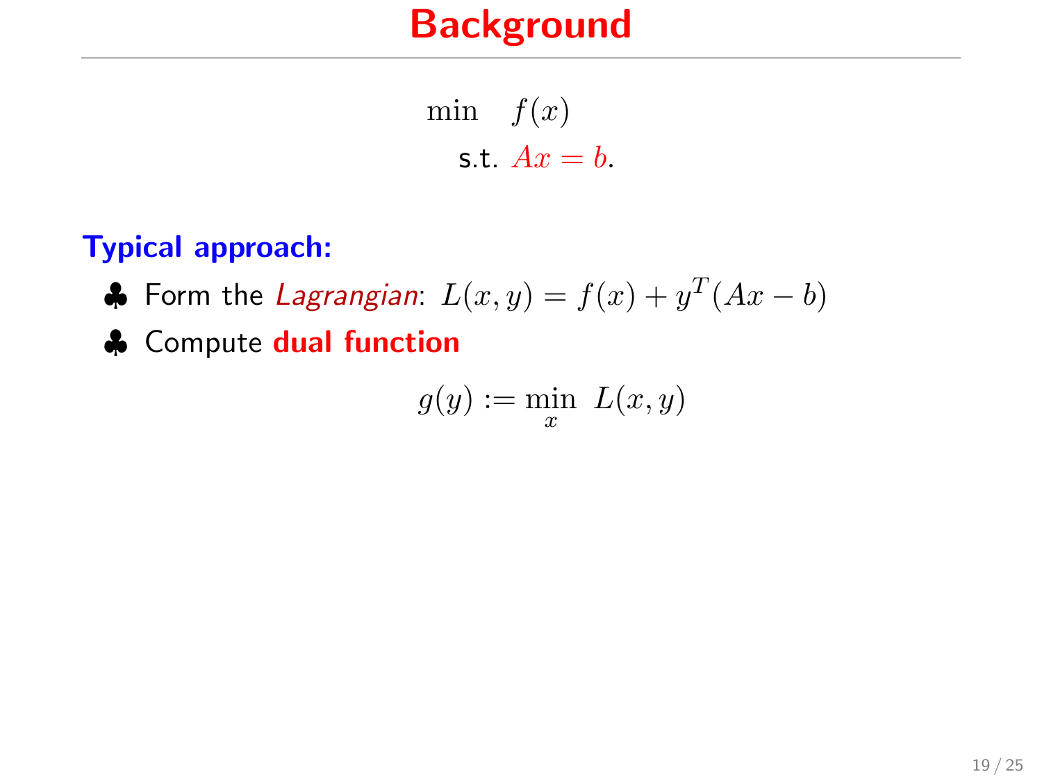# Background

$$
\begin{aligned}
\min \quad & f(x) \\
\text{s.t.} \quad & Ax = b.
\end{aligned}
$$

**Typical approach:**

- ♣ Form the *Lagrangian*: $L(x, y) = f(x) + y^T(Ax - b)$
- ♣ Compute **dual function**

$$
g(y) := \min_x \ L(x, y)
$$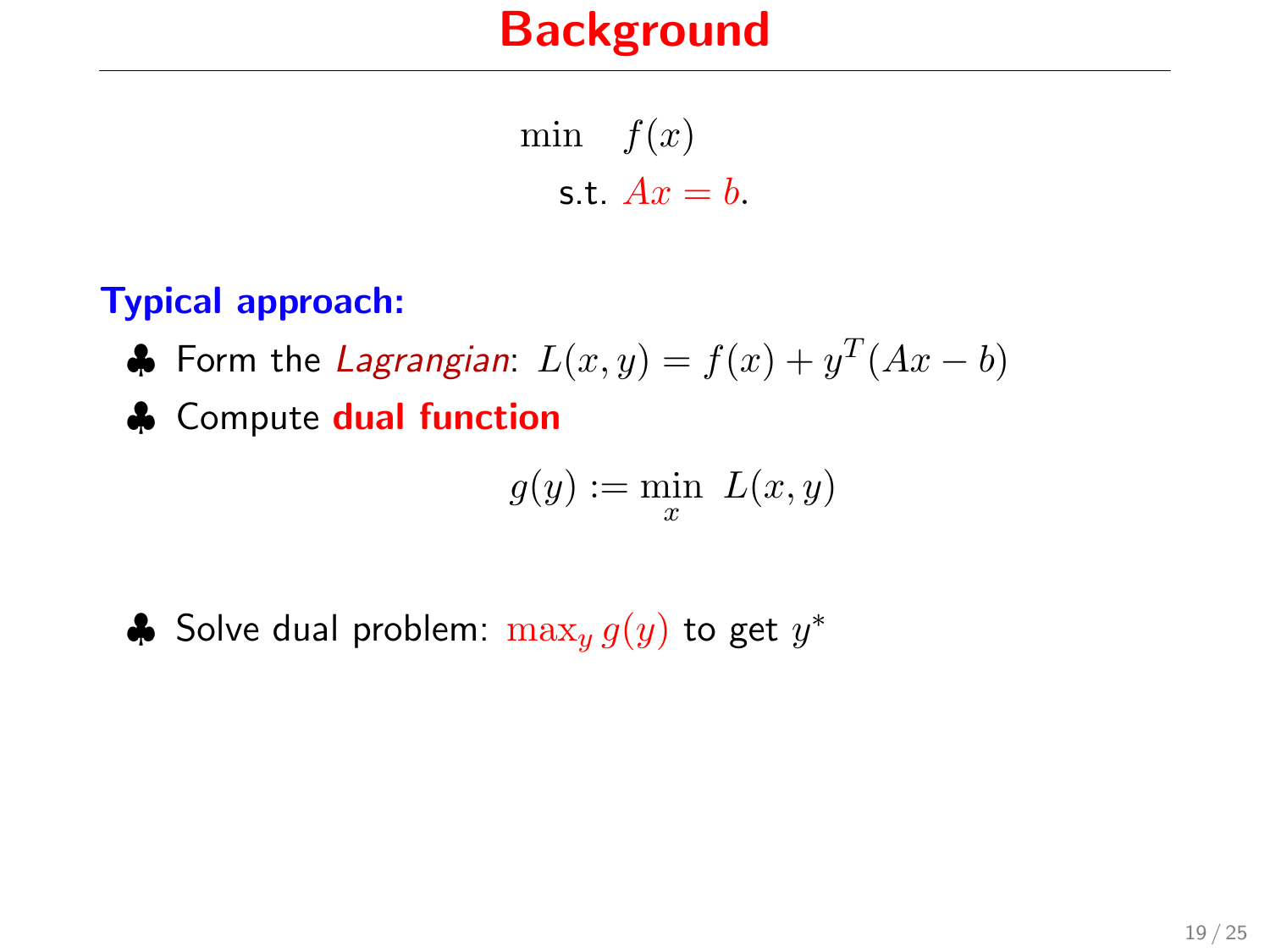# Background

$$\begin{aligned} \min \quad & f(x) \\ \text{s.t. } & Ax = b. \end{aligned}$$

**Typical approach:**

- Form the *Lagrangian*: $L(x, y) = f(x) + y^T(Ax - b)$
- Compute **dual function**

$$g(y) := \min_x \; L(x, y)$$

- Solve dual problem: $\max_y g(y)$ to get $y^*$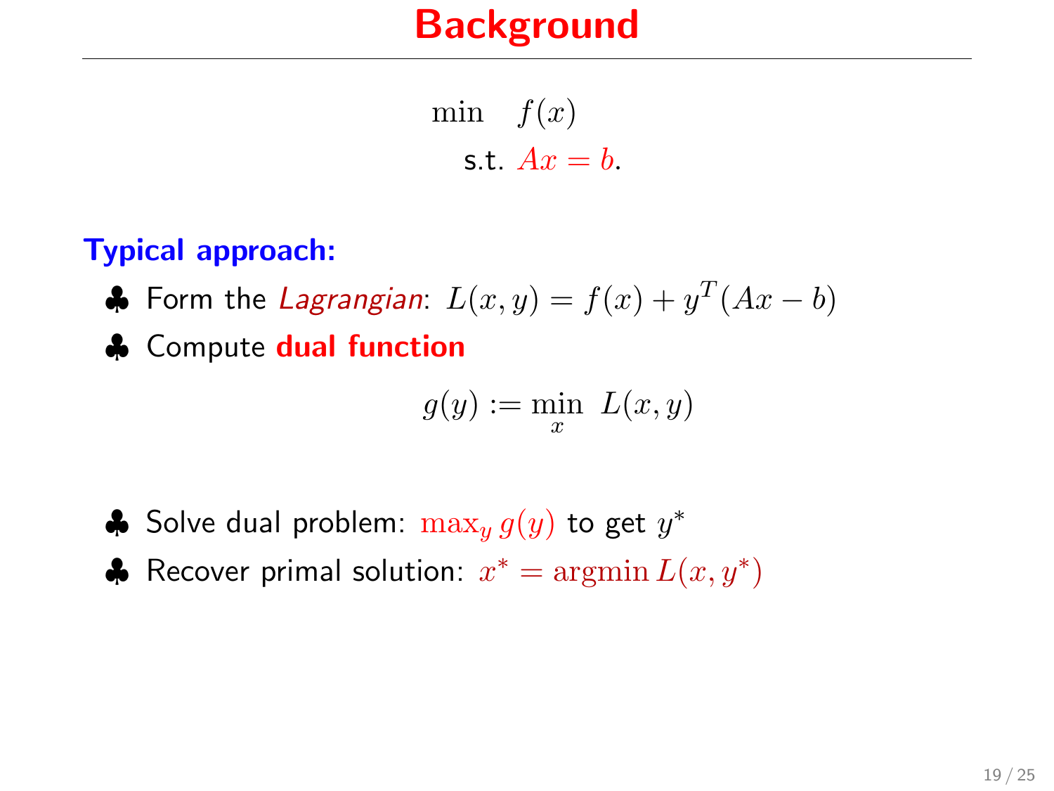# Background

$$
\begin{aligned}
\min \quad & f(x) \\
\text{s.t.} \quad & Ax = b.
\end{aligned}
$$

**Typical approach:**

- ♣ Form the *Lagrangian*: $L(x, y) = f(x) + y^T(Ax - b)$
- ♣ Compute **dual function**

$$
g(y) := \min_x \ L(x, y)
$$

- ♣ Solve dual problem: $\max_y g(y)$ to get $y^*$
- ♣ Recover primal solution: $x^* = \operatorname{argmin} L(x, y^*)$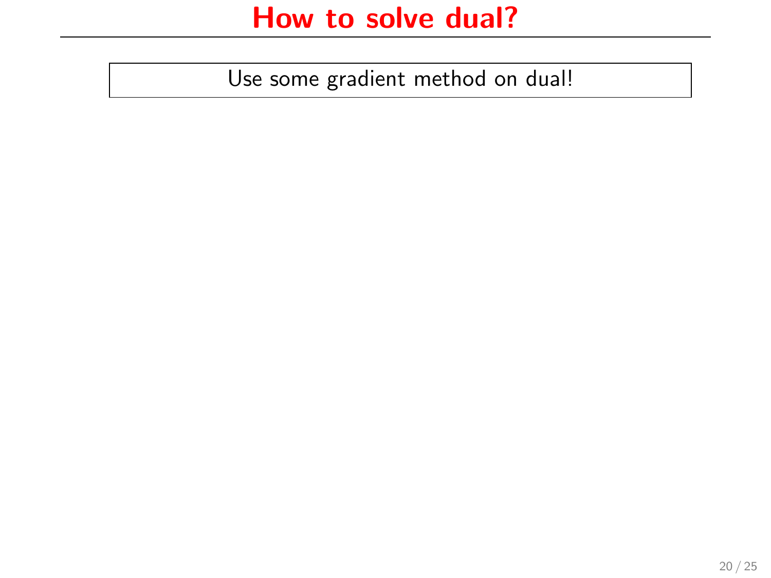# How to solve dual?

Use some gradient method on dual!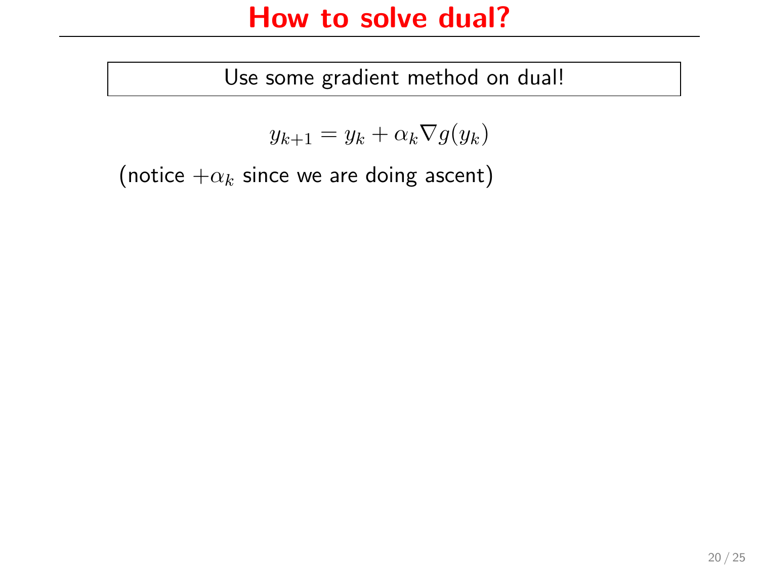# How to solve dual?

Use some gradient method on dual!

$$y_{k+1} = y_k + \alpha_k \nabla g(y_k)$$

(notice $+\alpha_k$ since we are doing ascent)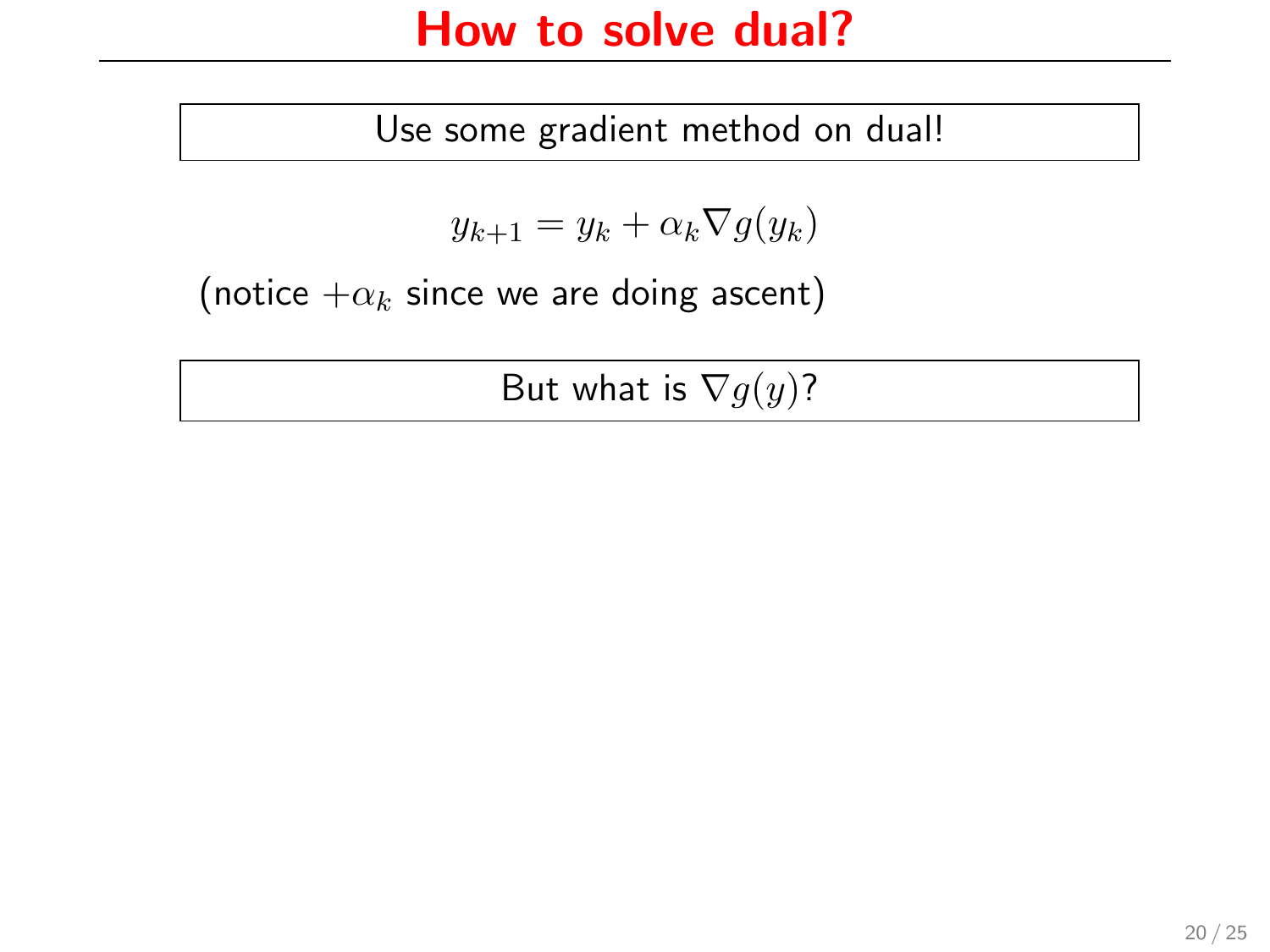# How to solve dual?

Use some gradient method on dual!

$$y_{k+1} = y_k + \alpha_k \nabla g(y_k)$$

(notice $+\alpha_k$ since we are doing ascent)

But what is $\nabla g(y)$?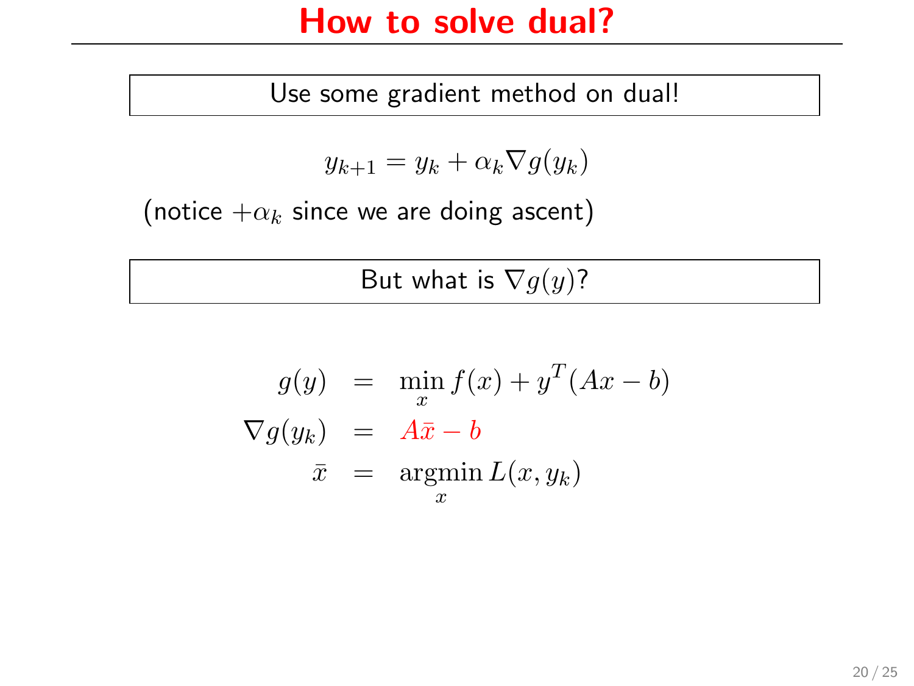# How to solve dual?

Use some gradient method on dual!

$$y_{k+1} = y_k + \alpha_k \nabla g(y_k)$$

(notice $+\alpha_k$ since we are doing ascent)

But what is $\nabla g(y)$?

$$\begin{aligned} g(y) &= \min_x f(x) + y^T(Ax - b) \\ \nabla g(y_k) &= A\bar{x} - b \\ \bar{x} &= \operatorname*{argmin}_x L(x, y_k) \end{aligned}$$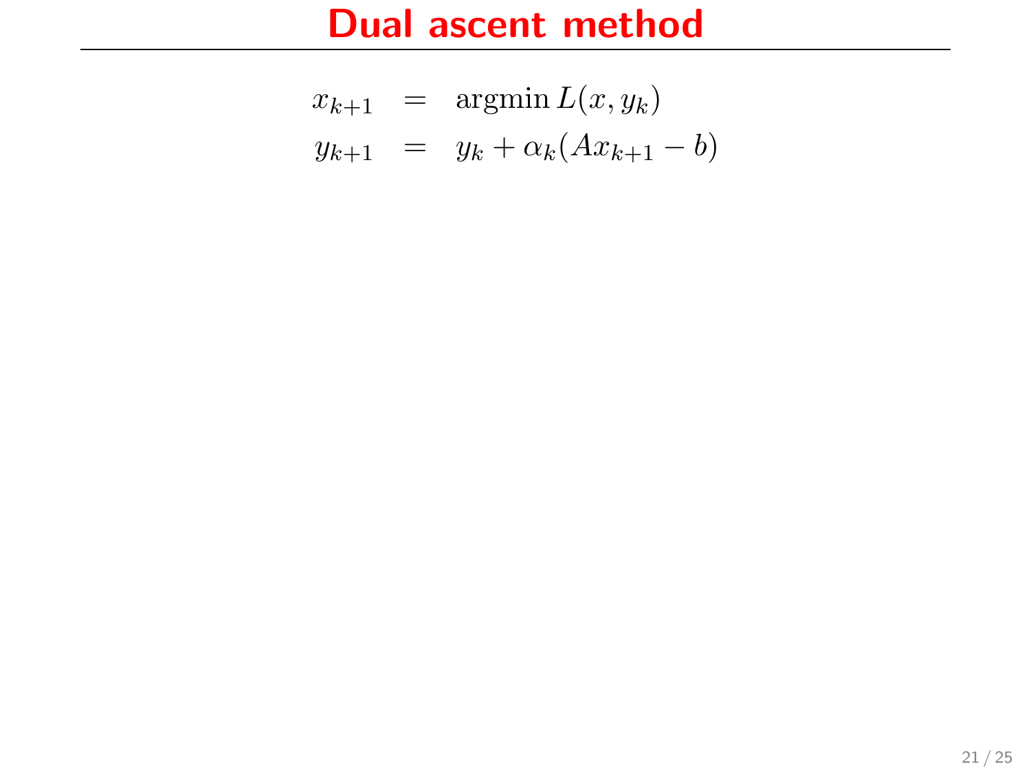# Dual ascent method

$$
\begin{aligned}
x_{k+1} &= \operatorname{argmin} L(x, y_k) \\
y_{k+1} &= y_k + \alpha_k (A x_{k+1} - b)
\end{aligned}
$$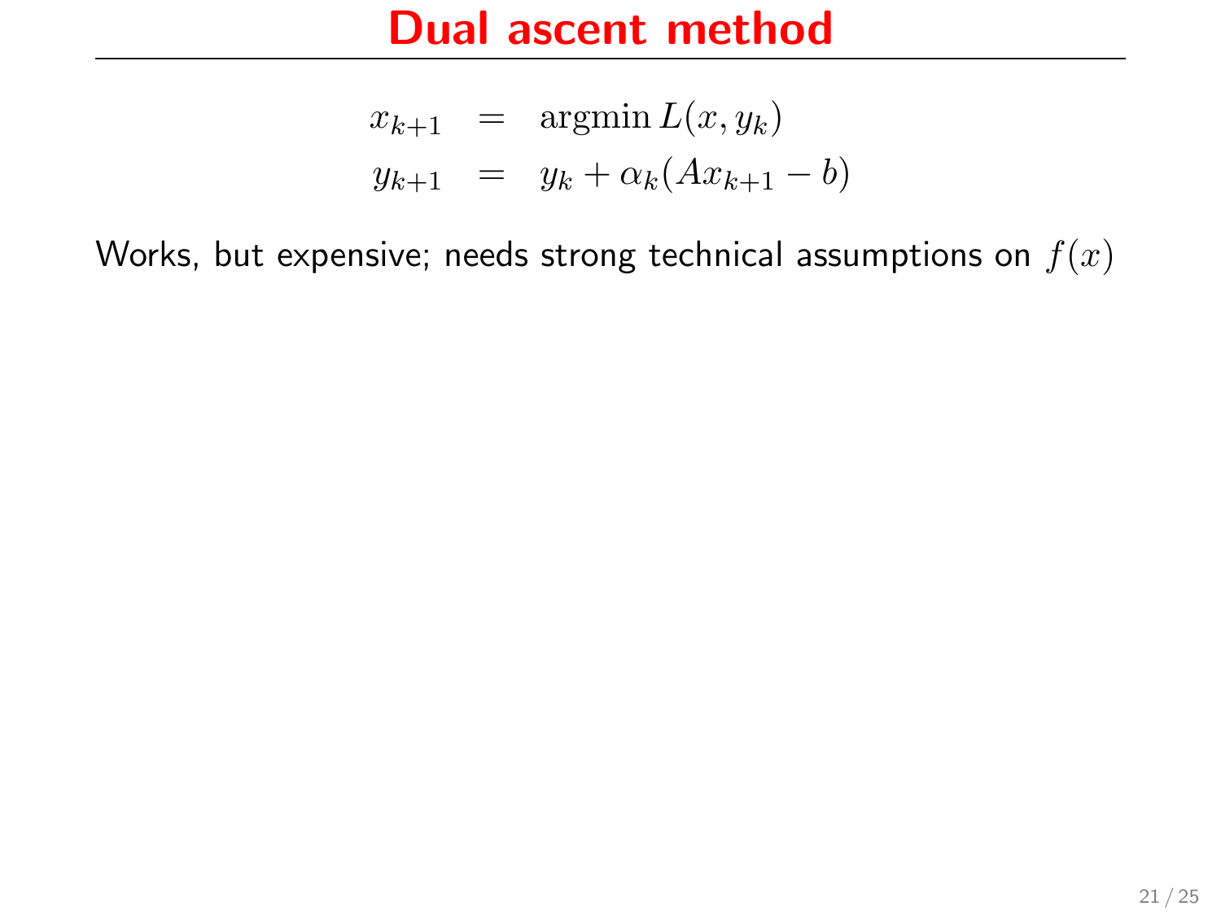# Dual ascent method

$$
\begin{aligned}
x_{k+1} &= \operatorname{argmin} L(x, y_k) \\
y_{k+1} &= y_k + \alpha_k (A x_{k+1} - b)
\end{aligned}
$$

Works, but expensive; needs strong technical assumptions on $f(x)$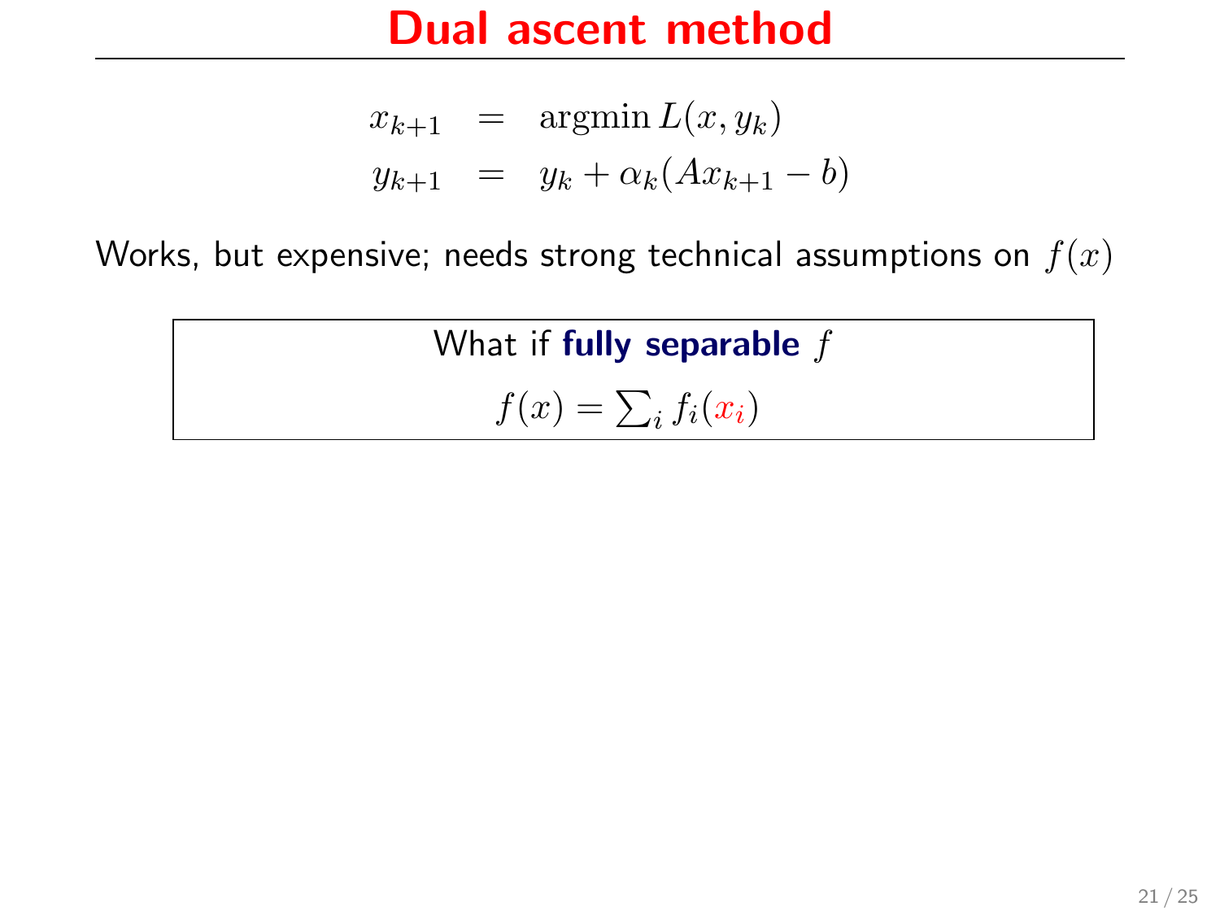# Dual ascent method

$$
\begin{aligned}
x_{k+1} &= \operatorname{argmin} L(x, y_k) \\
y_{k+1} &= y_k + \alpha_k (A x_{k+1} - b)
\end{aligned}
$$

Works, but expensive; needs strong technical assumptions on $f(x)$

What if **fully separable** $f$

$$f(x) = \sum_i f_i(x_i)$$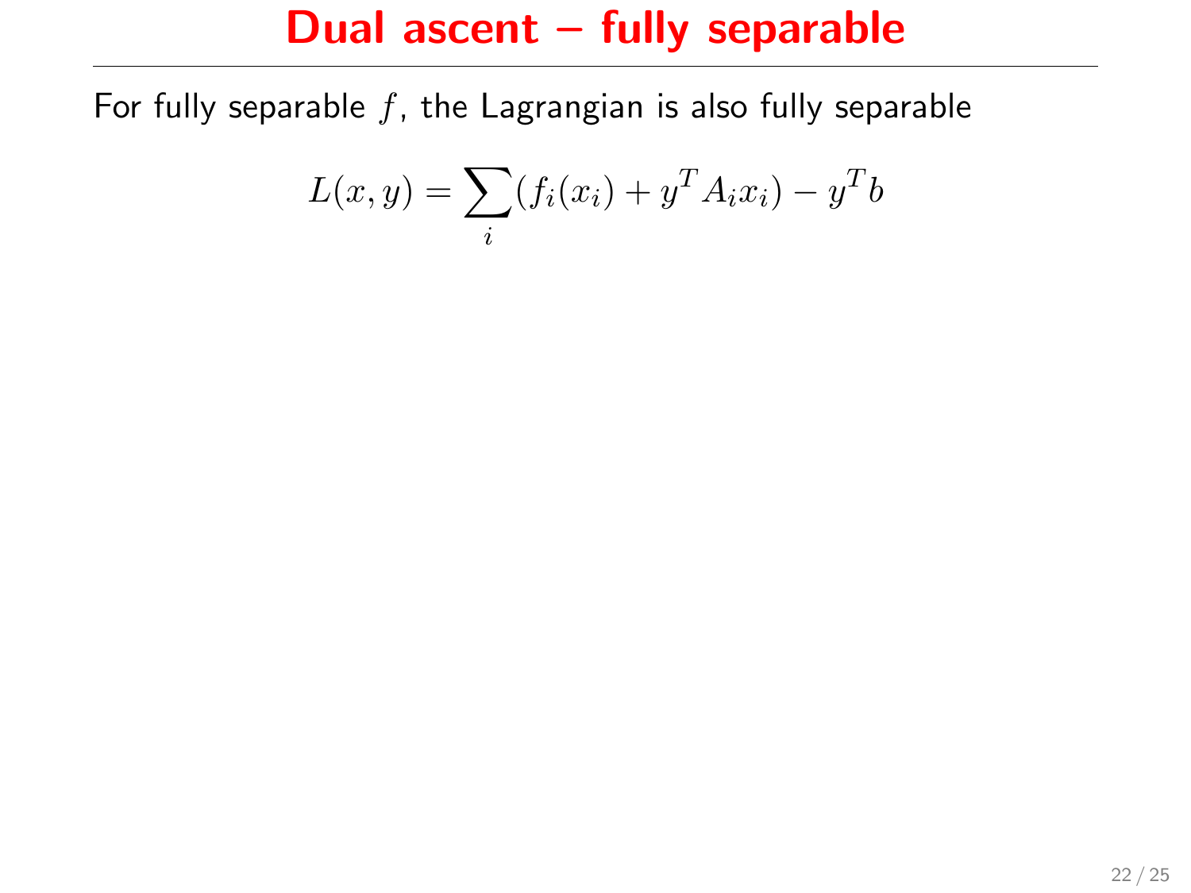# Dual ascent – fully separable

For fully separable $f$, the Lagrangian is also fully separable

$$L(x, y) = \sum_i (f_i(x_i) + y^T A_i x_i) - y^T b$$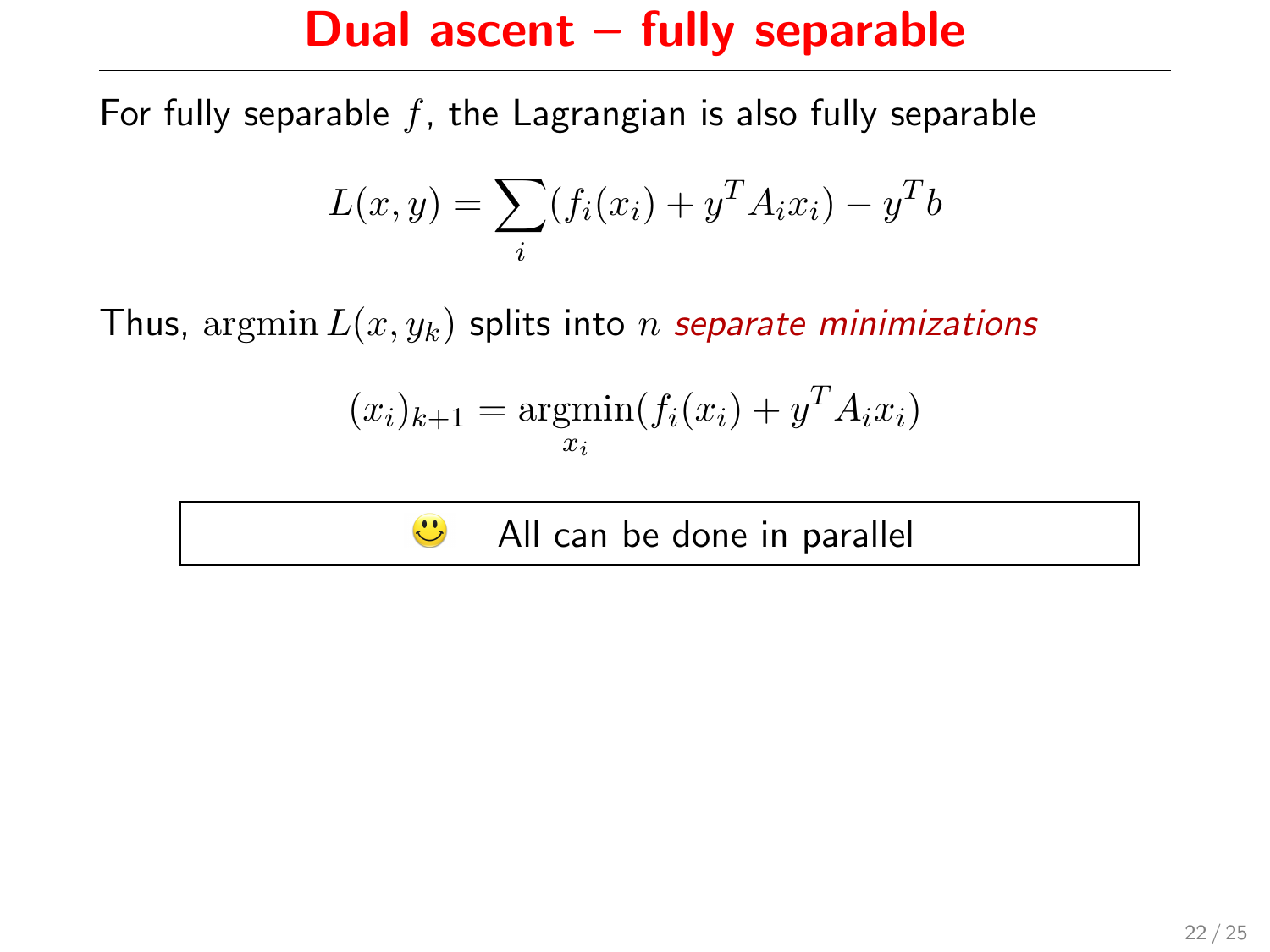# Dual ascent – fully separable

For fully separable $f$, the Lagrangian is also fully separable

$$L(x, y) = \sum_i (f_i(x_i) + y^T A_i x_i) - y^T b$$

Thus, $\operatorname{argmin} L(x, y_k)$ splits into $n$ *separate minimizations*

$$(x_i)_{k+1} = \operatorname*{argmin}_{x_i} (f_i(x_i) + y^T A_i x_i)$$

☺ All can be done in parallel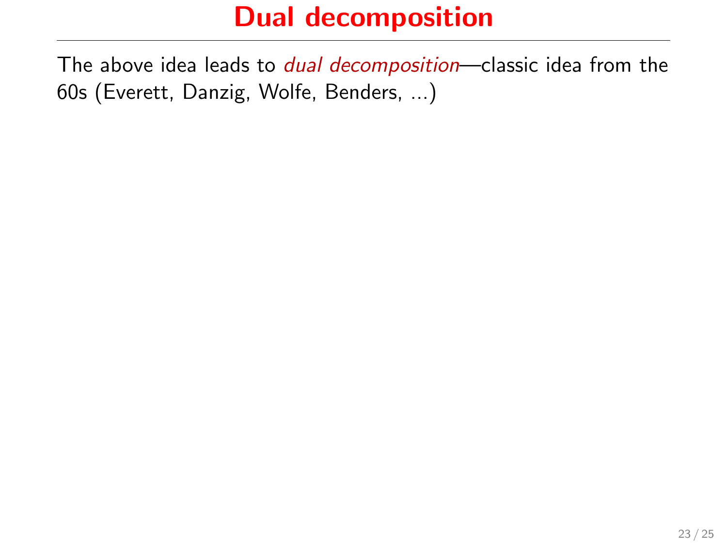# Dual decomposition

The above idea leads to *dual decomposition*—classic idea from the 60s (Everett, Danzig, Wolfe, Benders, ...)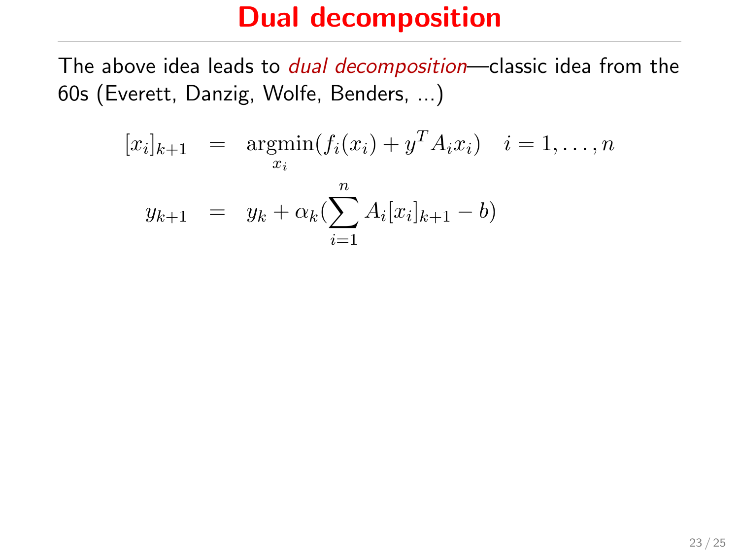# Dual decomposition

The above idea leads to *dual decomposition*—classic idea from the 60s (Everett, Danzig, Wolfe, Benders, ...)

$$
\begin{aligned}
[x_i]_{k+1} &= \underset{x_i}{\operatorname{argmin}}(f_i(x_i) + y^T A_i x_i) \quad i = 1, \ldots, n \\
y_{k+1} &= y_k + \alpha_k(\sum_{i=1}^{n} A_i [x_i]_{k+1} - b)
\end{aligned}
$$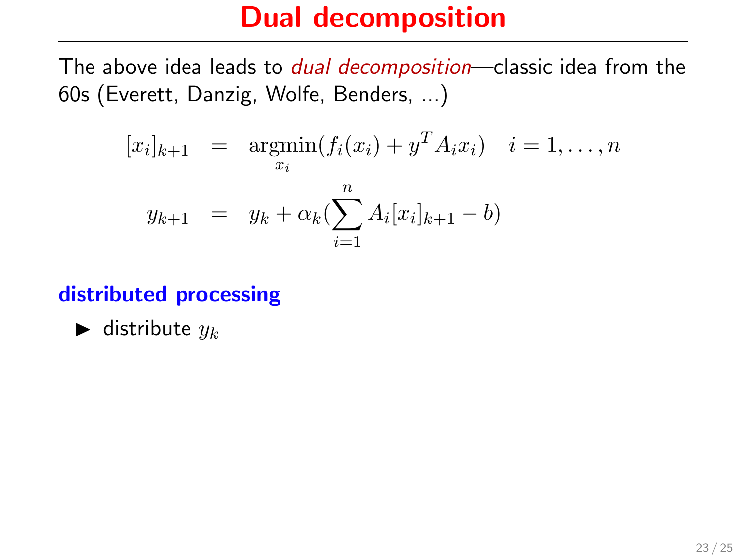# Dual decomposition

The above idea leads to *dual decomposition*—classic idea from the 60s (Everett, Danzig, Wolfe, Benders, ...)

$$
\begin{aligned}
[x_i]_{k+1} &= \underset{x_i}{\operatorname{argmin}}(f_i(x_i) + y^T A_i x_i) \quad i = 1, \ldots, n \\
y_{k+1} &= y_k + \alpha_k (\sum_{i=1}^{n} A_i [x_i]_{k+1} - b)
\end{aligned}
$$

**distributed processing**

- distribute $y_k$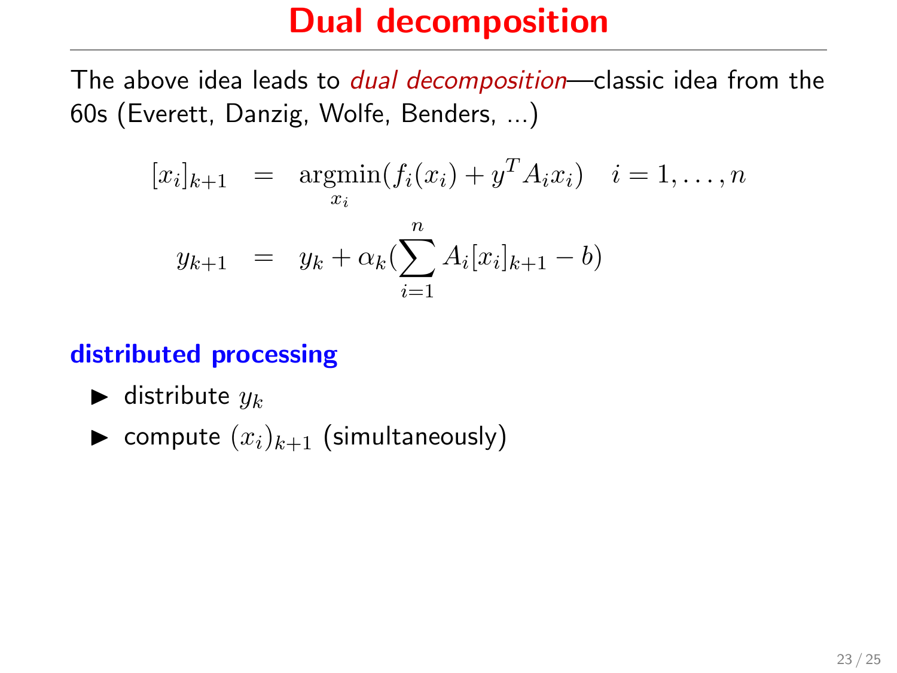# Dual decomposition

The above idea leads to *dual decomposition*—classic idea from the 60s (Everett, Danzig, Wolfe, Benders, ...)

$$
\begin{aligned}
[x_i]_{k+1} &= \underset{x_i}{\operatorname{argmin}}(f_i(x_i) + y^T A_i x_i) \quad i = 1, \ldots, n \\
y_{k+1} &= y_k + \alpha_k(\sum_{i=1}^{n} A_i [x_i]_{k+1} - b)
\end{aligned}
$$

**distributed processing**

- distribute $y_k$
- compute $(x_i)_{k+1}$ (simultaneously)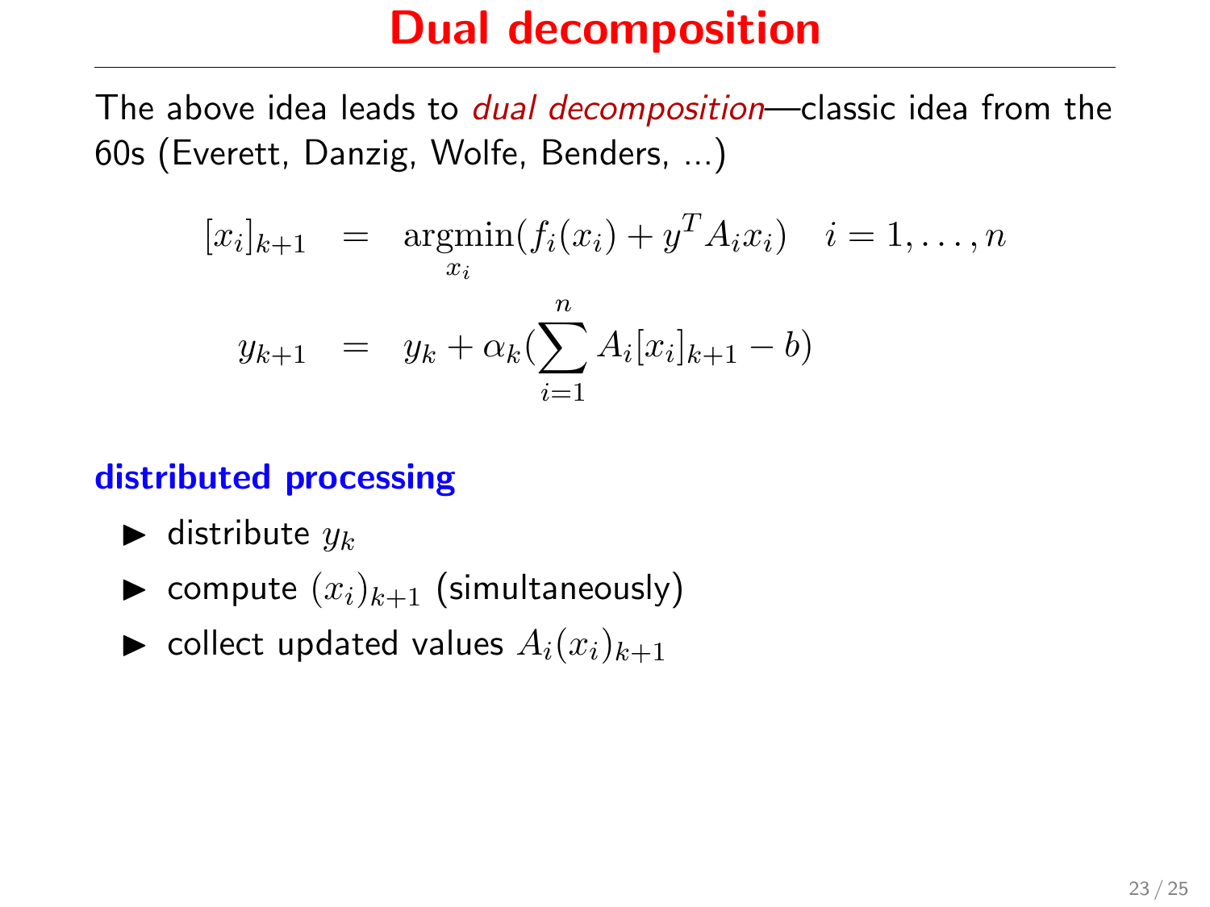# Dual decomposition

The above idea leads to *dual decomposition*—classic idea from the 60s (Everett, Danzig, Wolfe, Benders, ...)

$$
\begin{aligned}
[x_i]_{k+1} &= \operatorname*{argmin}_{x_i} (f_i(x_i) + y^T A_i x_i) \quad i = 1, \ldots, n \\
y_{k+1} &= y_k + \alpha_k (\sum_{i=1}^{n} A_i [x_i]_{k+1} - b)
\end{aligned}
$$

**distributed processing**

- distribute $y_k$
- compute $(x_i)_{k+1}$ (simultaneously)
- collect updated values $A_i (x_i)_{k+1}$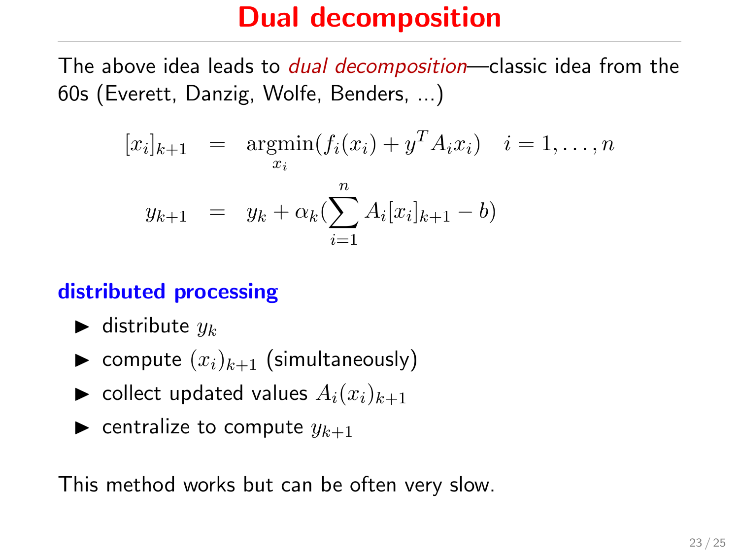# Dual decomposition

The above idea leads to *dual decomposition*—classic idea from the 60s (Everett, Danzig, Wolfe, Benders, ...)

$$
\begin{aligned}
[x_i]_{k+1} &= \underset{x_i}{\operatorname{argmin}}(f_i(x_i) + y^T A_i x_i) \quad i = 1, \ldots, n \\
y_{k+1} &= y_k + \alpha_k \left(\sum_{i=1}^{n} A_i [x_i]_{k+1} - b\right)
\end{aligned}
$$

**distributed processing**

- distribute $y_k$
- compute $(x_i)_{k+1}$ (simultaneously)
- collect updated values $A_i(x_i)_{k+1}$
- centralize to compute $y_{k+1}$

This method works but can be often very slow.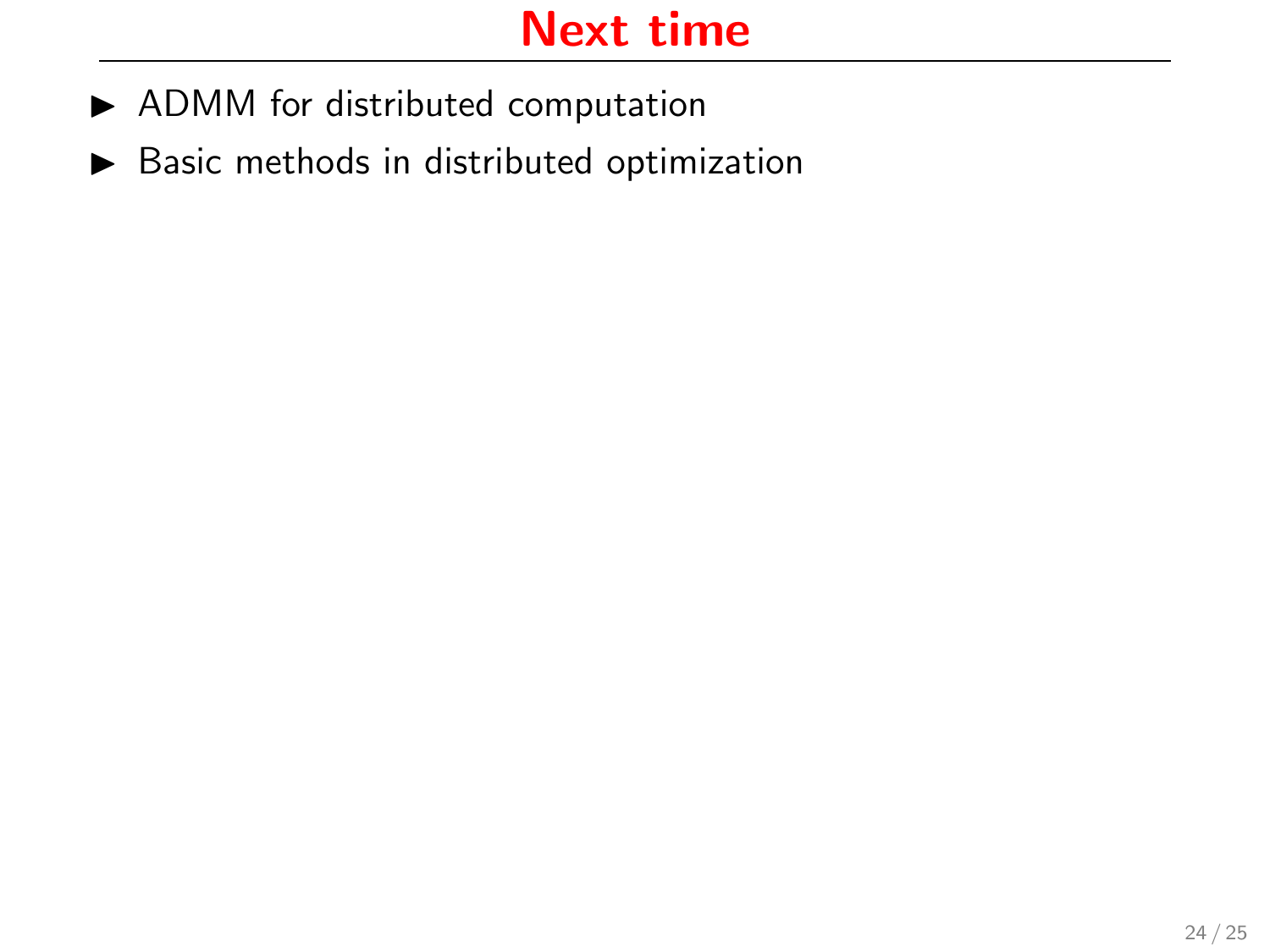# Next time

- ADMM for distributed computation
- Basic methods in distributed optimization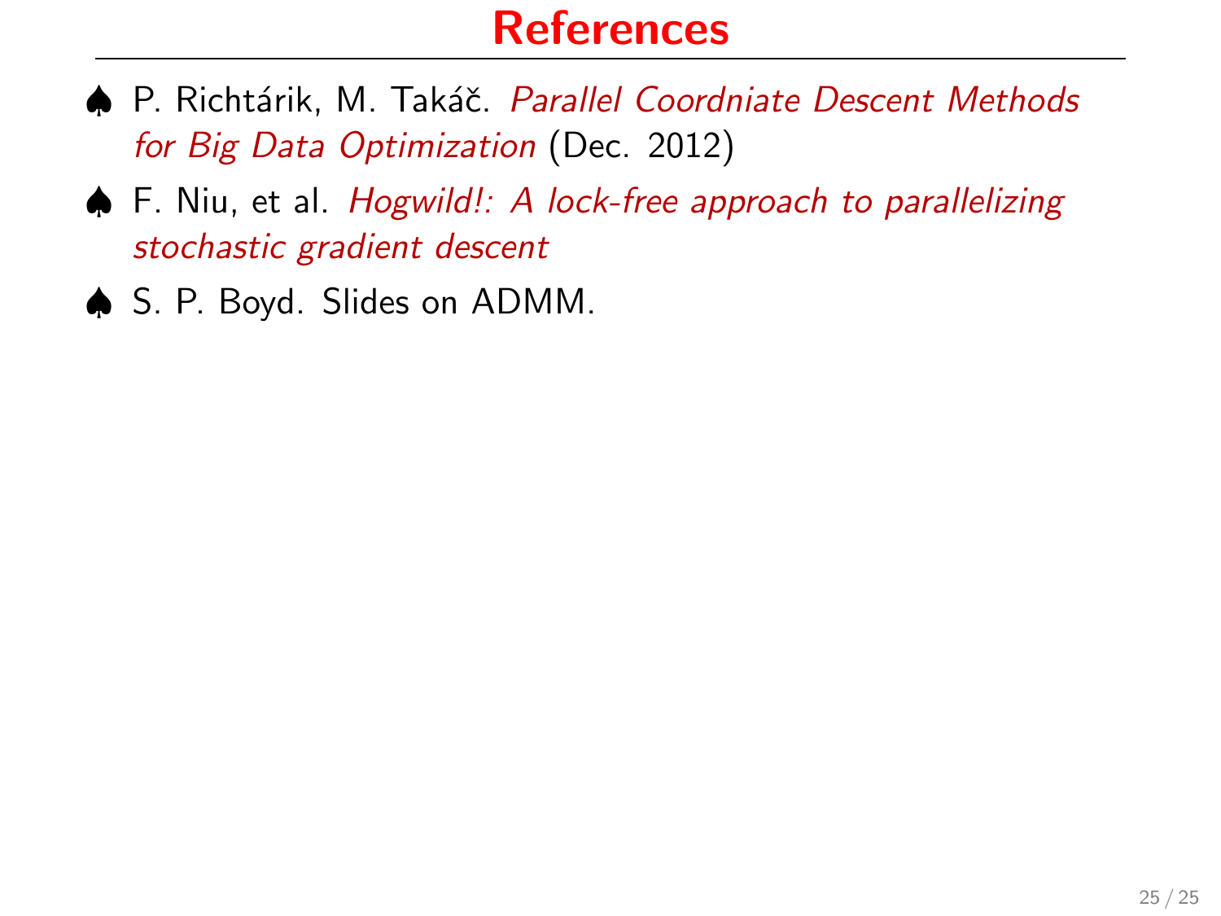# References

- ♠ P. Richtárik, M. Takáč. *Parallel Coordniate Descent Methods for Big Data Optimization* (Dec. 2012)
- ♠ F. Niu, et al. *Hogwild!: A lock-free approach to parallelizing stochastic gradient descent*
- ♠ S. P. Boyd. Slides on ADMM.